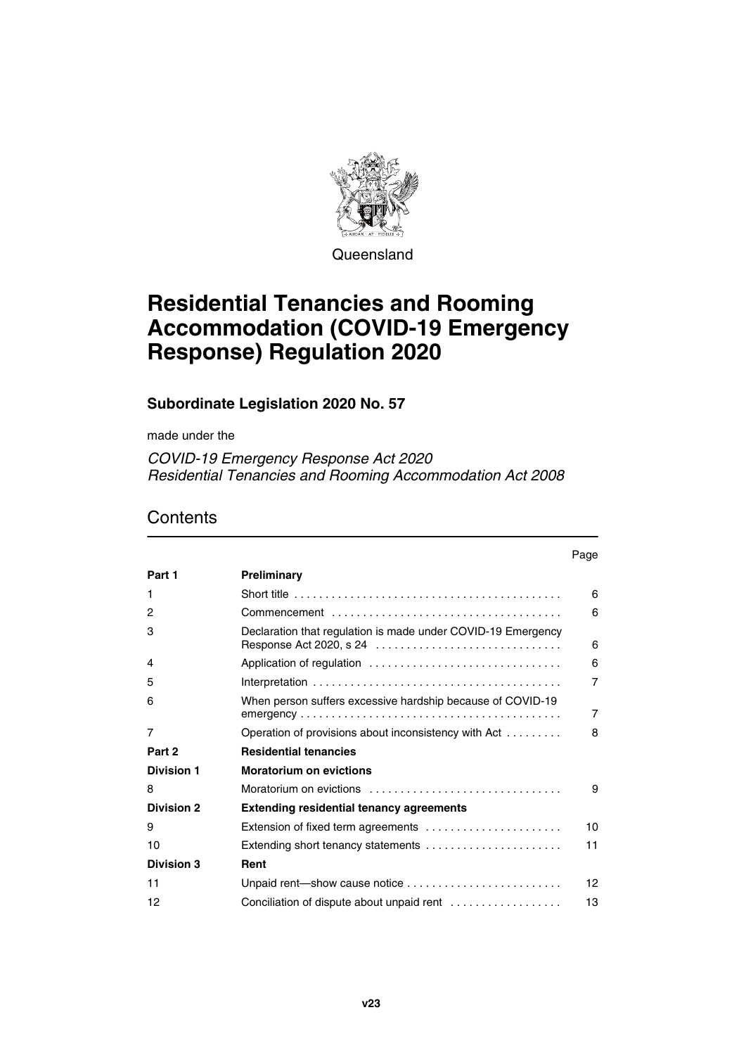Queensland

# Residential Tenancies and Rooming Accommodation (COVID-19 Emergency Response) Regulation 2020

### Subordinate Legislation 2020 No. 57

made under the

*COVID-19 Emergency Response Act 2020*
*Residential Tenancies and Rooming Accommodation Act 2008*

## Contents

| | | Page |
|---|---|---|
| **Part 1** | **Preliminary** | |
| 1 | Short title | 6 |
| 2 | Commencement | 6 |
| 3 | Declaration that regulation is made under COVID-19 Emergency Response Act 2020, s 24 | 6 |
| 4 | Application of regulation | 6 |
| 5 | Interpretation | 7 |
| 6 | When person suffers excessive hardship because of COVID-19 emergency | 7 |
| 7 | Operation of provisions about inconsistency with Act | 8 |
| **Part 2** | **Residential tenancies** | |
| **Division 1** | **Moratorium on evictions** | |
| 8 | Moratorium on evictions | 9 |
| **Division 2** | **Extending residential tenancy agreements** | |
| 9 | Extension of fixed term agreements | 10 |
| 10 | Extending short tenancy statements | 11 |
| **Division 3** | **Rent** | |
| 11 | Unpaid rent—show cause notice | 12 |
| 12 | Conciliation of dispute about unpaid rent | 13 |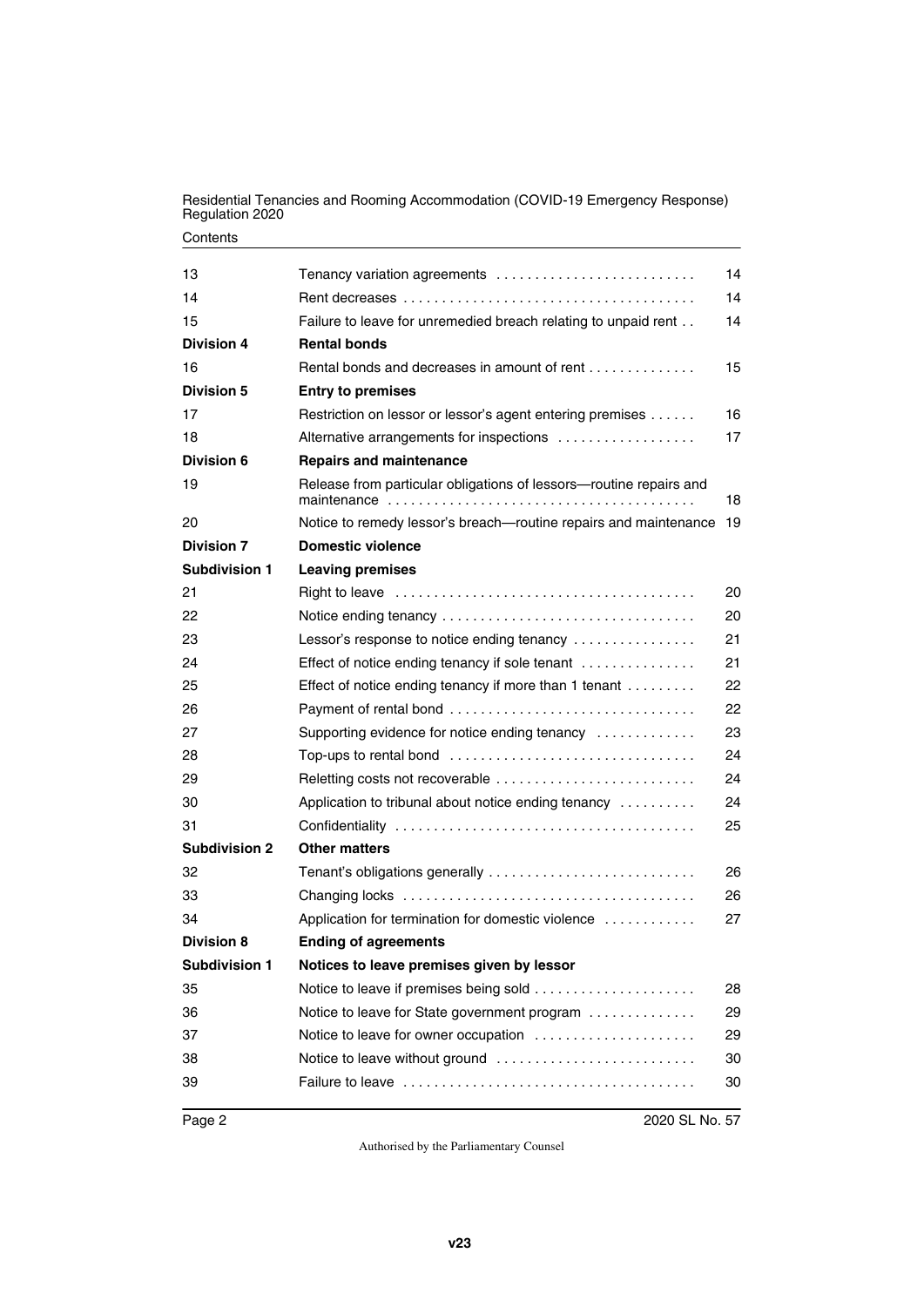| | | |
|---|---|---|
| 13 | Tenancy variation agreements | 14 |
| 14 | Rent decreases | 14 |
| 15 | Failure to leave for unremedied breach relating to unpaid rent | 14 |
| **Division 4** | **Rental bonds** | |
| 16 | Rental bonds and decreases in amount of rent | 15 |
| **Division 5** | **Entry to premises** | |
| 17 | Restriction on lessor or lessor's agent entering premises | 16 |
| 18 | Alternative arrangements for inspections | 17 |
| **Division 6** | **Repairs and maintenance** | |
| 19 | Release from particular obligations of lessors—routine repairs and maintenance | 18 |
| 20 | Notice to remedy lessor's breach—routine repairs and maintenance | 19 |
| **Division 7** | **Domestic violence** | |
| **Subdivision 1** | **Leaving premises** | |
| 21 | Right to leave | 20 |
| 22 | Notice ending tenancy | 20 |
| 23 | Lessor's response to notice ending tenancy | 21 |
| 24 | Effect of notice ending tenancy if sole tenant | 21 |
| 25 | Effect of notice ending tenancy if more than 1 tenant | 22 |
| 26 | Payment of rental bond | 22 |
| 27 | Supporting evidence for notice ending tenancy | 23 |
| 28 | Top-ups to rental bond | 24 |
| 29 | Reletting costs not recoverable | 24 |
| 30 | Application to tribunal about notice ending tenancy | 24 |
| 31 | Confidentiality | 25 |
| **Subdivision 2** | **Other matters** | |
| 32 | Tenant's obligations generally | 26 |
| 33 | Changing locks | 26 |
| 34 | Application for termination for domestic violence | 27 |
| **Division 8** | **Ending of agreements** | |
| **Subdivision 1** | **Notices to leave premises given by lessor** | |
| 35 | Notice to leave if premises being sold | 28 |
| 36 | Notice to leave for State government program | 29 |
| 37 | Notice to leave for owner occupation | 29 |
| 38 | Notice to leave without ground | 30 |
| 39 | Failure to leave | 30 |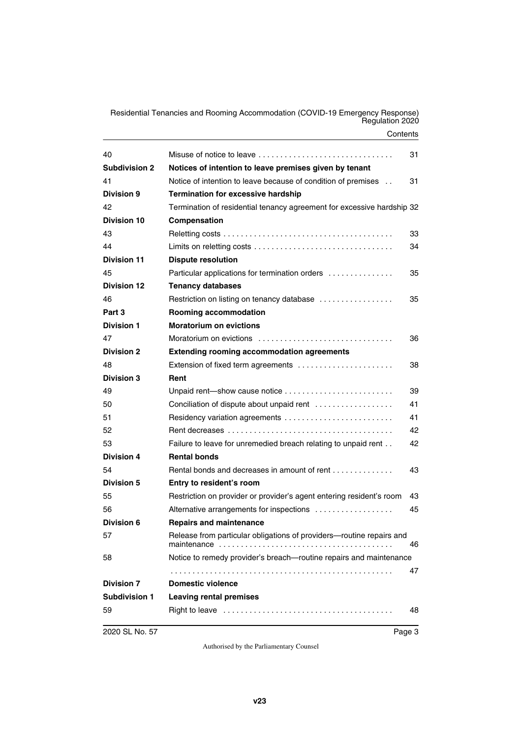| | | |
|---|---|---|
| 40 | Misuse of notice to leave | 31 |
| **Subdivision 2** | **Notices of intention to leave premises given by tenant** | |
| 41 | Notice of intention to leave because of condition of premises | 31 |
| **Division 9** | **Termination for excessive hardship** | |
| 42 | Termination of residential tenancy agreement for excessive hardship | 32 |
| **Division 10** | **Compensation** | |
| 43 | Reletting costs | 33 |
| 44 | Limits on reletting costs | 34 |
| **Division 11** | **Dispute resolution** | |
| 45 | Particular applications for termination orders | 35 |
| **Division 12** | **Tenancy databases** | |
| 46 | Restriction on listing on tenancy database | 35 |
| **Part 3** | **Rooming accommodation** | |
| **Division 1** | **Moratorium on evictions** | |
| 47 | Moratorium on evictions | 36 |
| **Division 2** | **Extending rooming accommodation agreements** | |
| 48 | Extension of fixed term agreements | 38 |
| **Division 3** | **Rent** | |
| 49 | Unpaid rent—show cause notice | 39 |
| 50 | Conciliation of dispute about unpaid rent | 41 |
| 51 | Residency variation agreements | 41 |
| 52 | Rent decreases | 42 |
| 53 | Failure to leave for unremedied breach relating to unpaid rent | 42 |
| **Division 4** | **Rental bonds** | |
| 54 | Rental bonds and decreases in amount of rent | 43 |
| **Division 5** | **Entry to resident's room** | |
| 55 | Restriction on provider or provider's agent entering resident's room | 43 |
| 56 | Alternative arrangements for inspections | 45 |
| **Division 6** | **Repairs and maintenance** | |
| 57 | Release from particular obligations of providers—routine repairs and maintenance | 46 |
| 58 | Notice to remedy provider's breach—routine repairs and maintenance | 47 |
| **Division 7** | **Domestic violence** | |
| **Subdivision 1** | **Leaving rental premises** | |
| 59 | Right to leave | 48 |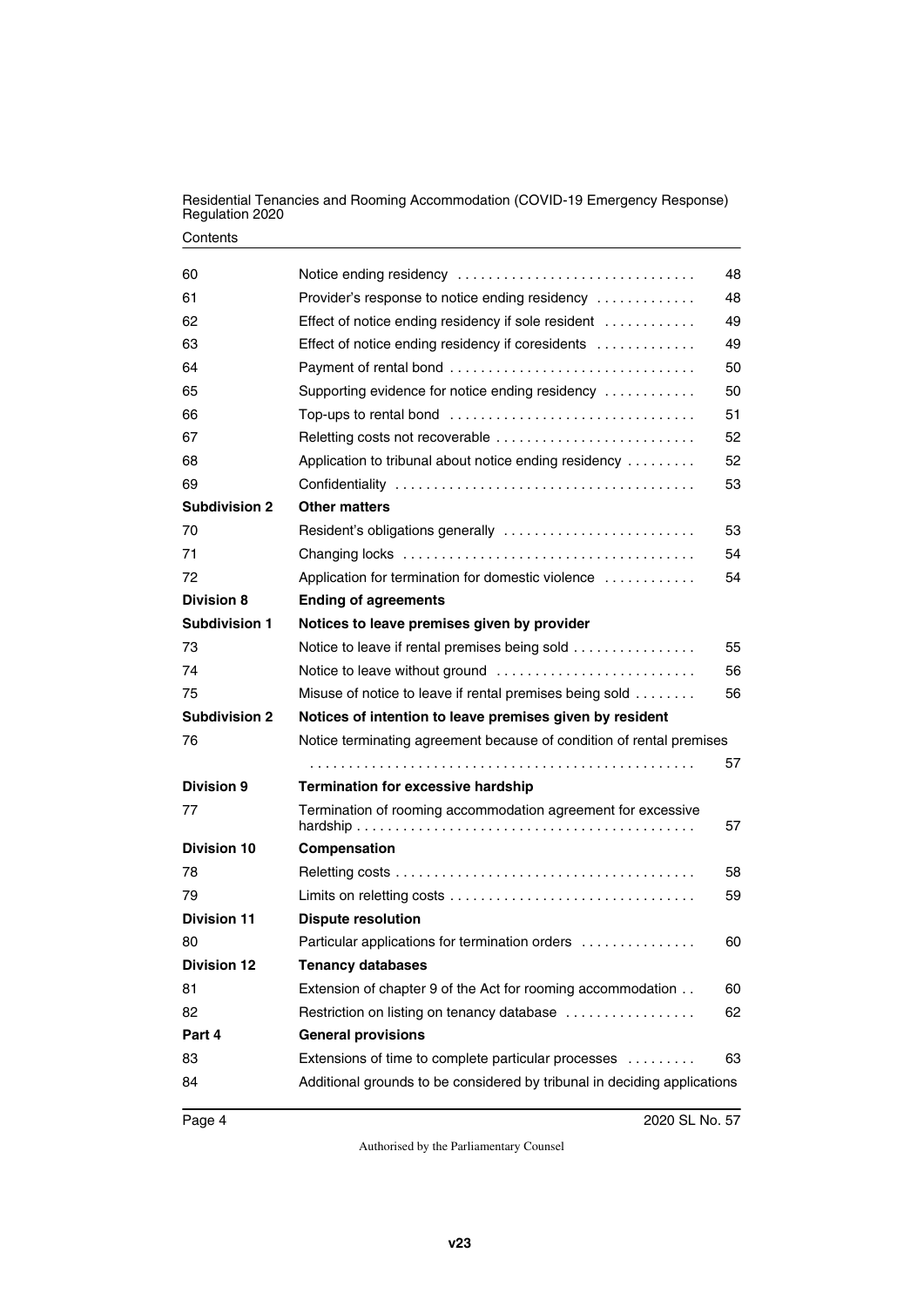| | | |
|---|---|---|
| 60 | Notice ending residency | 48 |
| 61 | Provider's response to notice ending residency | 48 |
| 62 | Effect of notice ending residency if sole resident | 49 |
| 63 | Effect of notice ending residency if coresidents | 49 |
| 64 | Payment of rental bond | 50 |
| 65 | Supporting evidence for notice ending residency | 50 |
| 66 | Top-ups to rental bond | 51 |
| 67 | Reletting costs not recoverable | 52 |
| 68 | Application to tribunal about notice ending residency | 52 |
| 69 | Confidentiality | 53 |
| **Subdivision 2** | **Other matters** | |
| 70 | Resident's obligations generally | 53 |
| 71 | Changing locks | 54 |
| 72 | Application for termination for domestic violence | 54 |
| **Division 8** | **Ending of agreements** | |
| **Subdivision 1** | **Notices to leave premises given by provider** | |
| 73 | Notice to leave if rental premises being sold | 55 |
| 74 | Notice to leave without ground | 56 |
| 75 | Misuse of notice to leave if rental premises being sold | 56 |
| **Subdivision 2** | **Notices of intention to leave premises given by resident** | |
| 76 | Notice terminating agreement because of condition of rental premises | 57 |
| **Division 9** | **Termination for excessive hardship** | |
| 77 | Termination of rooming accommodation agreement for excessive hardship | 57 |
| **Division 10** | **Compensation** | |
| 78 | Reletting costs | 58 |
| 79 | Limits on reletting costs | 59 |
| **Division 11** | **Dispute resolution** | |
| 80 | Particular applications for termination orders | 60 |
| **Division 12** | **Tenancy databases** | |
| 81 | Extension of chapter 9 of the Act for rooming accommodation | 60 |
| 82 | Restriction on listing on tenancy database | 62 |
| **Part 4** | **General provisions** | |
| 83 | Extensions of time to complete particular processes | 63 |
| 84 | Additional grounds to be considered by tribunal in deciding applications | |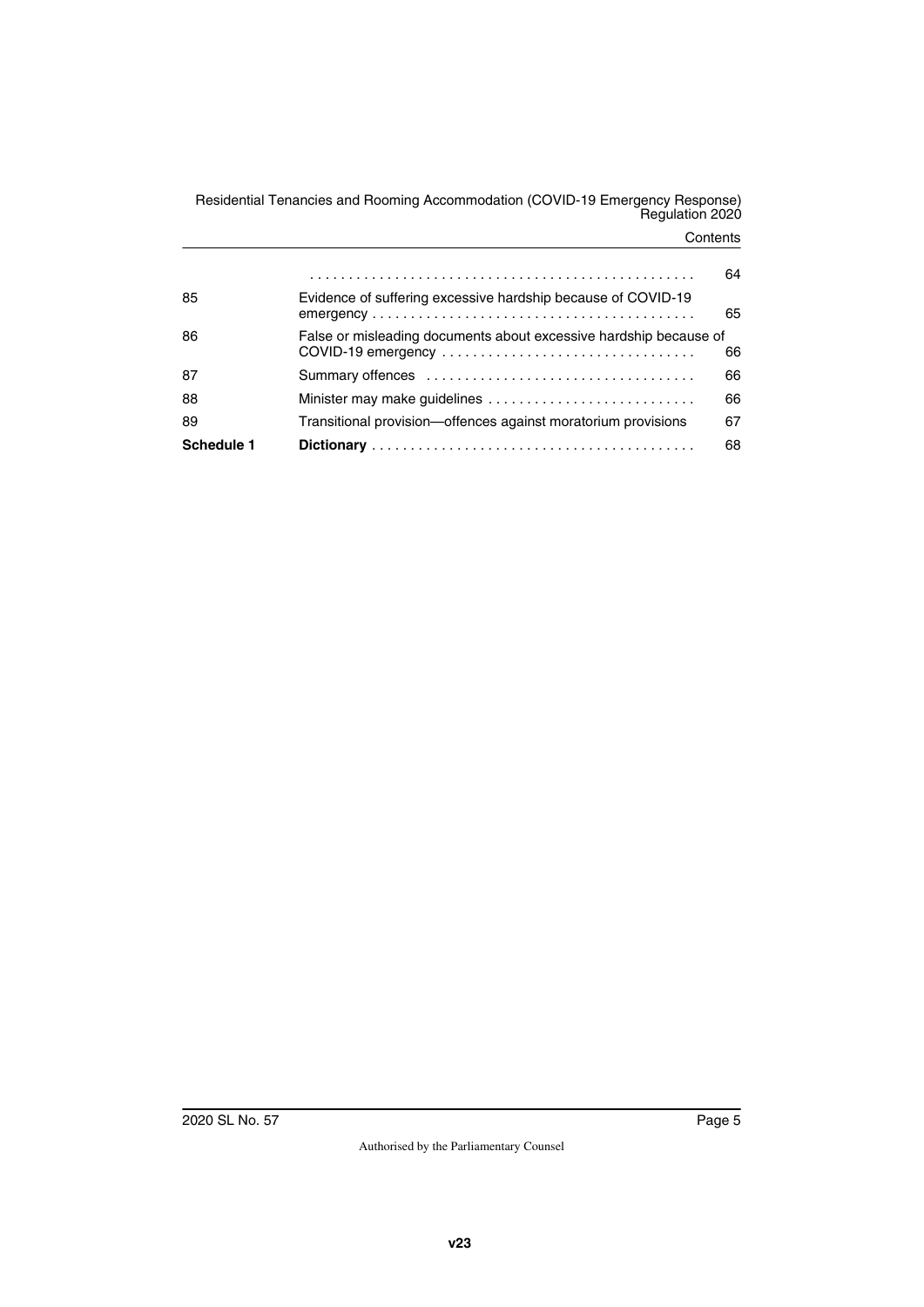| | | |
|---|---|---|
| | | 64 |
| 85 | Evidence of suffering excessive hardship because of COVID-19 emergency | 65 |
| 86 | False or misleading documents about excessive hardship because of COVID-19 emergency | 66 |
| 87 | Summary offences | 66 |
| 88 | Minister may make guidelines | 66 |
| 89 | Transitional provision—offences against moratorium provisions | 67 |
| **Schedule 1** | **Dictionary** | 68 |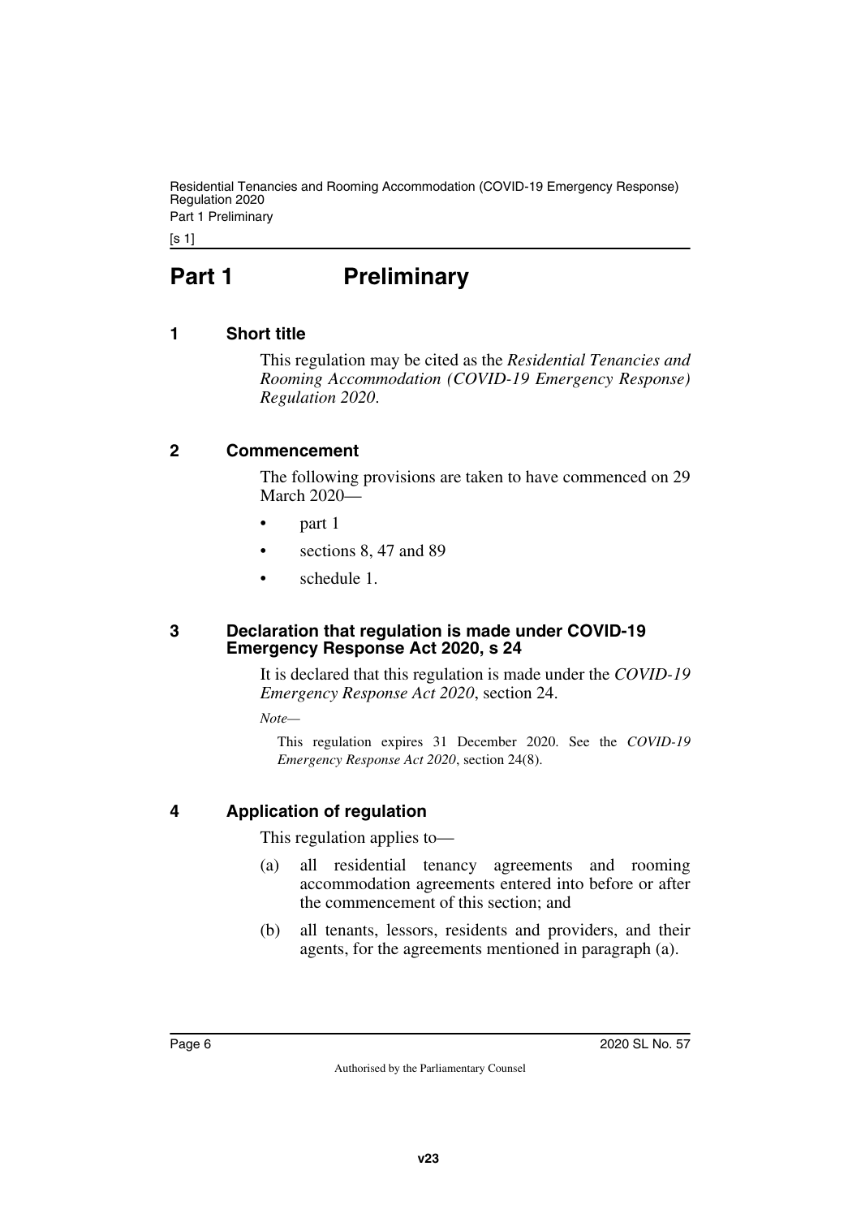# Part 1 Preliminary

## 1 Short title

This regulation may be cited as the *Residential Tenancies and Rooming Accommodation (COVID-19 Emergency Response) Regulation 2020*.

## 2 Commencement

The following provisions are taken to have commenced on 29 March 2020—

- part 1
- sections 8, 47 and 89
- schedule 1.

## 3 Declaration that regulation is made under COVID-19 Emergency Response Act 2020, s 24

It is declared that this regulation is made under the *COVID-19 Emergency Response Act 2020*, section 24.

*Note—*

This regulation expires 31 December 2020. See the *COVID-19 Emergency Response Act 2020*, section 24(8).

## 4 Application of regulation

This regulation applies to—

(a) all residential tenancy agreements and rooming accommodation agreements entered into before or after the commencement of this section; and

(b) all tenants, lessors, residents and providers, and their agents, for the agreements mentioned in paragraph (a).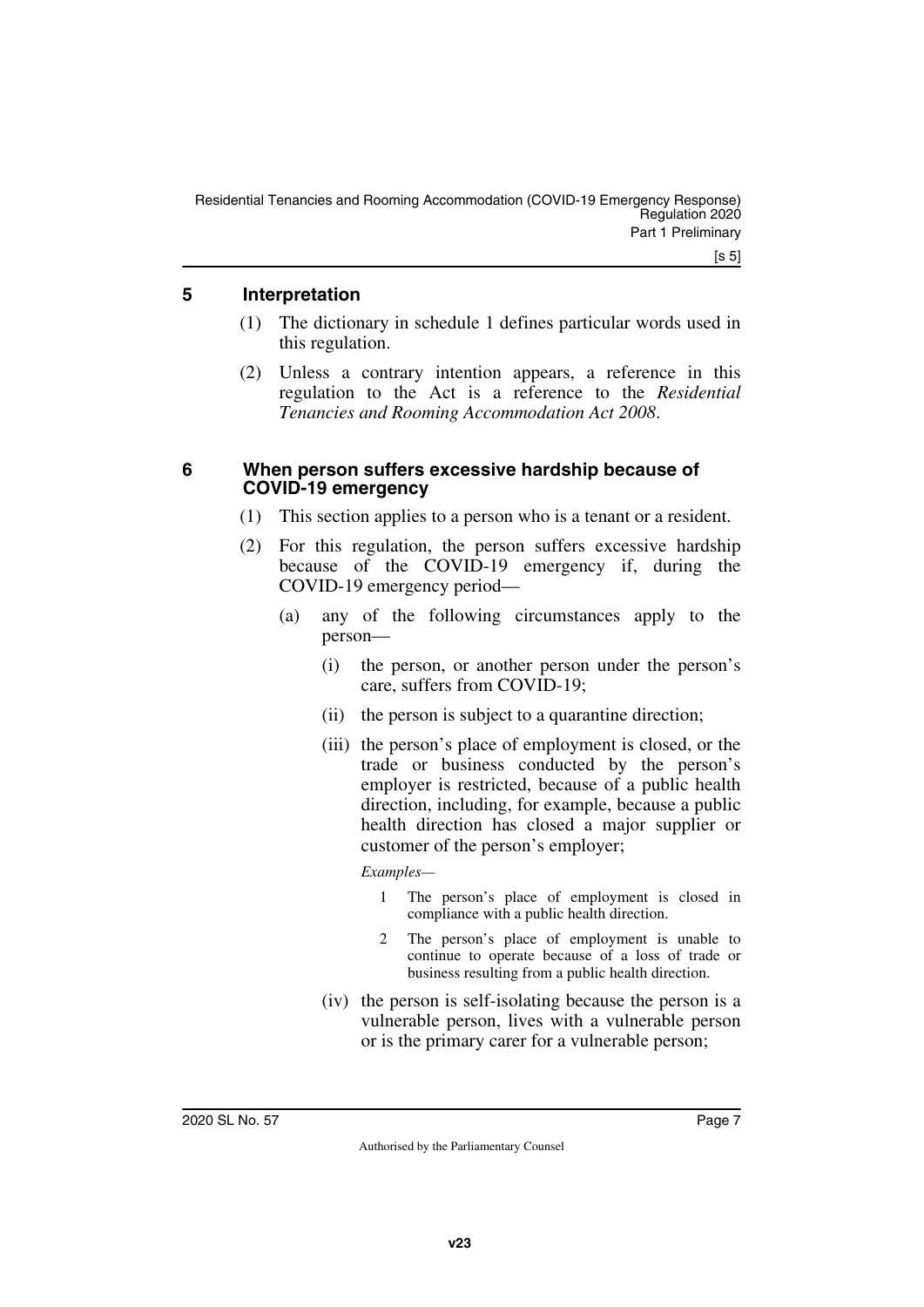## 5 Interpretation

(1) The dictionary in schedule 1 defines particular words used in this regulation.

(2) Unless a contrary intention appears, a reference in this regulation to the Act is a reference to the *Residential Tenancies and Rooming Accommodation Act 2008*.

## 6 When person suffers excessive hardship because of COVID-19 emergency

(1) This section applies to a person who is a tenant or a resident.

(2) For this regulation, the person suffers excessive hardship because of the COVID-19 emergency if, during the COVID-19 emergency period—

(a) any of the following circumstances apply to the person—

(i) the person, or another person under the person's care, suffers from COVID-19;

(ii) the person is subject to a quarantine direction;

(iii) the person's place of employment is closed, or the trade or business conducted by the person's employer is restricted, because of a public health direction, including, for example, because a public health direction has closed a major supplier or customer of the person's employer;

*Examples—*

1 The person's place of employment is closed in compliance with a public health direction.

2 The person's place of employment is unable to continue to operate because of a loss of trade or business resulting from a public health direction.

(iv) the person is self-isolating because the person is a vulnerable person, lives with a vulnerable person or is the primary carer for a vulnerable person;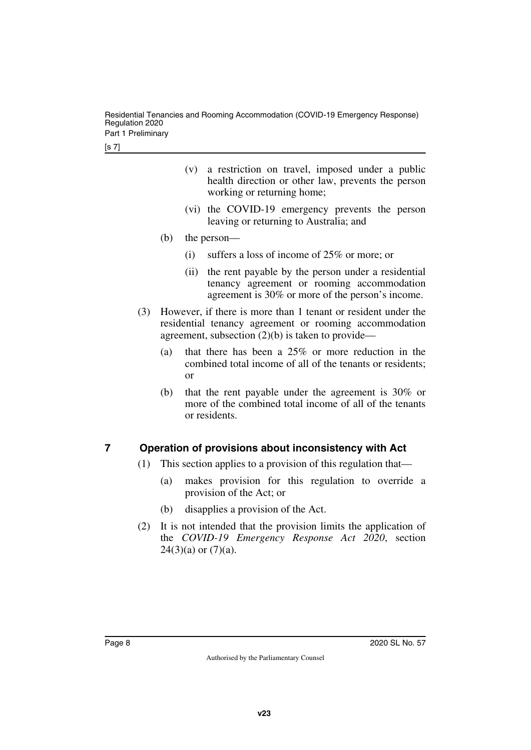(v) a restriction on travel, imposed under a public health direction or other law, prevents the person working or returning home;

(vi) the COVID-19 emergency prevents the person leaving or returning to Australia; and

(b) the person—

(i) suffers a loss of income of 25% or more; or

(ii) the rent payable by the person under a residential tenancy agreement or rooming accommodation agreement is 30% or more of the person's income.

(3) However, if there is more than 1 tenant or resident under the residential tenancy agreement or rooming accommodation agreement, subsection (2)(b) is taken to provide—

(a) that there has been a 25% or more reduction in the combined total income of all of the tenants or residents; or

(b) that the rent payable under the agreement is 30% or more of the combined total income of all of the tenants or residents.

## 7 Operation of provisions about inconsistency with Act

(1) This section applies to a provision of this regulation that—

(a) makes provision for this regulation to override a provision of the Act; or

(b) disapplies a provision of the Act.

(2) It is not intended that the provision limits the application of the *COVID-19 Emergency Response Act 2020*, section 24(3)(a) or (7)(a).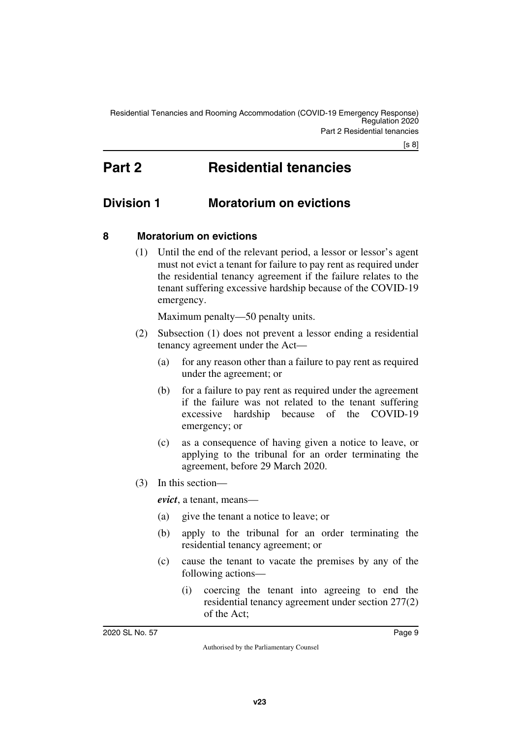# Part 2 Residential tenancies

## Division 1 Moratorium on evictions

### 8 Moratorium on evictions

(1) Until the end of the relevant period, a lessor or lessor's agent must not evict a tenant for failure to pay rent as required under the residential tenancy agreement if the failure relates to the tenant suffering excessive hardship because of the COVID-19 emergency.

Maximum penalty—50 penalty units.

(2) Subsection (1) does not prevent a lessor ending a residential tenancy agreement under the Act—

(a) for any reason other than a failure to pay rent as required under the agreement; or

(b) for a failure to pay rent as required under the agreement if the failure was not related to the tenant suffering excessive hardship because of the COVID-19 emergency; or

(c) as a consequence of having given a notice to leave, or applying to the tribunal for an order terminating the agreement, before 29 March 2020.

(3) In this section—

***evict***, a tenant, means—

(a) give the tenant a notice to leave; or

(b) apply to the tribunal for an order terminating the residential tenancy agreement; or

(c) cause the tenant to vacate the premises by any of the following actions—

(i) coercing the tenant into agreeing to end the residential tenancy agreement under section 277(2) of the Act;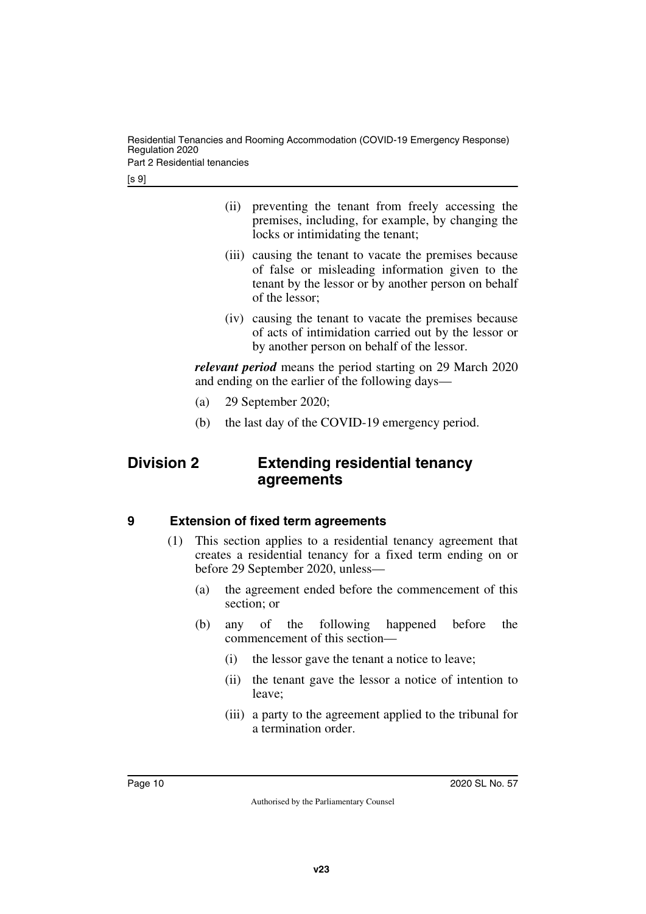(ii) preventing the tenant from freely accessing the premises, including, for example, by changing the locks or intimidating the tenant;

(iii) causing the tenant to vacate the premises because of false or misleading information given to the tenant by the lessor or by another person on behalf of the lessor;

(iv) causing the tenant to vacate the premises because of acts of intimidation carried out by the lessor or by another person on behalf of the lessor.

***relevant period*** means the period starting on 29 March 2020 and ending on the earlier of the following days—

(a) 29 September 2020;

(b) the last day of the COVID-19 emergency period.

## Division 2 Extending residential tenancy agreements

### 9 Extension of fixed term agreements

(1) This section applies to a residential tenancy agreement that creates a residential tenancy for a fixed term ending on or before 29 September 2020, unless—

(a) the agreement ended before the commencement of this section; or

(b) any of the following happened before the commencement of this section—

(i) the lessor gave the tenant a notice to leave;

(ii) the tenant gave the lessor a notice of intention to leave;

(iii) a party to the agreement applied to the tribunal for a termination order.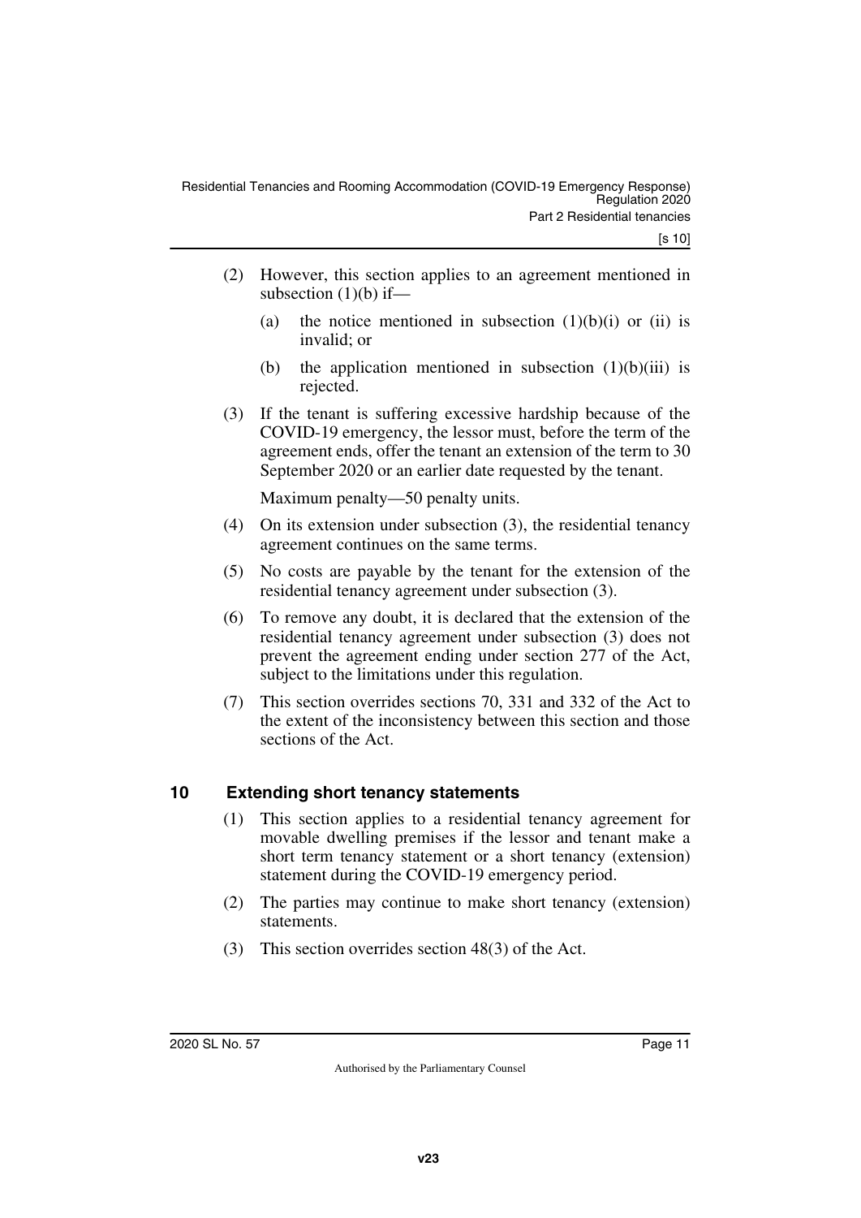(2) However, this section applies to an agreement mentioned in subsection (1)(b) if—

  (a) the notice mentioned in subsection (1)(b)(i) or (ii) is invalid; or

  (b) the application mentioned in subsection (1)(b)(iii) is rejected.

(3) If the tenant is suffering excessive hardship because of the COVID-19 emergency, the lessor must, before the term of the agreement ends, offer the tenant an extension of the term to 30 September 2020 or an earlier date requested by the tenant.

Maximum penalty—50 penalty units.

(4) On its extension under subsection (3), the residential tenancy agreement continues on the same terms.

(5) No costs are payable by the tenant for the extension of the residential tenancy agreement under subsection (3).

(6) To remove any doubt, it is declared that the extension of the residential tenancy agreement under subsection (3) does not prevent the agreement ending under section 277 of the Act, subject to the limitations under this regulation.

(7) This section overrides sections 70, 331 and 332 of the Act to the extent of the inconsistency between this section and those sections of the Act.

## 10 Extending short tenancy statements

(1) This section applies to a residential tenancy agreement for movable dwelling premises if the lessor and tenant make a short term tenancy statement or a short tenancy (extension) statement during the COVID-19 emergency period.

(2) The parties may continue to make short tenancy (extension) statements.

(3) This section overrides section 48(3) of the Act.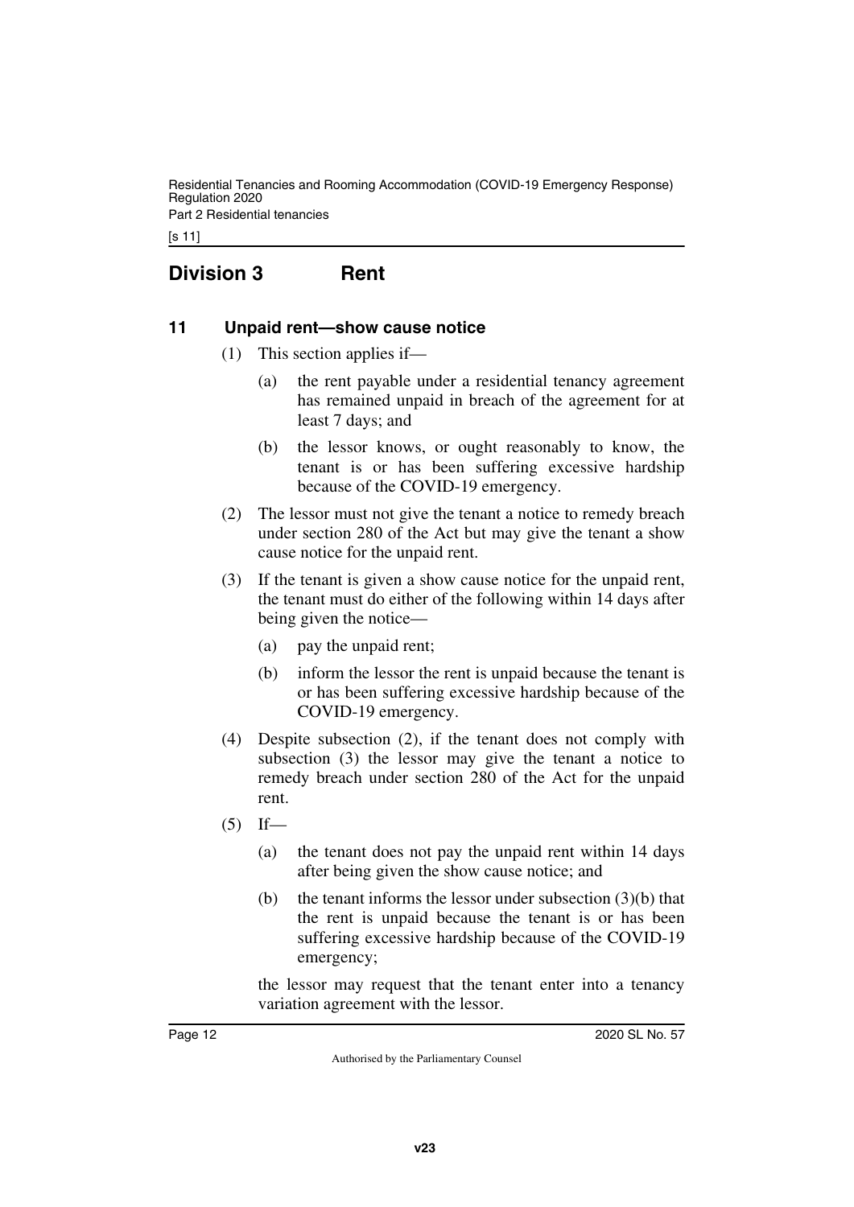## Division 3 Rent

### 11 Unpaid rent—show cause notice

(1) This section applies if—

(a) the rent payable under a residential tenancy agreement has remained unpaid in breach of the agreement for at least 7 days; and

(b) the lessor knows, or ought reasonably to know, the tenant is or has been suffering excessive hardship because of the COVID-19 emergency.

(2) The lessor must not give the tenant a notice to remedy breach under section 280 of the Act but may give the tenant a show cause notice for the unpaid rent.

(3) If the tenant is given a show cause notice for the unpaid rent, the tenant must do either of the following within 14 days after being given the notice—

(a) pay the unpaid rent;

(b) inform the lessor the rent is unpaid because the tenant is or has been suffering excessive hardship because of the COVID-19 emergency.

(4) Despite subsection (2), if the tenant does not comply with subsection (3) the lessor may give the tenant a notice to remedy breach under section 280 of the Act for the unpaid rent.

(5) If—

(a) the tenant does not pay the unpaid rent within 14 days after being given the show cause notice; and

(b) the tenant informs the lessor under subsection (3)(b) that the rent is unpaid because the tenant is or has been suffering excessive hardship because of the COVID-19 emergency;

the lessor may request that the tenant enter into a tenancy variation agreement with the lessor.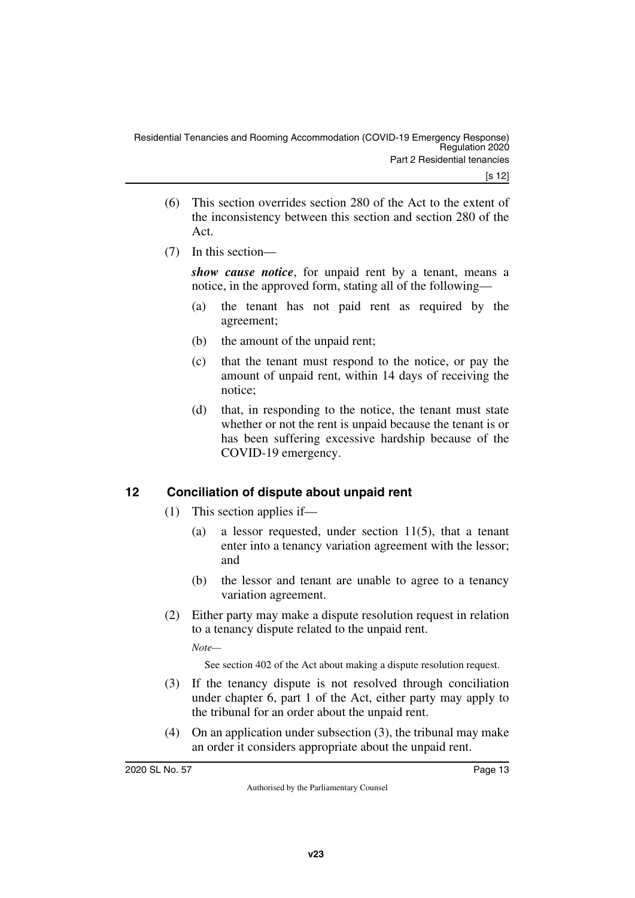(6) This section overrides section 280 of the Act to the extent of the inconsistency between this section and section 280 of the Act.

(7) In this section—

***show cause notice***, for unpaid rent by a tenant, means a notice, in the approved form, stating all of the following—

(a) the tenant has not paid rent as required by the agreement;

(b) the amount of the unpaid rent;

(c) that the tenant must respond to the notice, or pay the amount of unpaid rent, within 14 days of receiving the notice;

(d) that, in responding to the notice, the tenant must state whether or not the rent is unpaid because the tenant is or has been suffering excessive hardship because of the COVID-19 emergency.

## 12 Conciliation of dispute about unpaid rent

(1) This section applies if—

(a) a lessor requested, under section 11(5), that a tenant enter into a tenancy variation agreement with the lessor; and

(b) the lessor and tenant are unable to agree to a tenancy variation agreement.

(2) Either party may make a dispute resolution request in relation to a tenancy dispute related to the unpaid rent.

*Note—*

See section 402 of the Act about making a dispute resolution request.

(3) If the tenancy dispute is not resolved through conciliation under chapter 6, part 1 of the Act, either party may apply to the tribunal for an order about the unpaid rent.

(4) On an application under subsection (3), the tribunal may make an order it considers appropriate about the unpaid rent.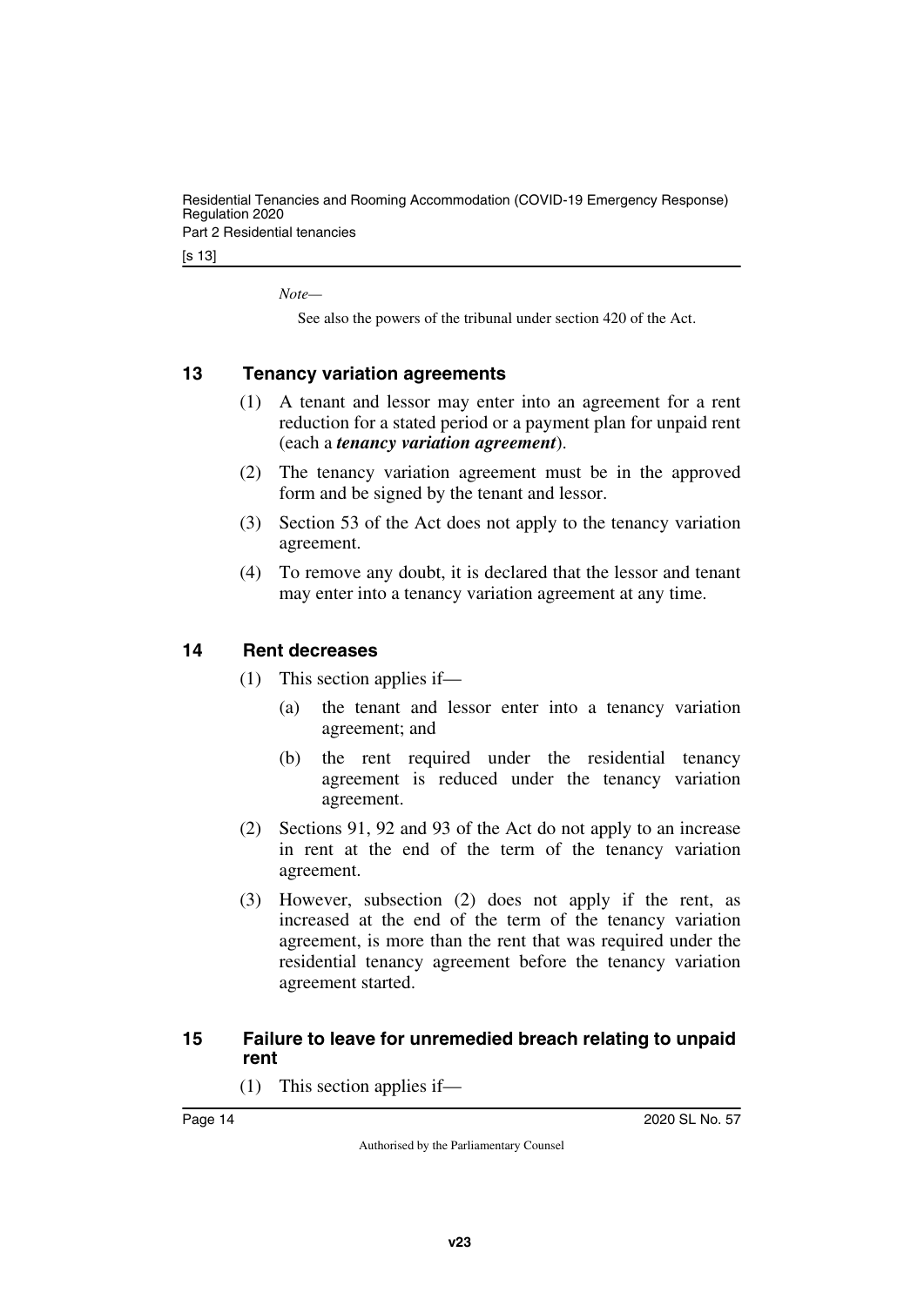*Note—*

See also the powers of the tribunal under section 420 of the Act.

## 13 Tenancy variation agreements

(1) A tenant and lessor may enter into an agreement for a rent reduction for a stated period or a payment plan for unpaid rent (each a ***tenancy variation agreement***).

(2) The tenancy variation agreement must be in the approved form and be signed by the tenant and lessor.

(3) Section 53 of the Act does not apply to the tenancy variation agreement.

(4) To remove any doubt, it is declared that the lessor and tenant may enter into a tenancy variation agreement at any time.

## 14 Rent decreases

(1) This section applies if—

(a) the tenant and lessor enter into a tenancy variation agreement; and

(b) the rent required under the residential tenancy agreement is reduced under the tenancy variation agreement.

(2) Sections 91, 92 and 93 of the Act do not apply to an increase in rent at the end of the term of the tenancy variation agreement.

(3) However, subsection (2) does not apply if the rent, as increased at the end of the term of the tenancy variation agreement, is more than the rent that was required under the residential tenancy agreement before the tenancy variation agreement started.

## 15 Failure to leave for unremedied breach relating to unpaid rent

(1) This section applies if—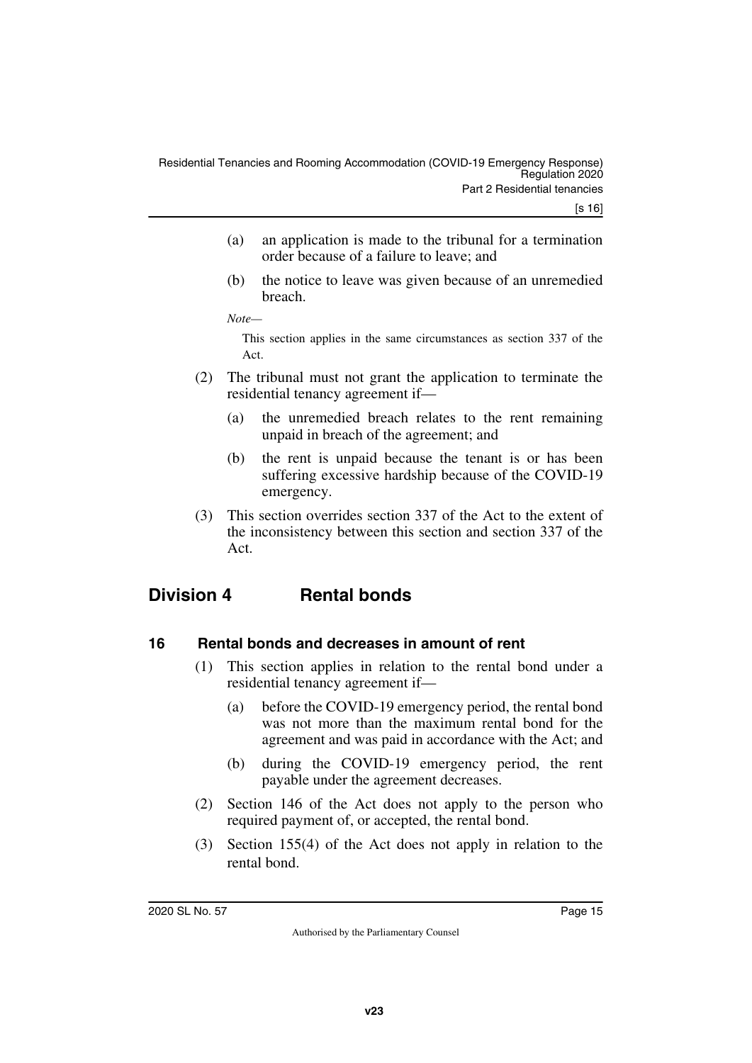(a) an application is made to the tribunal for a termination order because of a failure to leave; and

(b) the notice to leave was given because of an unremedied breach.

*Note—*

This section applies in the same circumstances as section 337 of the Act.

(2) The tribunal must not grant the application to terminate the residential tenancy agreement if—

(a) the unremedied breach relates to the rent remaining unpaid in breach of the agreement; and

(b) the rent is unpaid because the tenant is or has been suffering excessive hardship because of the COVID-19 emergency.

(3) This section overrides section 337 of the Act to the extent of the inconsistency between this section and section 337 of the Act.

## Division 4 Rental bonds

### 16 Rental bonds and decreases in amount of rent

(1) This section applies in relation to the rental bond under a residential tenancy agreement if—

(a) before the COVID-19 emergency period, the rental bond was not more than the maximum rental bond for the agreement and was paid in accordance with the Act; and

(b) during the COVID-19 emergency period, the rent payable under the agreement decreases.

(2) Section 146 of the Act does not apply to the person who required payment of, or accepted, the rental bond.

(3) Section 155(4) of the Act does not apply in relation to the rental bond.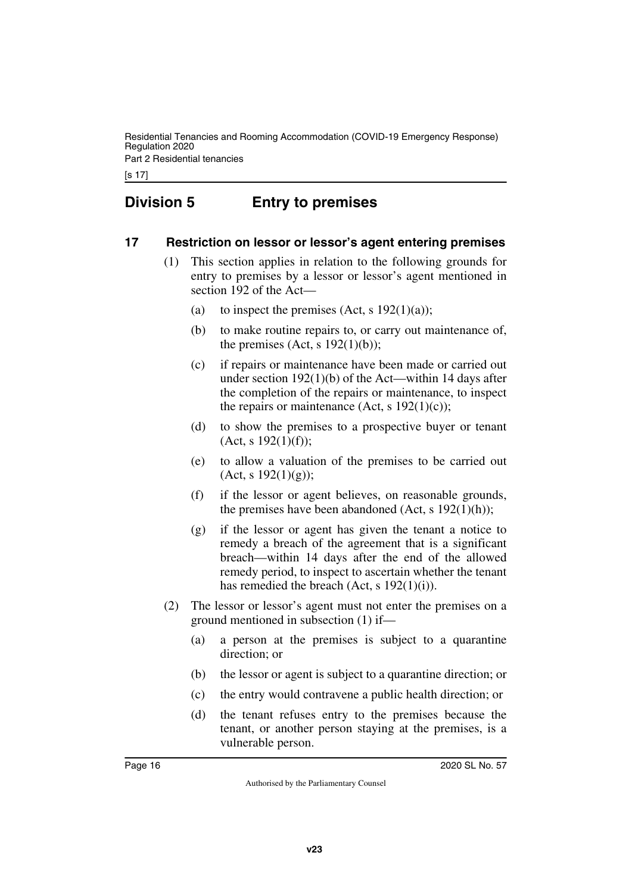## Division 5 Entry to premises

### 17 Restriction on lessor or lessor's agent entering premises

(1) This section applies in relation to the following grounds for entry to premises by a lessor or lessor's agent mentioned in section 192 of the Act—

(a) to inspect the premises (Act, s 192(1)(a));

(b) to make routine repairs to, or carry out maintenance of, the premises (Act, s 192(1)(b));

(c) if repairs or maintenance have been made or carried out under section 192(1)(b) of the Act—within 14 days after the completion of the repairs or maintenance, to inspect the repairs or maintenance (Act, s 192(1)(c));

(d) to show the premises to a prospective buyer or tenant (Act, s 192(1)(f));

(e) to allow a valuation of the premises to be carried out (Act, s 192(1)(g));

(f) if the lessor or agent believes, on reasonable grounds, the premises have been abandoned (Act, s 192(1)(h));

(g) if the lessor or agent has given the tenant a notice to remedy a breach of the agreement that is a significant breach—within 14 days after the end of the allowed remedy period, to inspect to ascertain whether the tenant has remedied the breach (Act, s 192(1)(i)).

(2) The lessor or lessor's agent must not enter the premises on a ground mentioned in subsection (1) if—

(a) a person at the premises is subject to a quarantine direction; or

(b) the lessor or agent is subject to a quarantine direction; or

(c) the entry would contravene a public health direction; or

(d) the tenant refuses entry to the premises because the tenant, or another person staying at the premises, is a vulnerable person.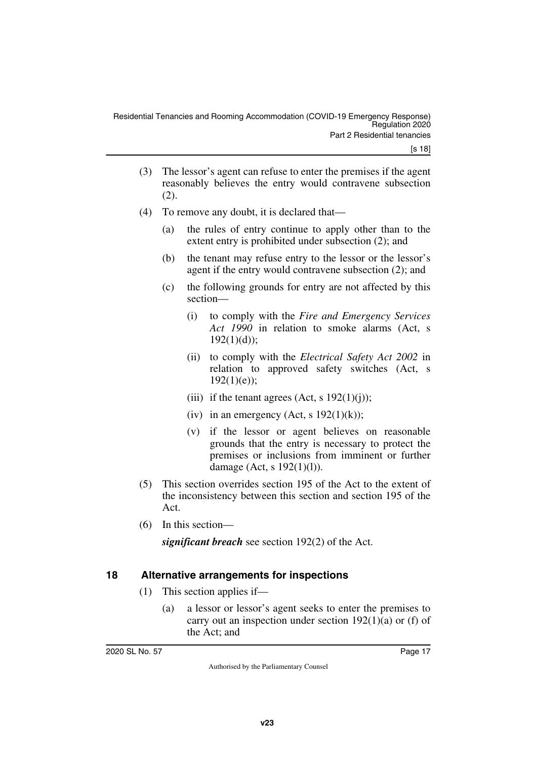(3) The lessor's agent can refuse to enter the premises if the agent reasonably believes the entry would contravene subsection (2).

(4) To remove any doubt, it is declared that—

(a) the rules of entry continue to apply other than to the extent entry is prohibited under subsection (2); and

(b) the tenant may refuse entry to the lessor or the lessor's agent if the entry would contravene subsection (2); and

(c) the following grounds for entry are not affected by this section—

(i) to comply with the *Fire and Emergency Services Act 1990* in relation to smoke alarms (Act, s 192(1)(d));

(ii) to comply with the *Electrical Safety Act 2002* in relation to approved safety switches (Act, s 192(1)(e));

(iii) if the tenant agrees (Act, s 192(1)(j));

(iv) in an emergency (Act, s 192(1)(k));

(v) if the lessor or agent believes on reasonable grounds that the entry is necessary to protect the premises or inclusions from imminent or further damage (Act, s 192(1)(l)).

(5) This section overrides section 195 of the Act to the extent of the inconsistency between this section and section 195 of the Act.

(6) In this section—

***significant breach*** see section 192(2) of the Act.

## 18 Alternative arrangements for inspections

(1) This section applies if—

(a) a lessor or lessor's agent seeks to enter the premises to carry out an inspection under section 192(1)(a) or (f) of the Act; and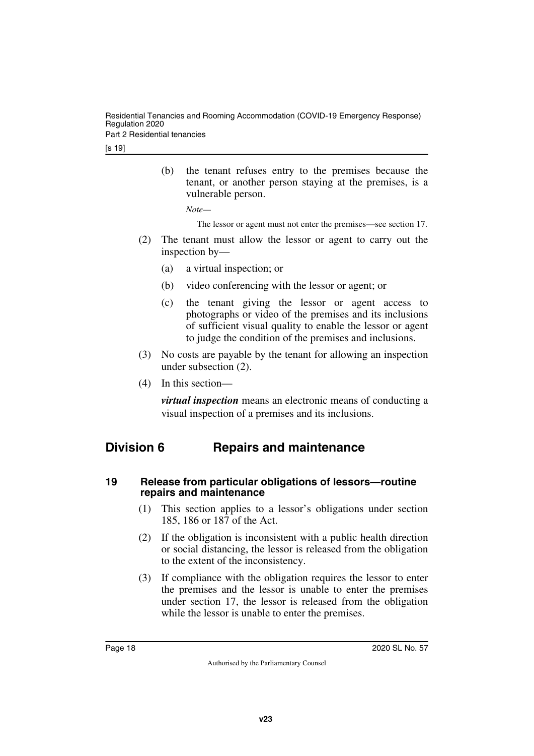(b) the tenant refuses entry to the premises because the tenant, or another person staying at the premises, is a vulnerable person.

*Note—*

The lessor or agent must not enter the premises—see section 17.

(2) The tenant must allow the lessor or agent to carry out the inspection by—

(a) a virtual inspection; or

(b) video conferencing with the lessor or agent; or

(c) the tenant giving the lessor or agent access to photographs or video of the premises and its inclusions of sufficient visual quality to enable the lessor or agent to judge the condition of the premises and inclusions.

(3) No costs are payable by the tenant for allowing an inspection under subsection (2).

(4) In this section—

***virtual inspection*** means an electronic means of conducting a visual inspection of a premises and its inclusions.

## Division 6 Repairs and maintenance

### 19 Release from particular obligations of lessors—routine repairs and maintenance

(1) This section applies to a lessor's obligations under section 185, 186 or 187 of the Act.

(2) If the obligation is inconsistent with a public health direction or social distancing, the lessor is released from the obligation to the extent of the inconsistency.

(3) If compliance with the obligation requires the lessor to enter the premises and the lessor is unable to enter the premises under section 17, the lessor is released from the obligation while the lessor is unable to enter the premises.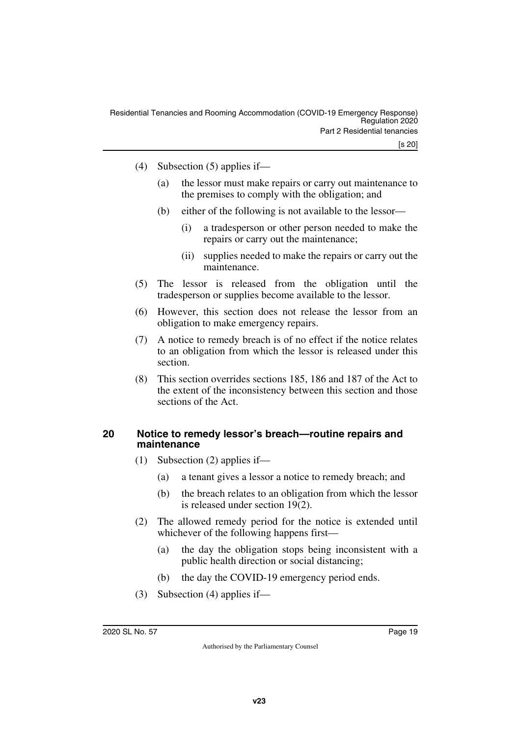(4) Subsection (5) applies if—

(a) the lessor must make repairs or carry out maintenance to the premises to comply with the obligation; and

(b) either of the following is not available to the lessor—

(i) a tradesperson or other person needed to make the repairs or carry out the maintenance;

(ii) supplies needed to make the repairs or carry out the maintenance.

(5) The lessor is released from the obligation until the tradesperson or supplies become available to the lessor.

(6) However, this section does not release the lessor from an obligation to make emergency repairs.

(7) A notice to remedy breach is of no effect if the notice relates to an obligation from which the lessor is released under this section.

(8) This section overrides sections 185, 186 and 187 of the Act to the extent of the inconsistency between this section and those sections of the Act.

## 20 Notice to remedy lessor's breach—routine repairs and maintenance

(1) Subsection (2) applies if—

(a) a tenant gives a lessor a notice to remedy breach; and

(b) the breach relates to an obligation from which the lessor is released under section 19(2).

(2) The allowed remedy period for the notice is extended until whichever of the following happens first—

(a) the day the obligation stops being inconsistent with a public health direction or social distancing;

(b) the day the COVID-19 emergency period ends.

(3) Subsection (4) applies if—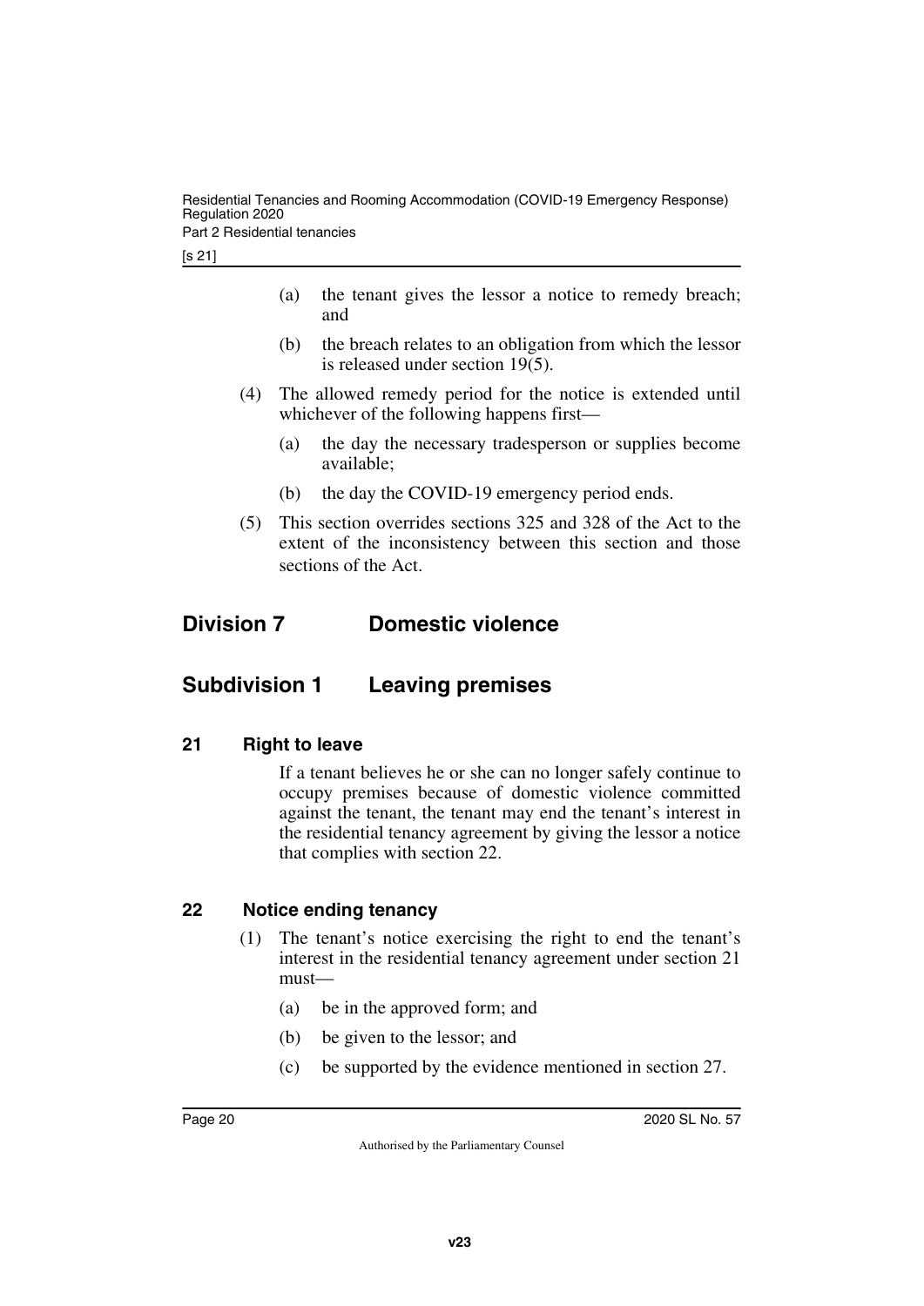(a) the tenant gives the lessor a notice to remedy breach; and

(b) the breach relates to an obligation from which the lessor is released under section 19(5).

(4) The allowed remedy period for the notice is extended until whichever of the following happens first—

(a) the day the necessary tradesperson or supplies become available;

(b) the day the COVID-19 emergency period ends.

(5) This section overrides sections 325 and 328 of the Act to the extent of the inconsistency between this section and those sections of the Act.

## Division 7 Domestic violence

## Subdivision 1 Leaving premises

### 21 Right to leave

If a tenant believes he or she can no longer safely continue to occupy premises because of domestic violence committed against the tenant, the tenant may end the tenant's interest in the residential tenancy agreement by giving the lessor a notice that complies with section 22.

### 22 Notice ending tenancy

(1) The tenant's notice exercising the right to end the tenant's interest in the residential tenancy agreement under section 21 must—

(a) be in the approved form; and

(b) be given to the lessor; and

(c) be supported by the evidence mentioned in section 27.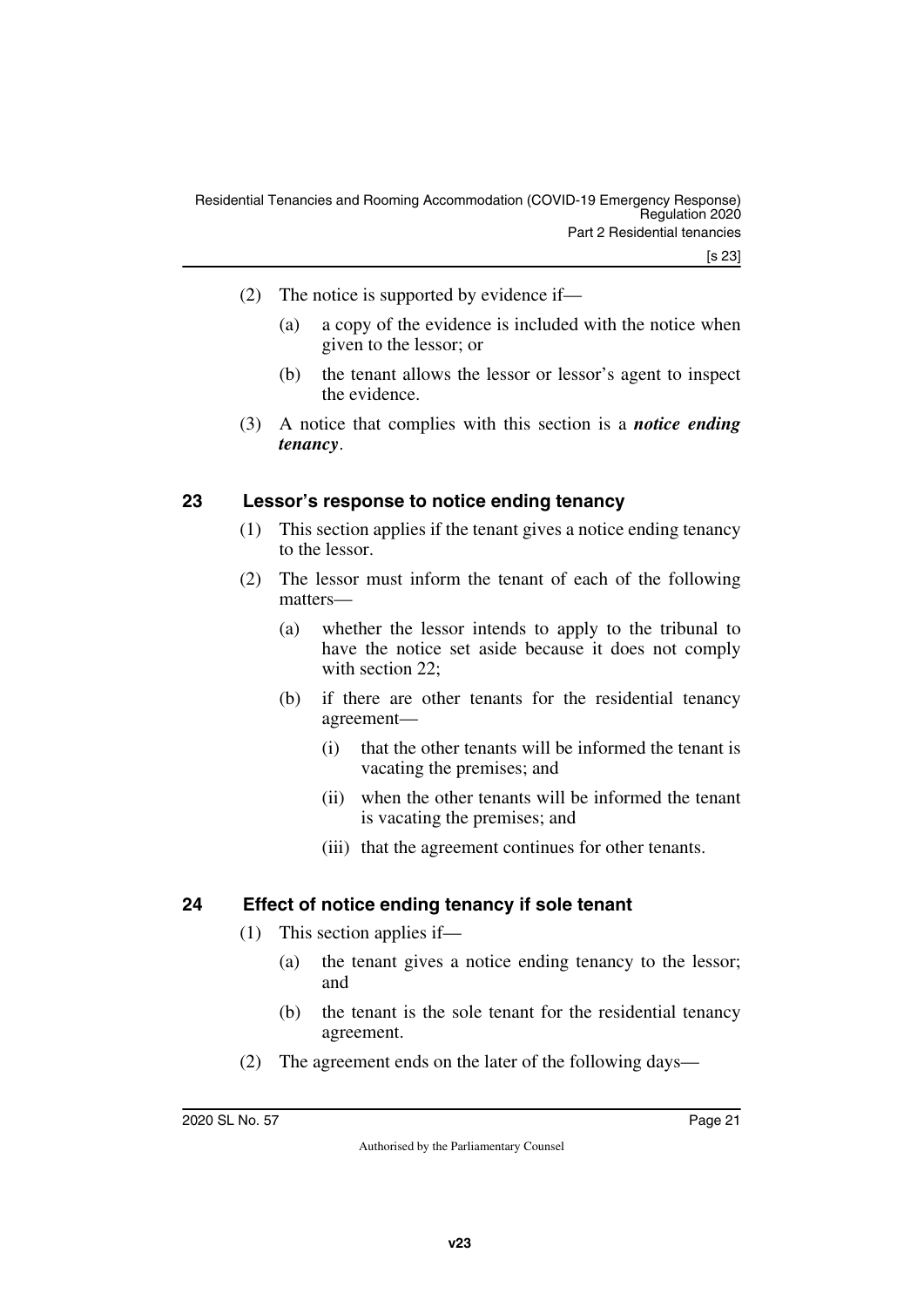(2) The notice is supported by evidence if—

(a) a copy of the evidence is included with the notice when given to the lessor; or

(b) the tenant allows the lessor or lessor's agent to inspect the evidence.

(3) A notice that complies with this section is a ***notice ending tenancy***.

## 23 Lessor's response to notice ending tenancy

(1) This section applies if the tenant gives a notice ending tenancy to the lessor.

(2) The lessor must inform the tenant of each of the following matters—

(a) whether the lessor intends to apply to the tribunal to have the notice set aside because it does not comply with section 22;

(b) if there are other tenants for the residential tenancy agreement—

(i) that the other tenants will be informed the tenant is vacating the premises; and

(ii) when the other tenants will be informed the tenant is vacating the premises; and

(iii) that the agreement continues for other tenants.

## 24 Effect of notice ending tenancy if sole tenant

(1) This section applies if—

(a) the tenant gives a notice ending tenancy to the lessor; and

(b) the tenant is the sole tenant for the residential tenancy agreement.

(2) The agreement ends on the later of the following days—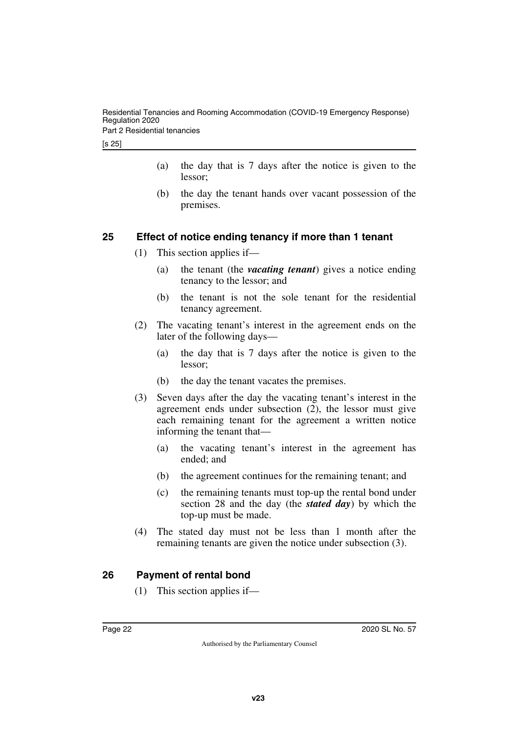(a) the day that is 7 days after the notice is given to the lessor;

(b) the day the tenant hands over vacant possession of the premises.

## 25 Effect of notice ending tenancy if more than 1 tenant

(1) This section applies if—

(a) the tenant (the ***vacating tenant***) gives a notice ending tenancy to the lessor; and

(b) the tenant is not the sole tenant for the residential tenancy agreement.

(2) The vacating tenant's interest in the agreement ends on the later of the following days—

(a) the day that is 7 days after the notice is given to the lessor;

(b) the day the tenant vacates the premises.

(3) Seven days after the day the vacating tenant's interest in the agreement ends under subsection (2), the lessor must give each remaining tenant for the agreement a written notice informing the tenant that—

(a) the vacating tenant's interest in the agreement has ended; and

(b) the agreement continues for the remaining tenant; and

(c) the remaining tenants must top-up the rental bond under section 28 and the day (the ***stated day***) by which the top-up must be made.

(4) The stated day must not be less than 1 month after the remaining tenants are given the notice under subsection (3).

## 26 Payment of rental bond

(1) This section applies if—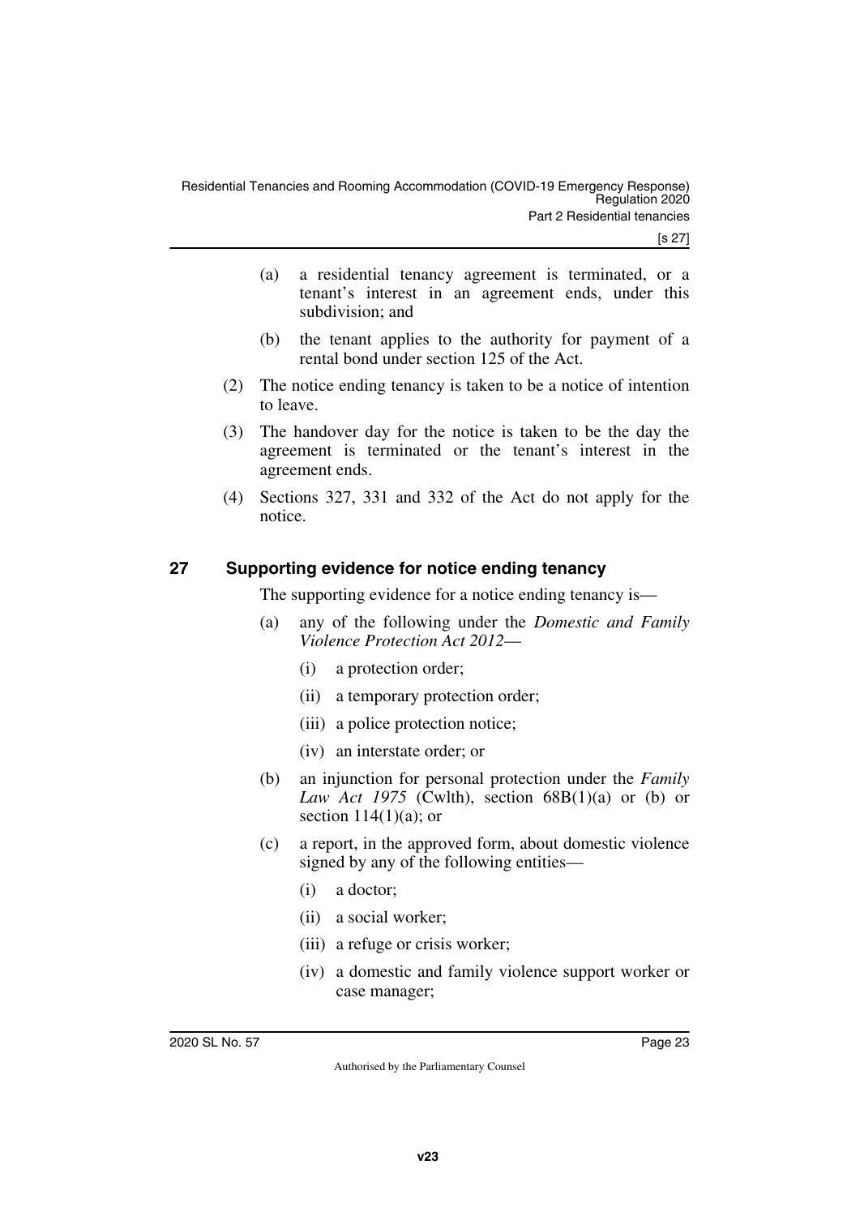(a) a residential tenancy agreement is terminated, or a tenant's interest in an agreement ends, under this subdivision; and

(b) the tenant applies to the authority for payment of a rental bond under section 125 of the Act.

(2) The notice ending tenancy is taken to be a notice of intention to leave.

(3) The handover day for the notice is taken to be the day the agreement is terminated or the tenant's interest in the agreement ends.

(4) Sections 327, 331 and 332 of the Act do not apply for the notice.

## 27 Supporting evidence for notice ending tenancy

The supporting evidence for a notice ending tenancy is—

(a) any of the following under the *Domestic and Family Violence Protection Act 2012*—

  (i) a protection order;

  (ii) a temporary protection order;

  (iii) a police protection notice;

  (iv) an interstate order; or

(b) an injunction for personal protection under the *Family Law Act 1975* (Cwlth), section 68B(1)(a) or (b) or section 114(1)(a); or

(c) a report, in the approved form, about domestic violence signed by any of the following entities—

  (i) a doctor;

  (ii) a social worker;

  (iii) a refuge or crisis worker;

  (iv) a domestic and family violence support worker or case manager;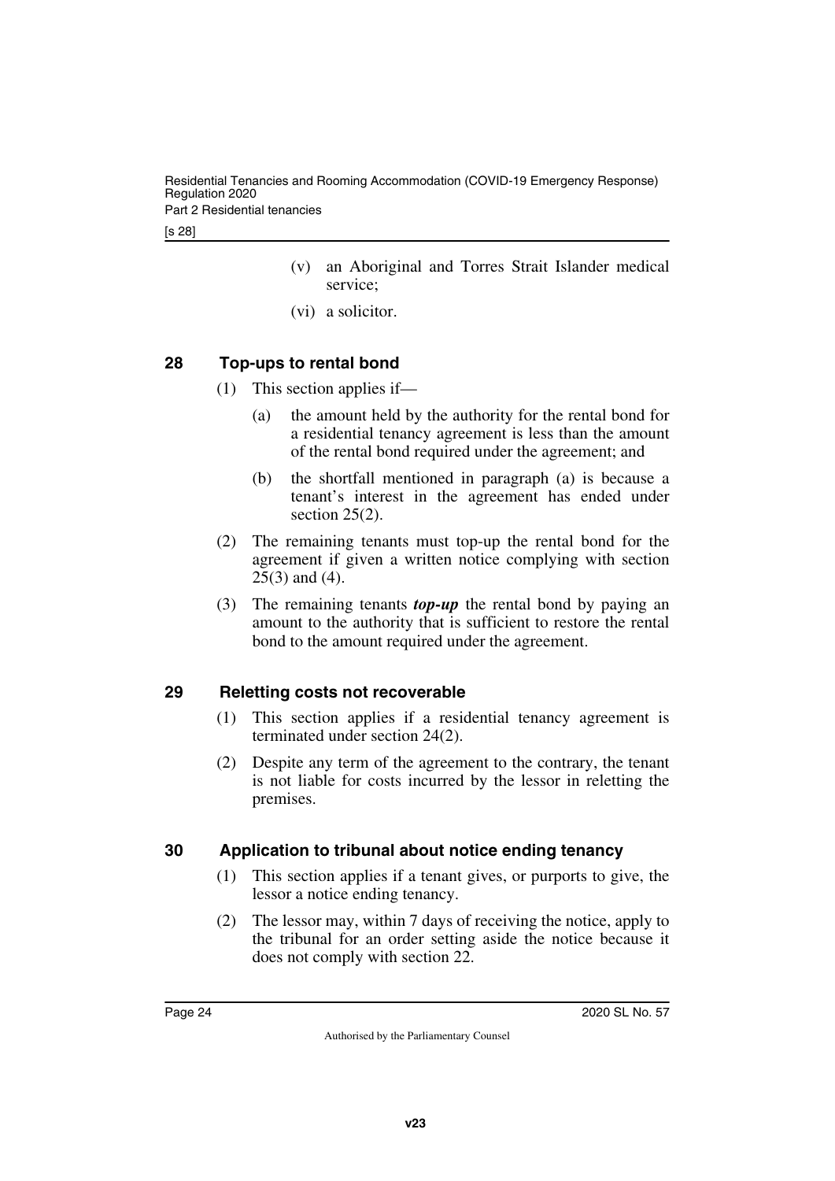(v) an Aboriginal and Torres Strait Islander medical service;

(vi) a solicitor.

## 28 Top-ups to rental bond

(1) This section applies if—

(a) the amount held by the authority for the rental bond for a residential tenancy agreement is less than the amount of the rental bond required under the agreement; and

(b) the shortfall mentioned in paragraph (a) is because a tenant's interest in the agreement has ended under section 25(2).

(2) The remaining tenants must top-up the rental bond for the agreement if given a written notice complying with section 25(3) and (4).

(3) The remaining tenants ***top-up*** the rental bond by paying an amount to the authority that is sufficient to restore the rental bond to the amount required under the agreement.

## 29 Reletting costs not recoverable

(1) This section applies if a residential tenancy agreement is terminated under section 24(2).

(2) Despite any term of the agreement to the contrary, the tenant is not liable for costs incurred by the lessor in reletting the premises.

## 30 Application to tribunal about notice ending tenancy

(1) This section applies if a tenant gives, or purports to give, the lessor a notice ending tenancy.

(2) The lessor may, within 7 days of receiving the notice, apply to the tribunal for an order setting aside the notice because it does not comply with section 22.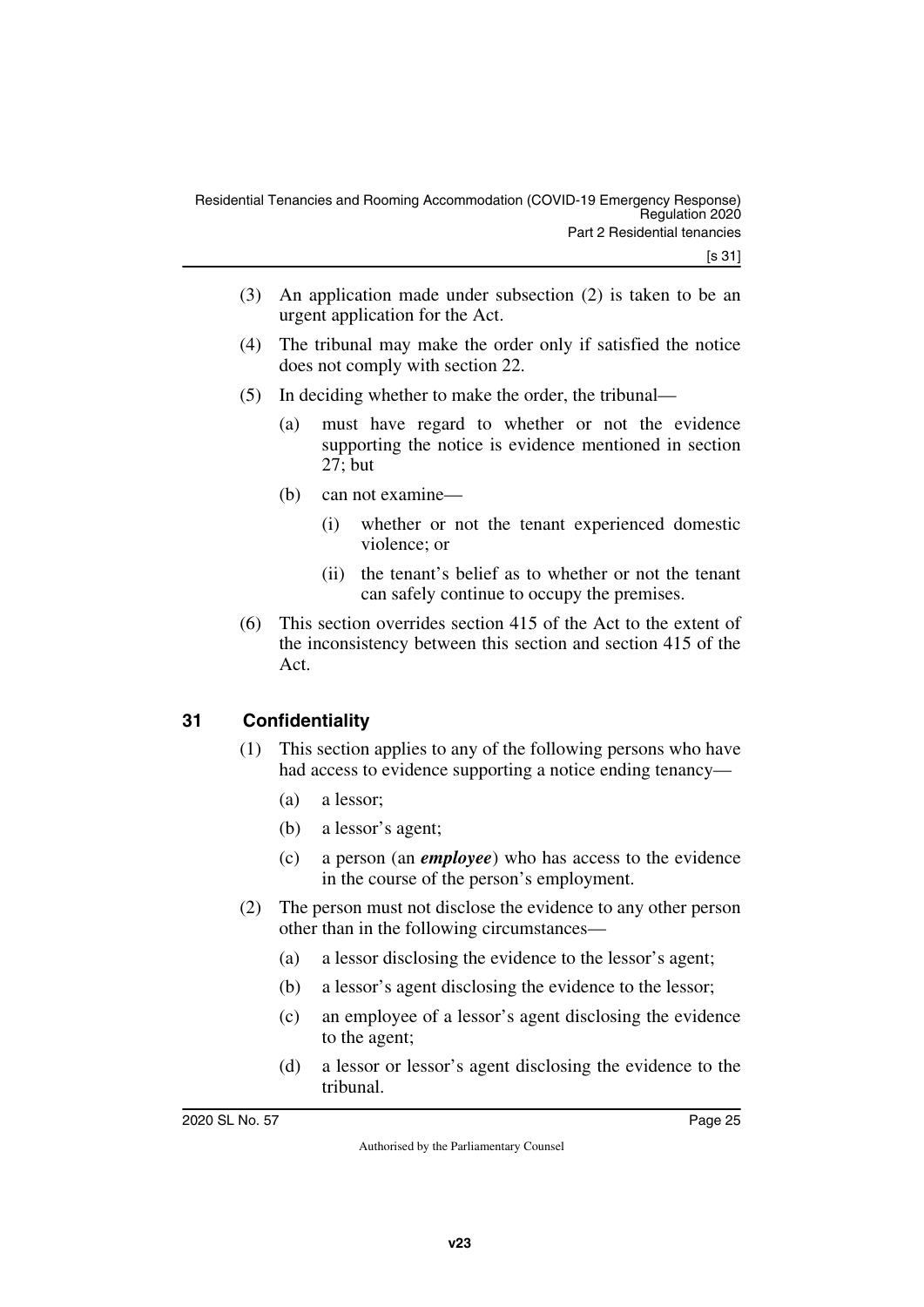(3) An application made under subsection (2) is taken to be an urgent application for the Act.

(4) The tribunal may make the order only if satisfied the notice does not comply with section 22.

(5) In deciding whether to make the order, the tribunal—

  (a) must have regard to whether or not the evidence supporting the notice is evidence mentioned in section 27; but

  (b) can not examine—

    (i) whether or not the tenant experienced domestic violence; or

    (ii) the tenant's belief as to whether or not the tenant can safely continue to occupy the premises.

(6) This section overrides section 415 of the Act to the extent of the inconsistency between this section and section 415 of the Act.

## 31 Confidentiality

(1) This section applies to any of the following persons who have had access to evidence supporting a notice ending tenancy—

  (a) a lessor;

  (b) a lessor's agent;

  (c) a person (an ***employee***) who has access to the evidence in the course of the person's employment.

(2) The person must not disclose the evidence to any other person other than in the following circumstances—

  (a) a lessor disclosing the evidence to the lessor's agent;

  (b) a lessor's agent disclosing the evidence to the lessor;

  (c) an employee of a lessor's agent disclosing the evidence to the agent;

  (d) a lessor or lessor's agent disclosing the evidence to the tribunal.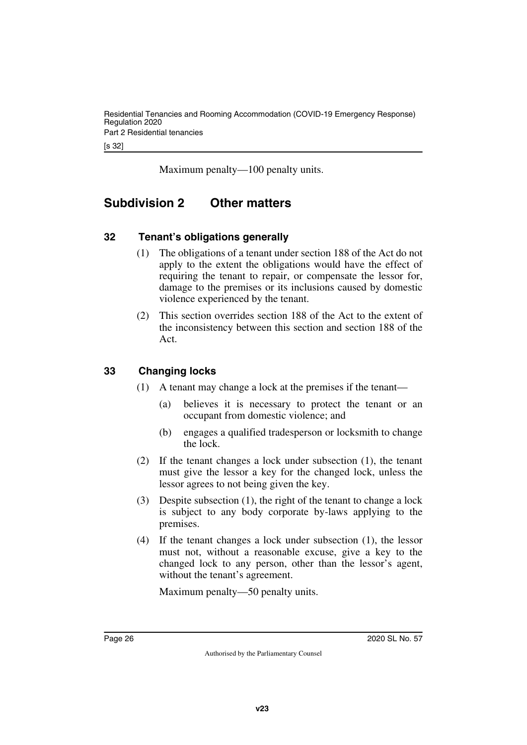Maximum penalty—100 penalty units.

## Subdivision 2 Other matters

### 32 Tenant's obligations generally

(1) The obligations of a tenant under section 188 of the Act do not apply to the extent the obligations would have the effect of requiring the tenant to repair, or compensate the lessor for, damage to the premises or its inclusions caused by domestic violence experienced by the tenant.

(2) This section overrides section 188 of the Act to the extent of the inconsistency between this section and section 188 of the Act.

### 33 Changing locks

(1) A tenant may change a lock at the premises if the tenant—

(a) believes it is necessary to protect the tenant or an occupant from domestic violence; and

(b) engages a qualified tradesperson or locksmith to change the lock.

(2) If the tenant changes a lock under subsection (1), the tenant must give the lessor a key for the changed lock, unless the lessor agrees to not being given the key.

(3) Despite subsection (1), the right of the tenant to change a lock is subject to any body corporate by-laws applying to the premises.

(4) If the tenant changes a lock under subsection (1), the lessor must not, without a reasonable excuse, give a key to the changed lock to any person, other than the lessor's agent, without the tenant's agreement.

Maximum penalty—50 penalty units.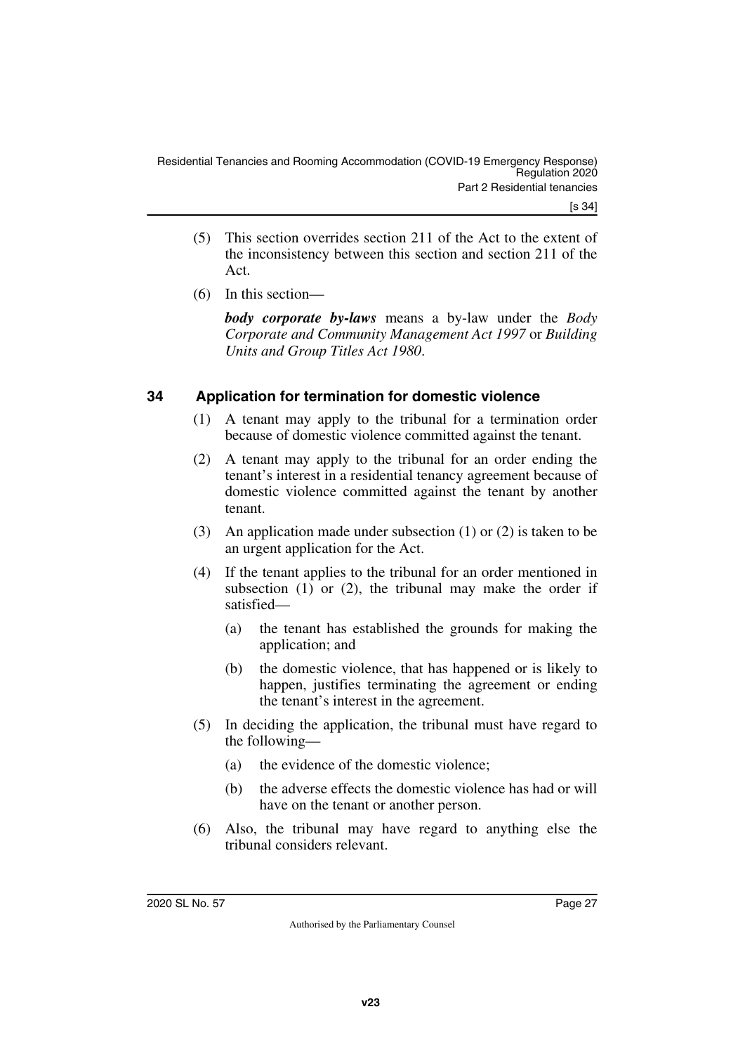(5) This section overrides section 211 of the Act to the extent of the inconsistency between this section and section 211 of the Act.

(6) In this section—

***body corporate by-laws*** means a by-law under the *Body Corporate and Community Management Act 1997* or *Building Units and Group Titles Act 1980*.

## 34 Application for termination for domestic violence

(1) A tenant may apply to the tribunal for a termination order because of domestic violence committed against the tenant.

(2) A tenant may apply to the tribunal for an order ending the tenant's interest in a residential tenancy agreement because of domestic violence committed against the tenant by another tenant.

(3) An application made under subsection (1) or (2) is taken to be an urgent application for the Act.

(4) If the tenant applies to the tribunal for an order mentioned in subsection (1) or (2), the tribunal may make the order if satisfied—

(a) the tenant has established the grounds for making the application; and

(b) the domestic violence, that has happened or is likely to happen, justifies terminating the agreement or ending the tenant's interest in the agreement.

(5) In deciding the application, the tribunal must have regard to the following—

(a) the evidence of the domestic violence;

(b) the adverse effects the domestic violence has had or will have on the tenant or another person.

(6) Also, the tribunal may have regard to anything else the tribunal considers relevant.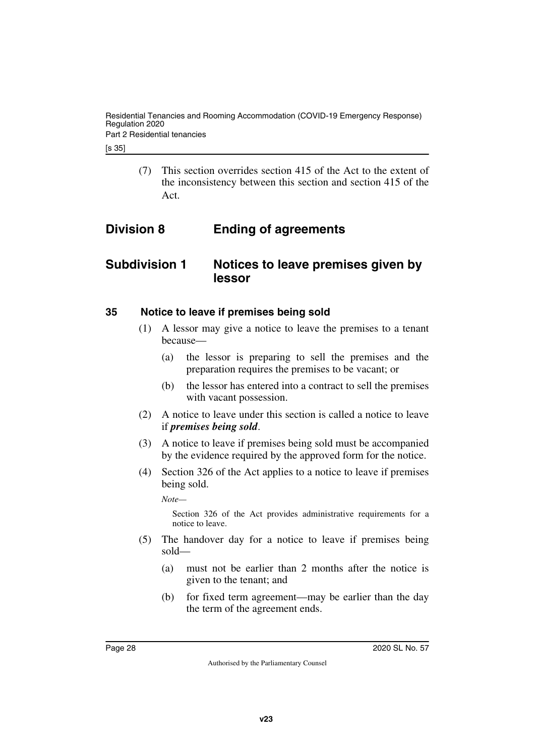(7) This section overrides section 415 of the Act to the extent of the inconsistency between this section and section 415 of the Act.

## Division 8 Ending of agreements

### Subdivision 1 Notices to leave premises given by lessor

#### 35 Notice to leave if premises being sold

(1) A lessor may give a notice to leave the premises to a tenant because—

(a) the lessor is preparing to sell the premises and the preparation requires the premises to be vacant; or

(b) the lessor has entered into a contract to sell the premises with vacant possession.

(2) A notice to leave under this section is called a notice to leave if ***premises being sold***.

(3) A notice to leave if premises being sold must be accompanied by the evidence required by the approved form for the notice.

(4) Section 326 of the Act applies to a notice to leave if premises being sold.

*Note—*

Section 326 of the Act provides administrative requirements for a notice to leave.

(5) The handover day for a notice to leave if premises being sold—

(a) must not be earlier than 2 months after the notice is given to the tenant; and

(b) for fixed term agreement—may be earlier than the day the term of the agreement ends.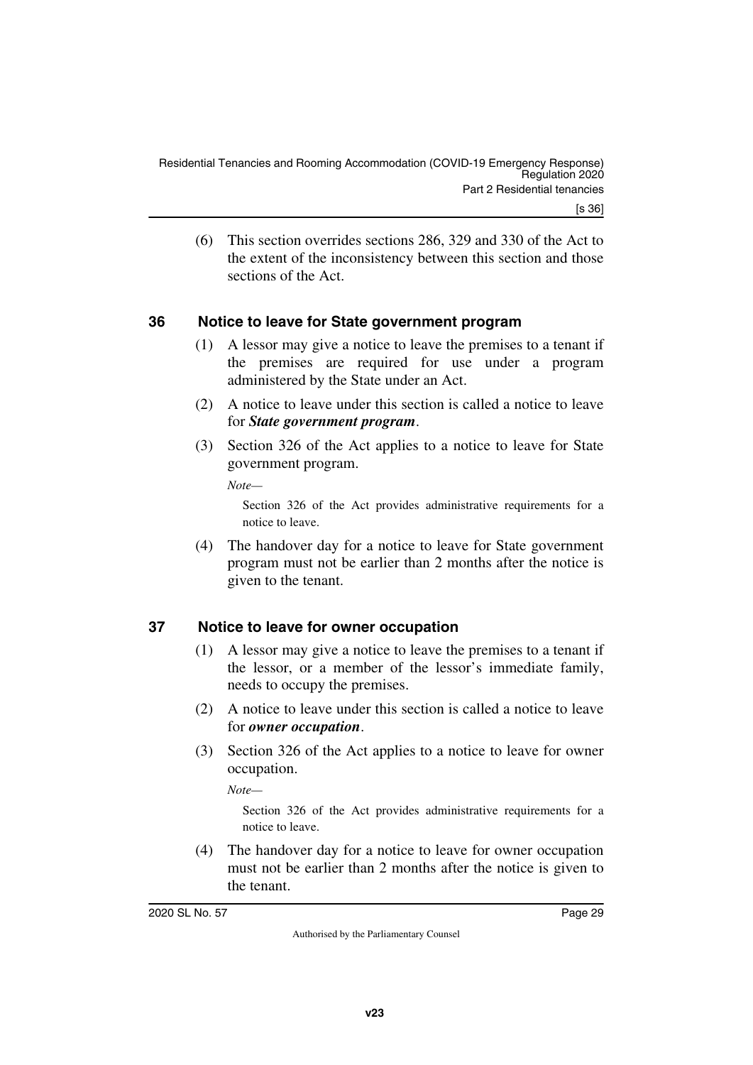(6) This section overrides sections 286, 329 and 330 of the Act to the extent of the inconsistency between this section and those sections of the Act.

## 36 Notice to leave for State government program

(1) A lessor may give a notice to leave the premises to a tenant if the premises are required for use under a program administered by the State under an Act.

(2) A notice to leave under this section is called a notice to leave for ***State government program***.

(3) Section 326 of the Act applies to a notice to leave for State government program.

*Note—*

Section 326 of the Act provides administrative requirements for a notice to leave.

(4) The handover day for a notice to leave for State government program must not be earlier than 2 months after the notice is given to the tenant.

## 37 Notice to leave for owner occupation

(1) A lessor may give a notice to leave the premises to a tenant if the lessor, or a member of the lessor's immediate family, needs to occupy the premises.

(2) A notice to leave under this section is called a notice to leave for ***owner occupation***.

(3) Section 326 of the Act applies to a notice to leave for owner occupation.

*Note—*

Section 326 of the Act provides administrative requirements for a notice to leave.

(4) The handover day for a notice to leave for owner occupation must not be earlier than 2 months after the notice is given to the tenant.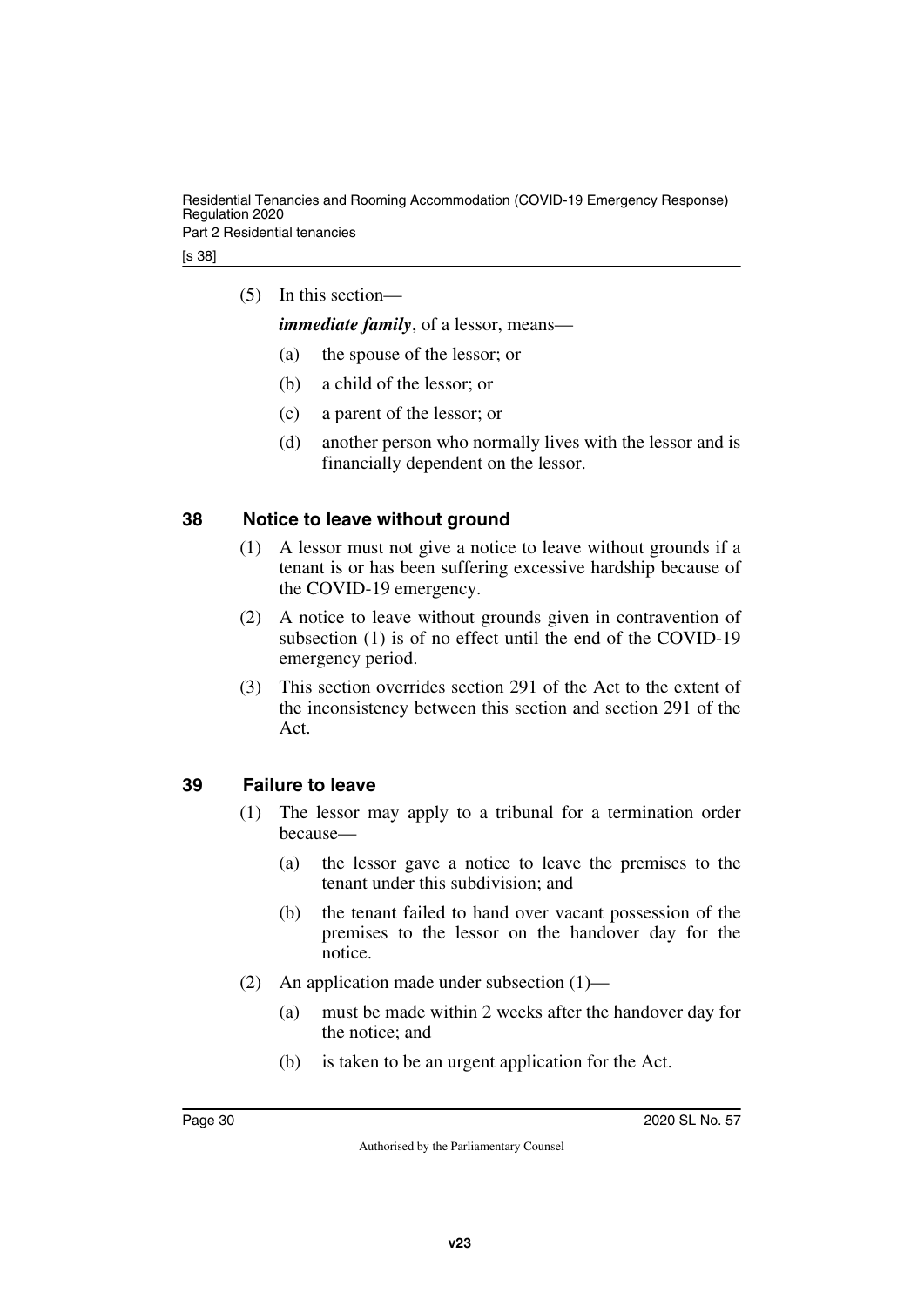(5) In this section—

***immediate family***, of a lessor, means—

- (a) the spouse of the lessor; or
- (b) a child of the lessor; or
- (c) a parent of the lessor; or
- (d) another person who normally lives with the lessor and is financially dependent on the lessor.

## 38 Notice to leave without ground

(1) A lessor must not give a notice to leave without grounds if a tenant is or has been suffering excessive hardship because of the COVID-19 emergency.

(2) A notice to leave without grounds given in contravention of subsection (1) is of no effect until the end of the COVID-19 emergency period.

(3) This section overrides section 291 of the Act to the extent of the inconsistency between this section and section 291 of the Act.

## 39 Failure to leave

(1) The lessor may apply to a tribunal for a termination order because—

- (a) the lessor gave a notice to leave the premises to the tenant under this subdivision; and
- (b) the tenant failed to hand over vacant possession of the premises to the lessor on the handover day for the notice.

(2) An application made under subsection (1)—

- (a) must be made within 2 weeks after the handover day for the notice; and
- (b) is taken to be an urgent application for the Act.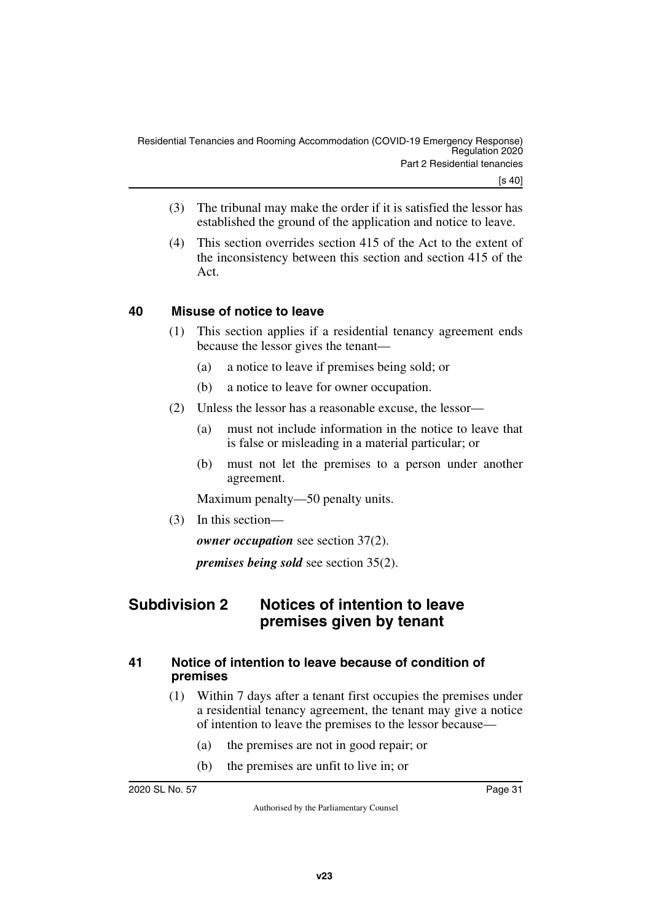(3) The tribunal may make the order if it is satisfied the lessor has established the ground of the application and notice to leave.

(4) This section overrides section 415 of the Act to the extent of the inconsistency between this section and section 415 of the Act.

## 40 Misuse of notice to leave

(1) This section applies if a residential tenancy agreement ends because the lessor gives the tenant—

(a) a notice to leave if premises being sold; or

(b) a notice to leave for owner occupation.

(2) Unless the lessor has a reasonable excuse, the lessor—

(a) must not include information in the notice to leave that is false or misleading in a material particular; or

(b) must not let the premises to a person under another agreement.

Maximum penalty—50 penalty units.

(3) In this section—

***owner occupation*** see section 37(2).

***premises being sold*** see section 35(2).

# Subdivision 2 Notices of intention to leave premises given by tenant

## 41 Notice of intention to leave because of condition of premises

(1) Within 7 days after a tenant first occupies the premises under a residential tenancy agreement, the tenant may give a notice of intention to leave the premises to the lessor because—

(a) the premises are not in good repair; or

(b) the premises are unfit to live in; or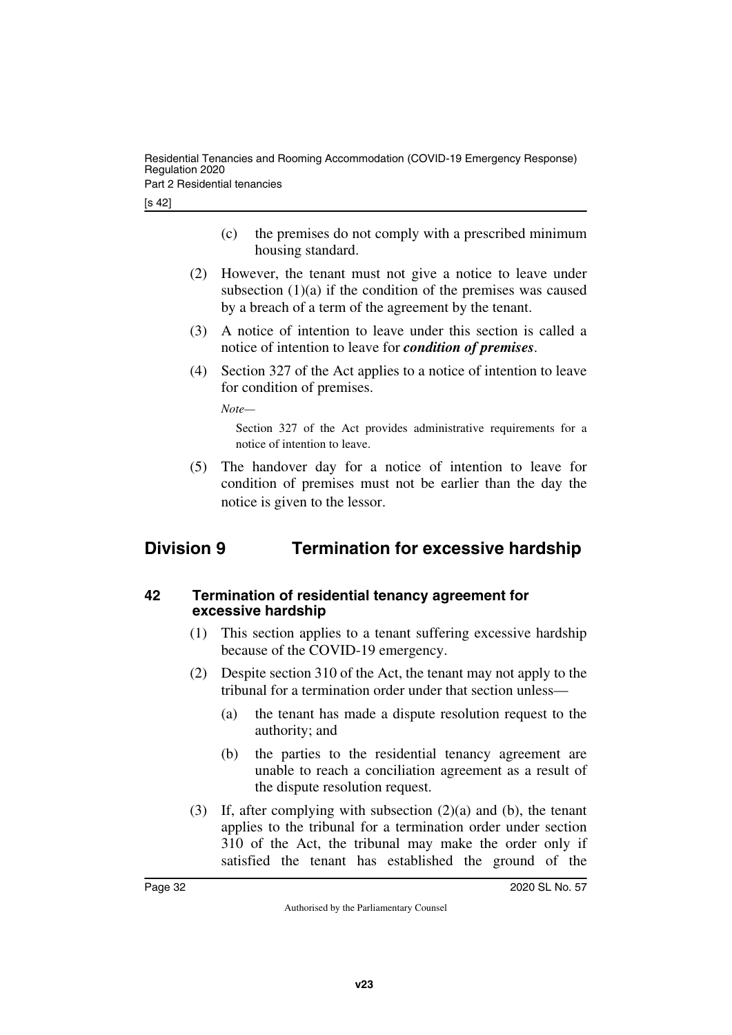(c) the premises do not comply with a prescribed minimum housing standard.

(2) However, the tenant must not give a notice to leave under subsection (1)(a) if the condition of the premises was caused by a breach of a term of the agreement by the tenant.

(3) A notice of intention to leave under this section is called a notice of intention to leave for ***condition of premises***.

(4) Section 327 of the Act applies to a notice of intention to leave for condition of premises.

*Note—*

Section 327 of the Act provides administrative requirements for a notice of intention to leave.

(5) The handover day for a notice of intention to leave for condition of premises must not be earlier than the day the notice is given to the lessor.

## Division 9 Termination for excessive hardship

### 42 Termination of residential tenancy agreement for excessive hardship

(1) This section applies to a tenant suffering excessive hardship because of the COVID-19 emergency.

(2) Despite section 310 of the Act, the tenant may not apply to the tribunal for a termination order under that section unless—

(a) the tenant has made a dispute resolution request to the authority; and

(b) the parties to the residential tenancy agreement are unable to reach a conciliation agreement as a result of the dispute resolution request.

(3) If, after complying with subsection (2)(a) and (b), the tenant applies to the tribunal for a termination order under section 310 of the Act, the tribunal may make the order only if satisfied the tenant has established the ground of the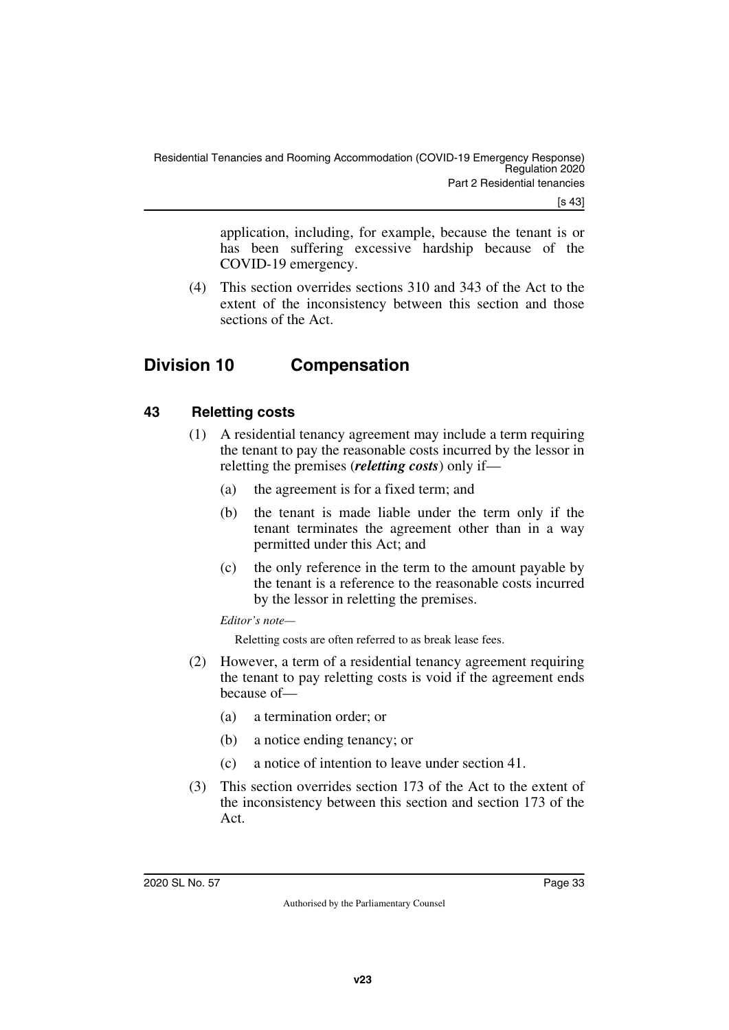application, including, for example, because the tenant is or has been suffering excessive hardship because of the COVID-19 emergency.

(4) This section overrides sections 310 and 343 of the Act to the extent of the inconsistency between this section and those sections of the Act.

## Division 10 Compensation

### 43 Reletting costs

(1) A residential tenancy agreement may include a term requiring the tenant to pay the reasonable costs incurred by the lessor in reletting the premises (***reletting costs***) only if—

(a) the agreement is for a fixed term; and

(b) the tenant is made liable under the term only if the tenant terminates the agreement other than in a way permitted under this Act; and

(c) the only reference in the term to the amount payable by the tenant is a reference to the reasonable costs incurred by the lessor in reletting the premises.

*Editor's note—*

Reletting costs are often referred to as break lease fees.

(2) However, a term of a residential tenancy agreement requiring the tenant to pay reletting costs is void if the agreement ends because of—

(a) a termination order; or

(b) a notice ending tenancy; or

(c) a notice of intention to leave under section 41.

(3) This section overrides section 173 of the Act to the extent of the inconsistency between this section and section 173 of the Act.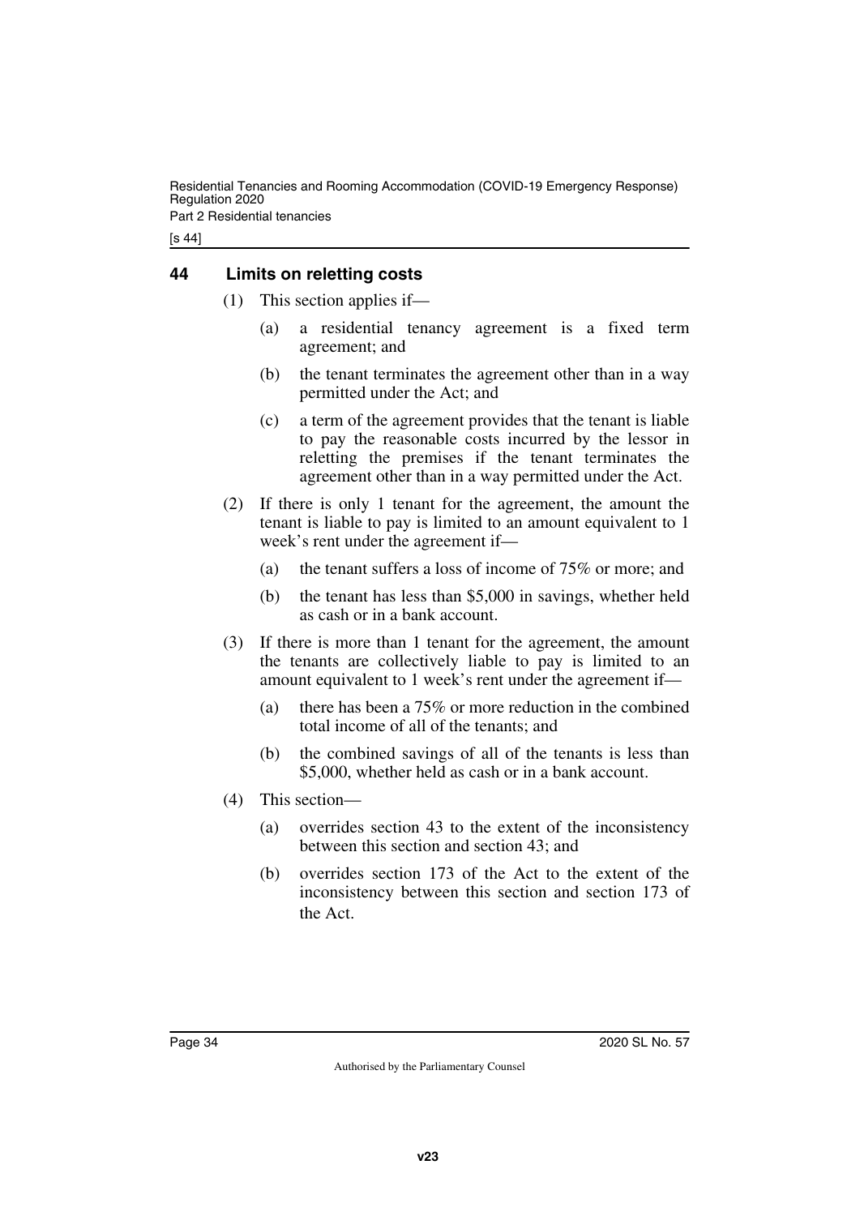## 44 Limits on reletting costs

(1) This section applies if—

(a) a residential tenancy agreement is a fixed term agreement; and

(b) the tenant terminates the agreement other than in a way permitted under the Act; and

(c) a term of the agreement provides that the tenant is liable to pay the reasonable costs incurred by the lessor in reletting the premises if the tenant terminates the agreement other than in a way permitted under the Act.

(2) If there is only 1 tenant for the agreement, the amount the tenant is liable to pay is limited to an amount equivalent to 1 week's rent under the agreement if—

(a) the tenant suffers a loss of income of 75% or more; and

(b) the tenant has less than $5,000 in savings, whether held as cash or in a bank account.

(3) If there is more than 1 tenant for the agreement, the amount the tenants are collectively liable to pay is limited to an amount equivalent to 1 week's rent under the agreement if—

(a) there has been a 75% or more reduction in the combined total income of all of the tenants; and

(b) the combined savings of all of the tenants is less than $5,000, whether held as cash or in a bank account.

(4) This section—

(a) overrides section 43 to the extent of the inconsistency between this section and section 43; and

(b) overrides section 173 of the Act to the extent of the inconsistency between this section and section 173 of the Act.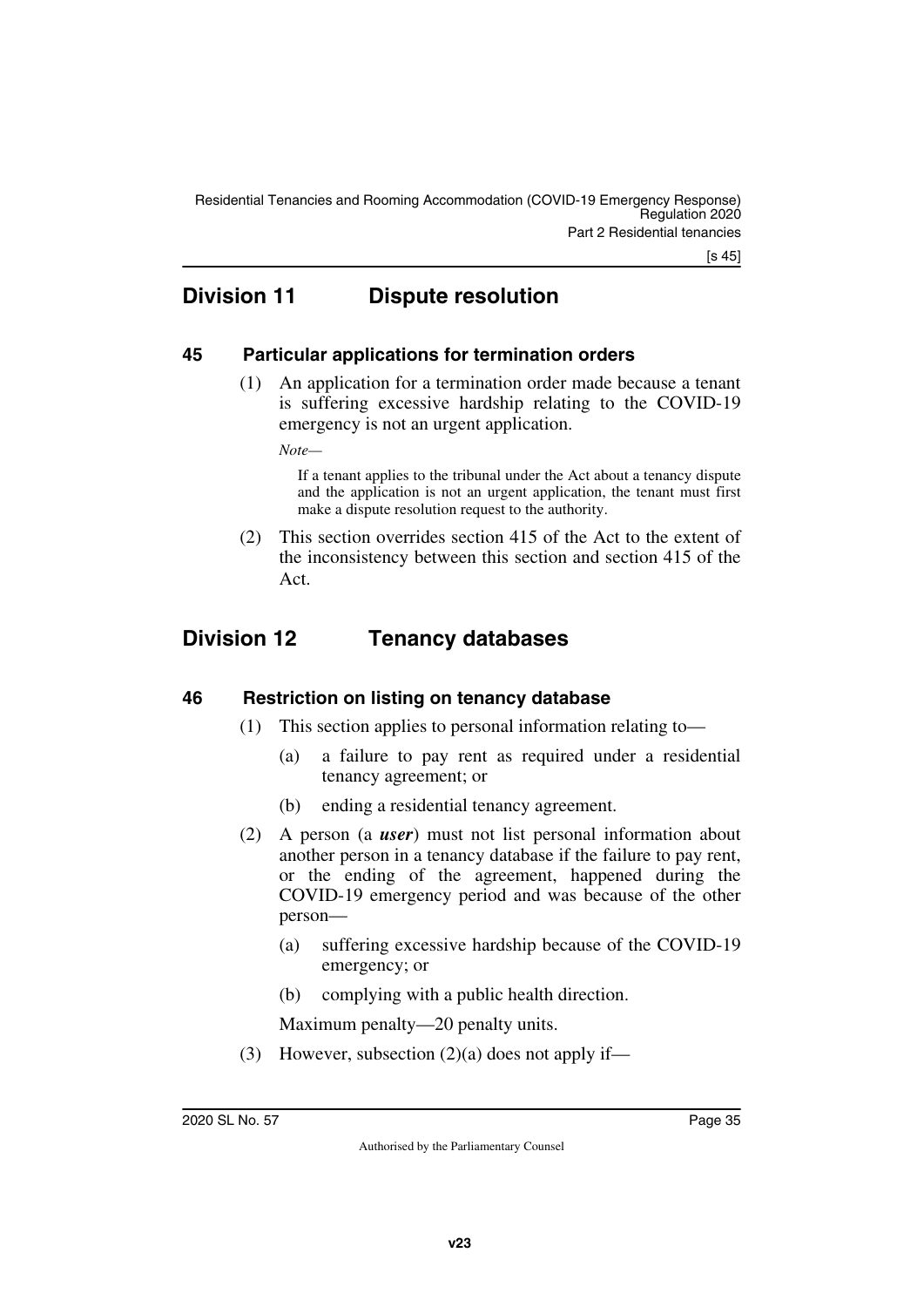## Division 11 Dispute resolution

### 45 Particular applications for termination orders

(1) An application for a termination order made because a tenant is suffering excessive hardship relating to the COVID-19 emergency is not an urgent application.

*Note—*

If a tenant applies to the tribunal under the Act about a tenancy dispute and the application is not an urgent application, the tenant must first make a dispute resolution request to the authority.

(2) This section overrides section 415 of the Act to the extent of the inconsistency between this section and section 415 of the Act.

## Division 12 Tenancy databases

### 46 Restriction on listing on tenancy database

(1) This section applies to personal information relating to—

- (a) a failure to pay rent as required under a residential tenancy agreement; or
- (b) ending a residential tenancy agreement.

(2) A person (a ***user***) must not list personal information about another person in a tenancy database if the failure to pay rent, or the ending of the agreement, happened during the COVID-19 emergency period and was because of the other person—

- (a) suffering excessive hardship because of the COVID-19 emergency; or
- (b) complying with a public health direction.

Maximum penalty—20 penalty units.

(3) However, subsection (2)(a) does not apply if—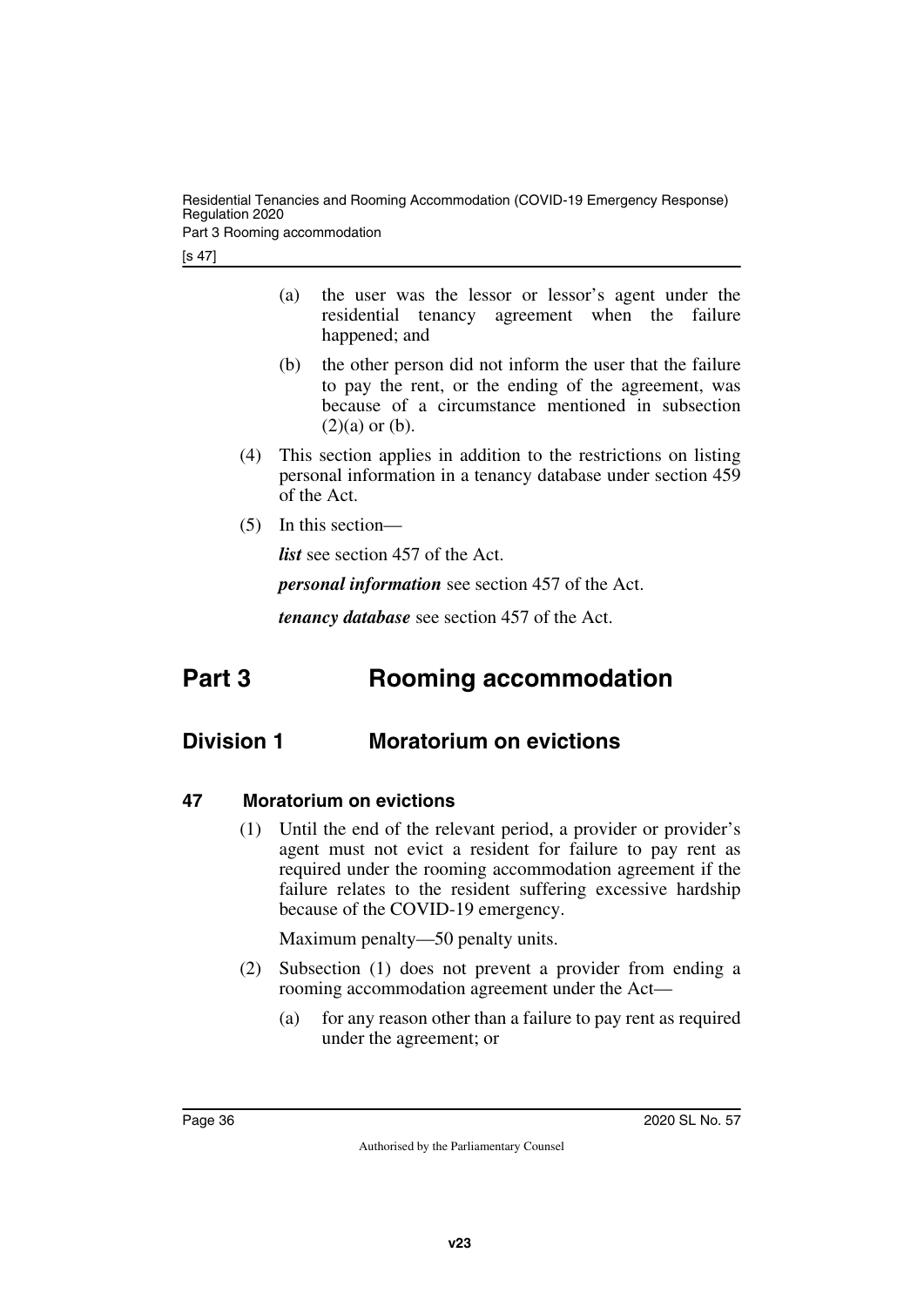(a) the user was the lessor or lessor's agent under the residential tenancy agreement when the failure happened; and

(b) the other person did not inform the user that the failure to pay the rent, or the ending of the agreement, was because of a circumstance mentioned in subsection (2)(a) or (b).

(4) This section applies in addition to the restrictions on listing personal information in a tenancy database under section 459 of the Act.

(5) In this section—

***list*** see section 457 of the Act.

***personal information*** see section 457 of the Act.

***tenancy database*** see section 457 of the Act.

# Part 3 Rooming accommodation

## Division 1 Moratorium on evictions

### 47 Moratorium on evictions

(1) Until the end of the relevant period, a provider or provider's agent must not evict a resident for failure to pay rent as required under the rooming accommodation agreement if the failure relates to the resident suffering excessive hardship because of the COVID-19 emergency.

Maximum penalty—50 penalty units.

(2) Subsection (1) does not prevent a provider from ending a rooming accommodation agreement under the Act—

(a) for any reason other than a failure to pay rent as required under the agreement; or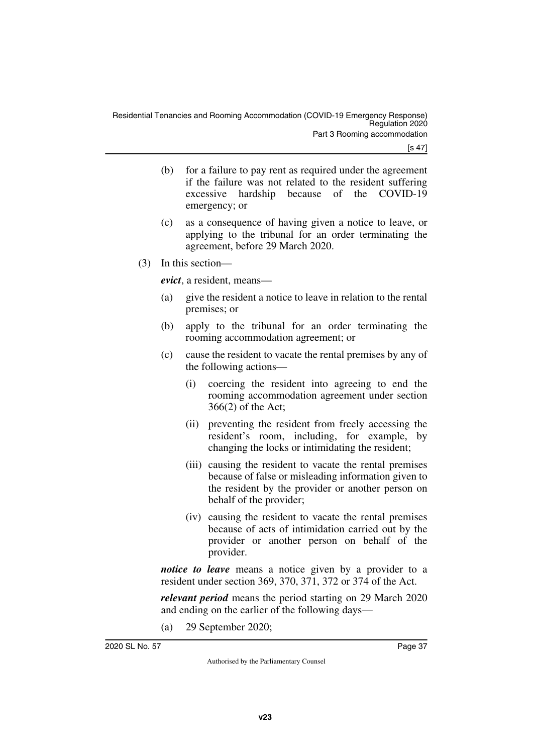(b) for a failure to pay rent as required under the agreement if the failure was not related to the resident suffering excessive hardship because of the COVID-19 emergency; or

(c) as a consequence of having given a notice to leave, or applying to the tribunal for an order terminating the agreement, before 29 March 2020.

(3) In this section—

***evict***, a resident, means—

(a) give the resident a notice to leave in relation to the rental premises; or

(b) apply to the tribunal for an order terminating the rooming accommodation agreement; or

(c) cause the resident to vacate the rental premises by any of the following actions—

(i) coercing the resident into agreeing to end the rooming accommodation agreement under section 366(2) of the Act;

(ii) preventing the resident from freely accessing the resident's room, including, for example, by changing the locks or intimidating the resident;

(iii) causing the resident to vacate the rental premises because of false or misleading information given to the resident by the provider or another person on behalf of the provider;

(iv) causing the resident to vacate the rental premises because of acts of intimidation carried out by the provider or another person on behalf of the provider.

***notice to leave*** means a notice given by a provider to a resident under section 369, 370, 371, 372 or 374 of the Act.

***relevant period*** means the period starting on 29 March 2020 and ending on the earlier of the following days—

(a) 29 September 2020;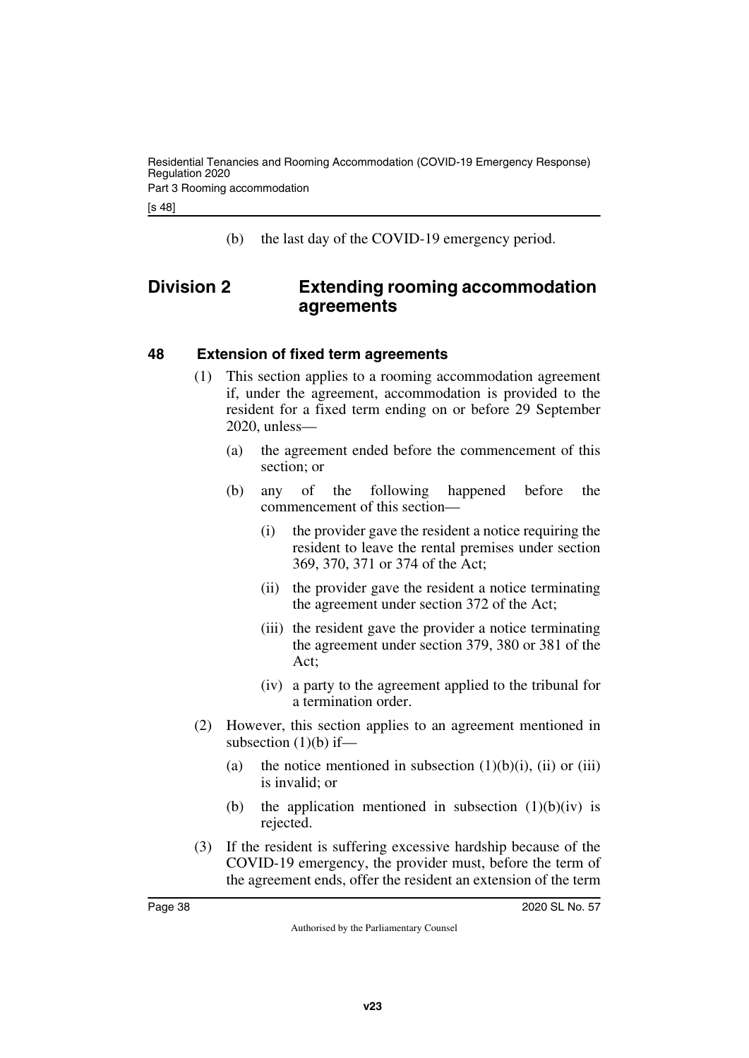(b) the last day of the COVID-19 emergency period.

## Division 2 Extending rooming accommodation agreements

### 48 Extension of fixed term agreements

(1) This section applies to a rooming accommodation agreement if, under the agreement, accommodation is provided to the resident for a fixed term ending on or before 29 September 2020, unless—

(a) the agreement ended before the commencement of this section; or

(b) any of the following happened before the commencement of this section—

(i) the provider gave the resident a notice requiring the resident to leave the rental premises under section 369, 370, 371 or 374 of the Act;

(ii) the provider gave the resident a notice terminating the agreement under section 372 of the Act;

(iii) the resident gave the provider a notice terminating the agreement under section 379, 380 or 381 of the Act;

(iv) a party to the agreement applied to the tribunal for a termination order.

(2) However, this section applies to an agreement mentioned in subsection (1)(b) if—

(a) the notice mentioned in subsection (1)(b)(i), (ii) or (iii) is invalid; or

(b) the application mentioned in subsection (1)(b)(iv) is rejected.

(3) If the resident is suffering excessive hardship because of the COVID-19 emergency, the provider must, before the term of the agreement ends, offer the resident an extension of the term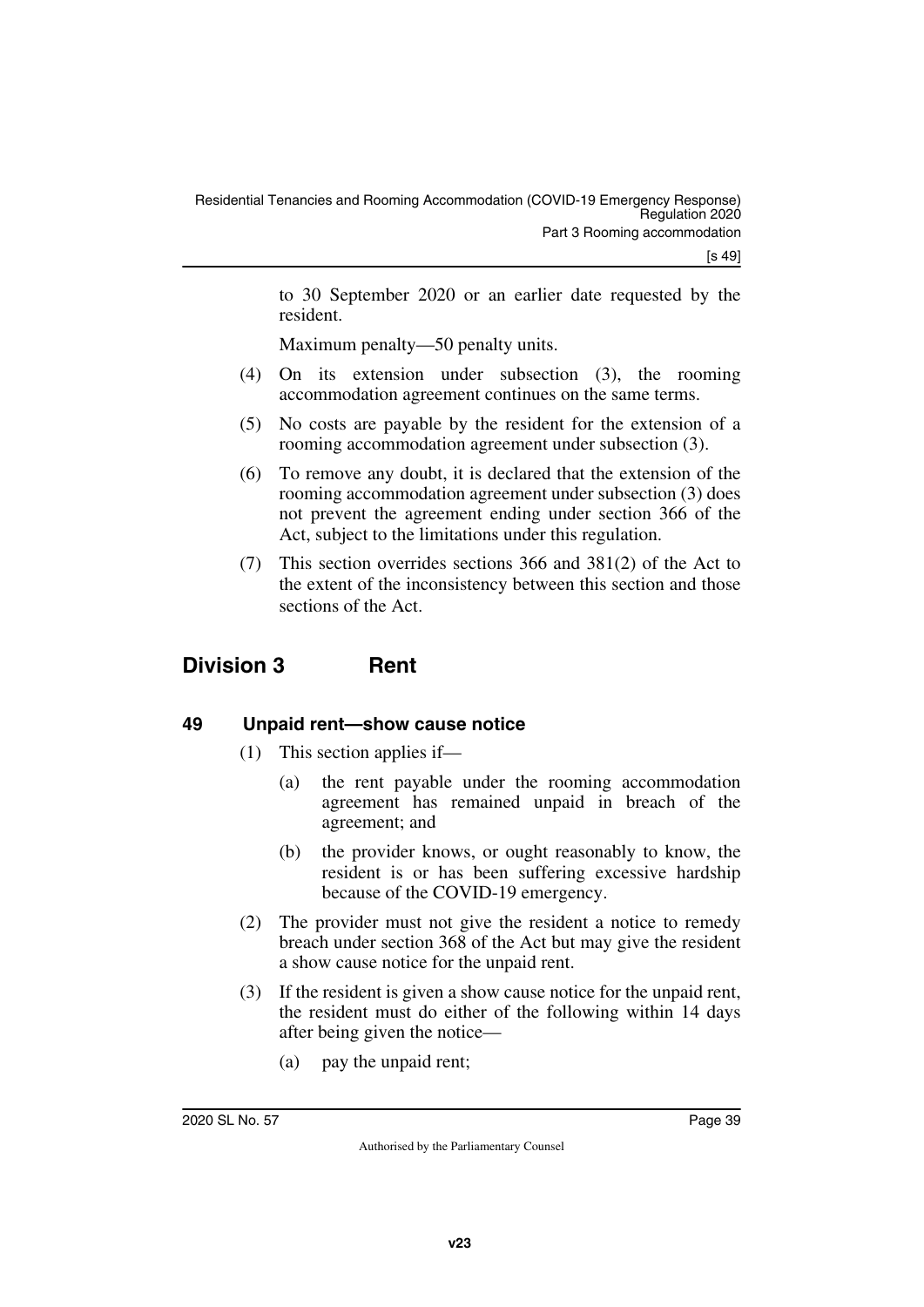to 30 September 2020 or an earlier date requested by the resident.

Maximum penalty—50 penalty units.

(4) On its extension under subsection (3), the rooming accommodation agreement continues on the same terms.

(5) No costs are payable by the resident for the extension of a rooming accommodation agreement under subsection (3).

(6) To remove any doubt, it is declared that the extension of the rooming accommodation agreement under subsection (3) does not prevent the agreement ending under section 366 of the Act, subject to the limitations under this regulation.

(7) This section overrides sections 366 and 381(2) of the Act to the extent of the inconsistency between this section and those sections of the Act.

## Division 3 Rent

### 49 Unpaid rent—show cause notice

(1) This section applies if—

(a) the rent payable under the rooming accommodation agreement has remained unpaid in breach of the agreement; and

(b) the provider knows, or ought reasonably to know, the resident is or has been suffering excessive hardship because of the COVID-19 emergency.

(2) The provider must not give the resident a notice to remedy breach under section 368 of the Act but may give the resident a show cause notice for the unpaid rent.

(3) If the resident is given a show cause notice for the unpaid rent, the resident must do either of the following within 14 days after being given the notice—

(a) pay the unpaid rent;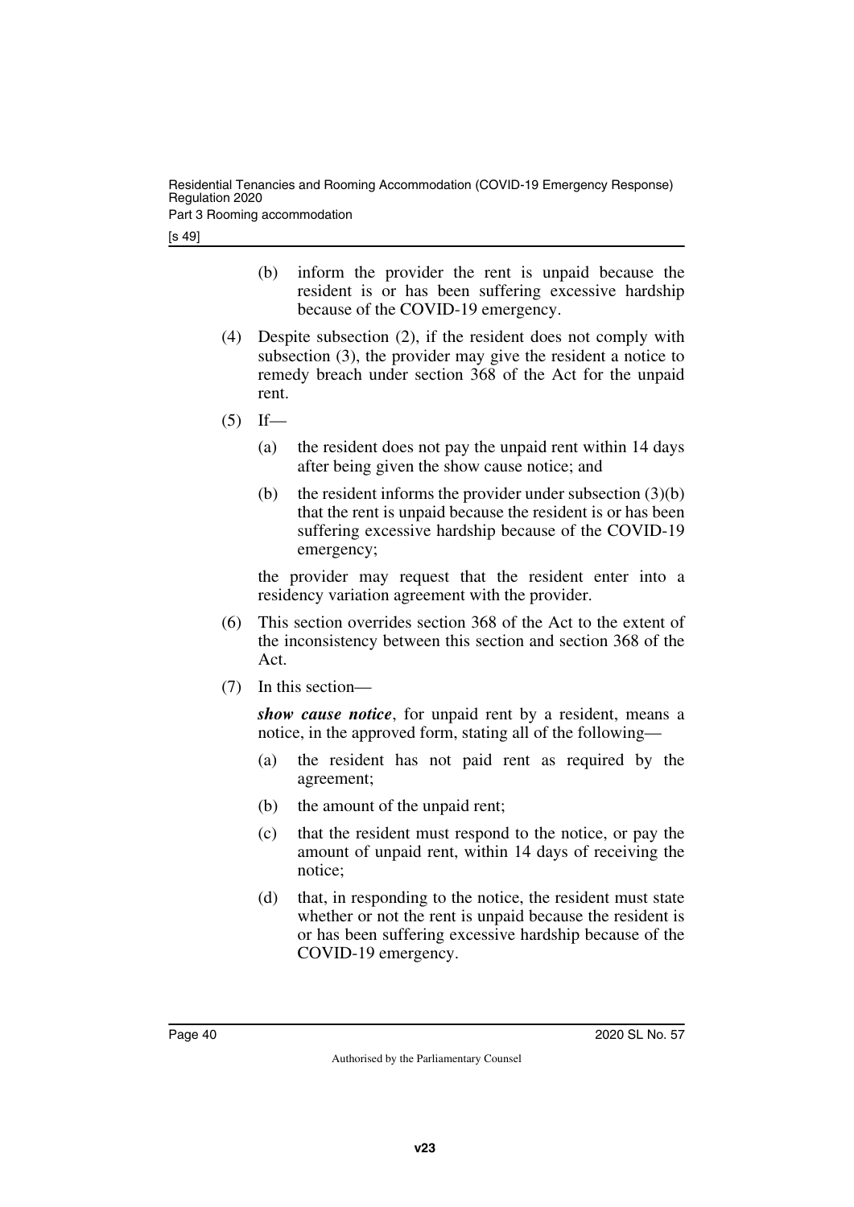(b) inform the provider the rent is unpaid because the resident is or has been suffering excessive hardship because of the COVID-19 emergency.

(4) Despite subsection (2), if the resident does not comply with subsection (3), the provider may give the resident a notice to remedy breach under section 368 of the Act for the unpaid rent.

(5) If—

(a) the resident does not pay the unpaid rent within 14 days after being given the show cause notice; and

(b) the resident informs the provider under subsection (3)(b) that the rent is unpaid because the resident is or has been suffering excessive hardship because of the COVID-19 emergency;

the provider may request that the resident enter into a residency variation agreement with the provider.

(6) This section overrides section 368 of the Act to the extent of the inconsistency between this section and section 368 of the Act.

(7) In this section—

***show cause notice***, for unpaid rent by a resident, means a notice, in the approved form, stating all of the following—

(a) the resident has not paid rent as required by the agreement;

(b) the amount of the unpaid rent;

(c) that the resident must respond to the notice, or pay the amount of unpaid rent, within 14 days of receiving the notice;

(d) that, in responding to the notice, the resident must state whether or not the rent is unpaid because the resident is or has been suffering excessive hardship because of the COVID-19 emergency.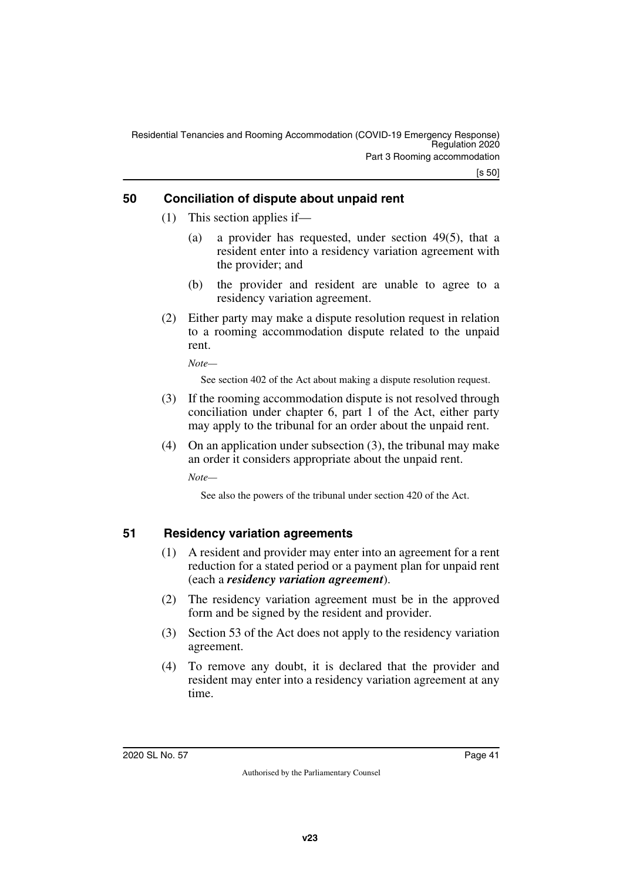## 50 Conciliation of dispute about unpaid rent

(1) This section applies if—

(a) a provider has requested, under section 49(5), that a resident enter into a residency variation agreement with the provider; and

(b) the provider and resident are unable to agree to a residency variation agreement.

(2) Either party may make a dispute resolution request in relation to a rooming accommodation dispute related to the unpaid rent.

*Note—*

See section 402 of the Act about making a dispute resolution request.

(3) If the rooming accommodation dispute is not resolved through conciliation under chapter 6, part 1 of the Act, either party may apply to the tribunal for an order about the unpaid rent.

(4) On an application under subsection (3), the tribunal may make an order it considers appropriate about the unpaid rent.

*Note—*

See also the powers of the tribunal under section 420 of the Act.

## 51 Residency variation agreements

(1) A resident and provider may enter into an agreement for a rent reduction for a stated period or a payment plan for unpaid rent (each a ***residency variation agreement***).

(2) The residency variation agreement must be in the approved form and be signed by the resident and provider.

(3) Section 53 of the Act does not apply to the residency variation agreement.

(4) To remove any doubt, it is declared that the provider and resident may enter into a residency variation agreement at any time.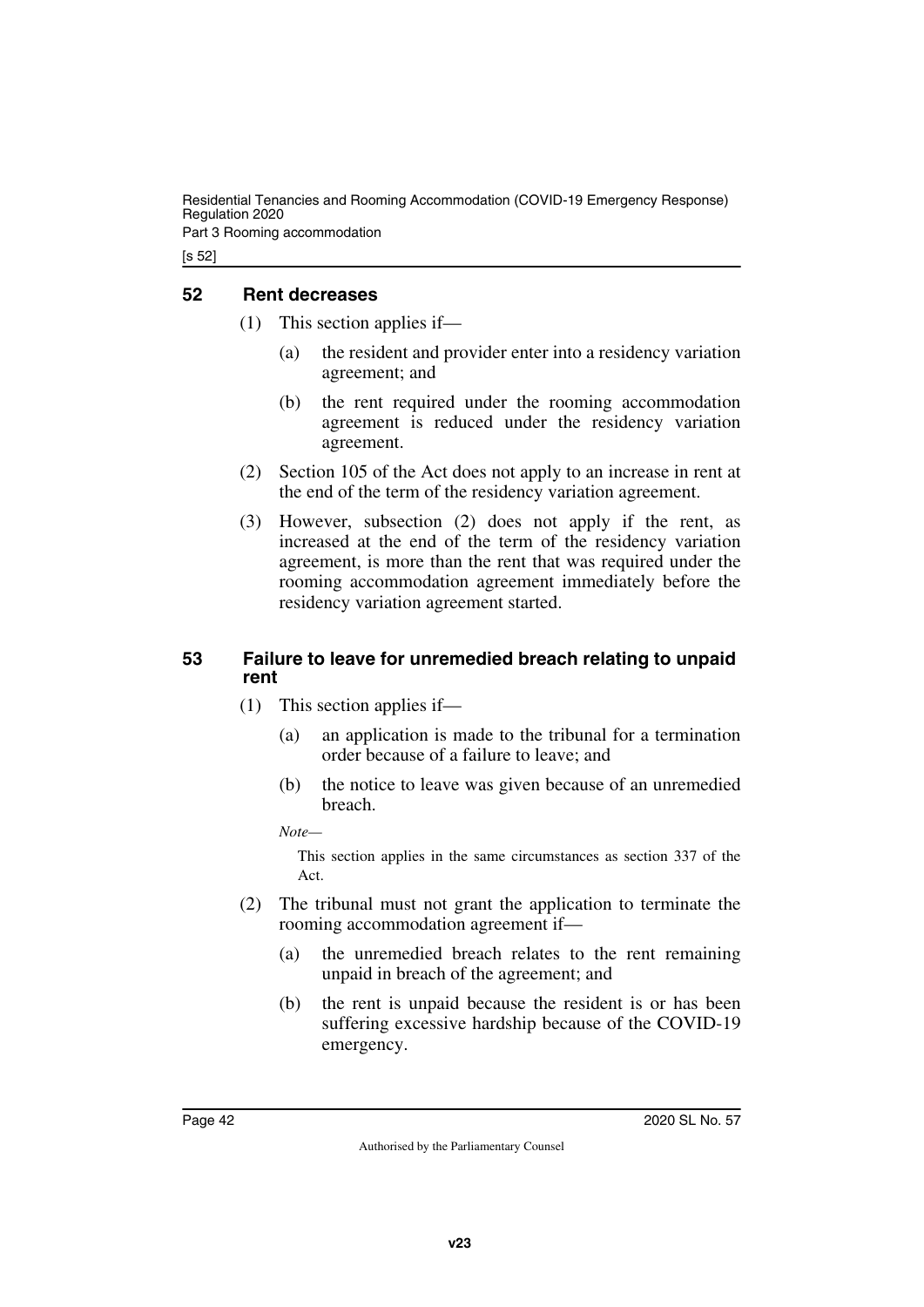## 52 Rent decreases

(1) This section applies if—

(a) the resident and provider enter into a residency variation agreement; and

(b) the rent required under the rooming accommodation agreement is reduced under the residency variation agreement.

(2) Section 105 of the Act does not apply to an increase in rent at the end of the term of the residency variation agreement.

(3) However, subsection (2) does not apply if the rent, as increased at the end of the term of the residency variation agreement, is more than the rent that was required under the rooming accommodation agreement immediately before the residency variation agreement started.

## 53 Failure to leave for unremedied breach relating to unpaid rent

(1) This section applies if—

(a) an application is made to the tribunal for a termination order because of a failure to leave; and

(b) the notice to leave was given because of an unremedied breach.

*Note—*

This section applies in the same circumstances as section 337 of the Act.

(2) The tribunal must not grant the application to terminate the rooming accommodation agreement if—

(a) the unremedied breach relates to the rent remaining unpaid in breach of the agreement; and

(b) the rent is unpaid because the resident is or has been suffering excessive hardship because of the COVID-19 emergency.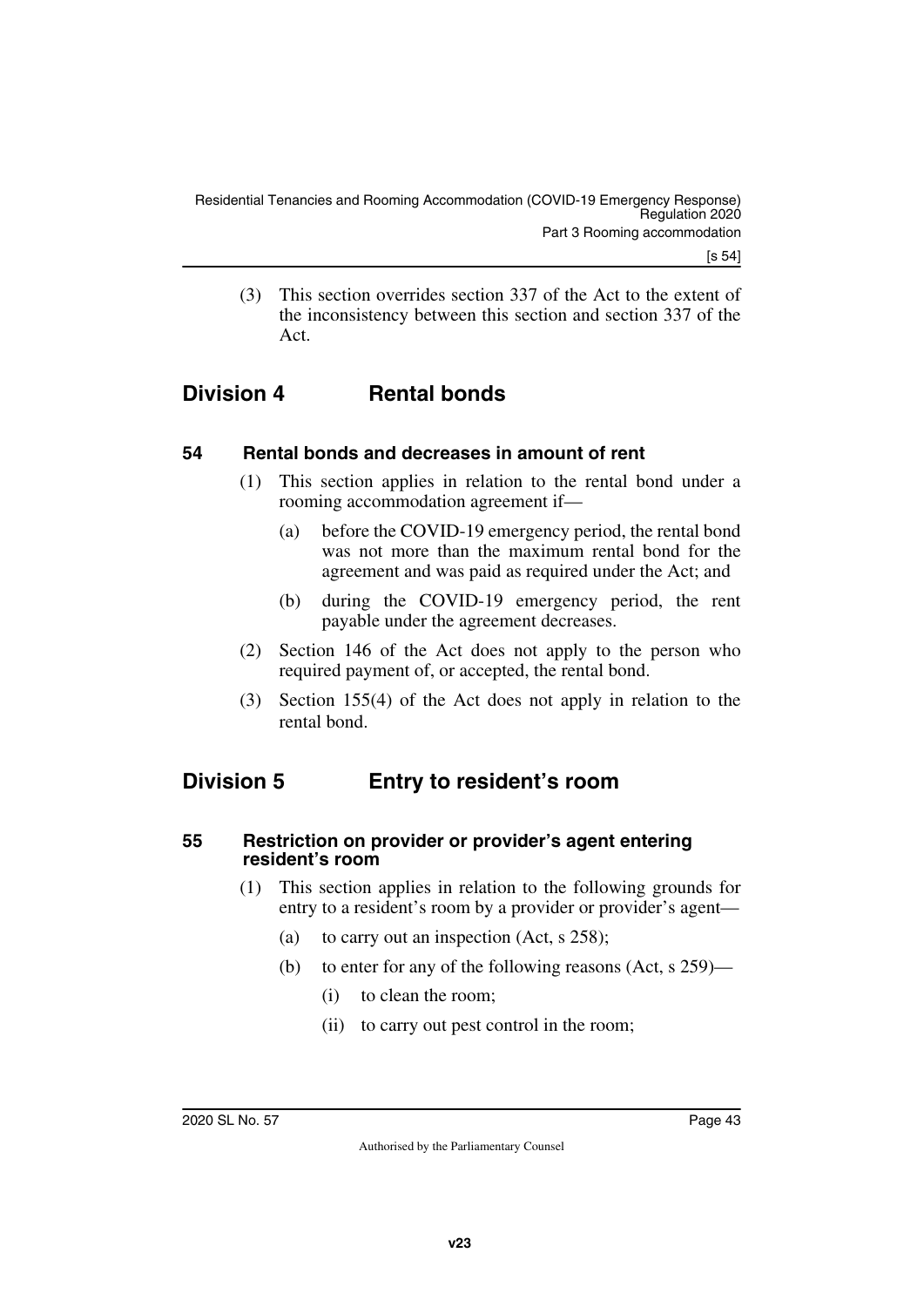(3) This section overrides section 337 of the Act to the extent of the inconsistency between this section and section 337 of the Act.

## Division 4 Rental bonds

### 54 Rental bonds and decreases in amount of rent

(1) This section applies in relation to the rental bond under a rooming accommodation agreement if—

(a) before the COVID-19 emergency period, the rental bond was not more than the maximum rental bond for the agreement and was paid as required under the Act; and

(b) during the COVID-19 emergency period, the rent payable under the agreement decreases.

(2) Section 146 of the Act does not apply to the person who required payment of, or accepted, the rental bond.

(3) Section 155(4) of the Act does not apply in relation to the rental bond.

## Division 5 Entry to resident's room

### 55 Restriction on provider or provider's agent entering resident's room

(1) This section applies in relation to the following grounds for entry to a resident's room by a provider or provider's agent—

(a) to carry out an inspection (Act, s 258);

(b) to enter for any of the following reasons (Act, s 259)—

(i) to clean the room;

(ii) to carry out pest control in the room;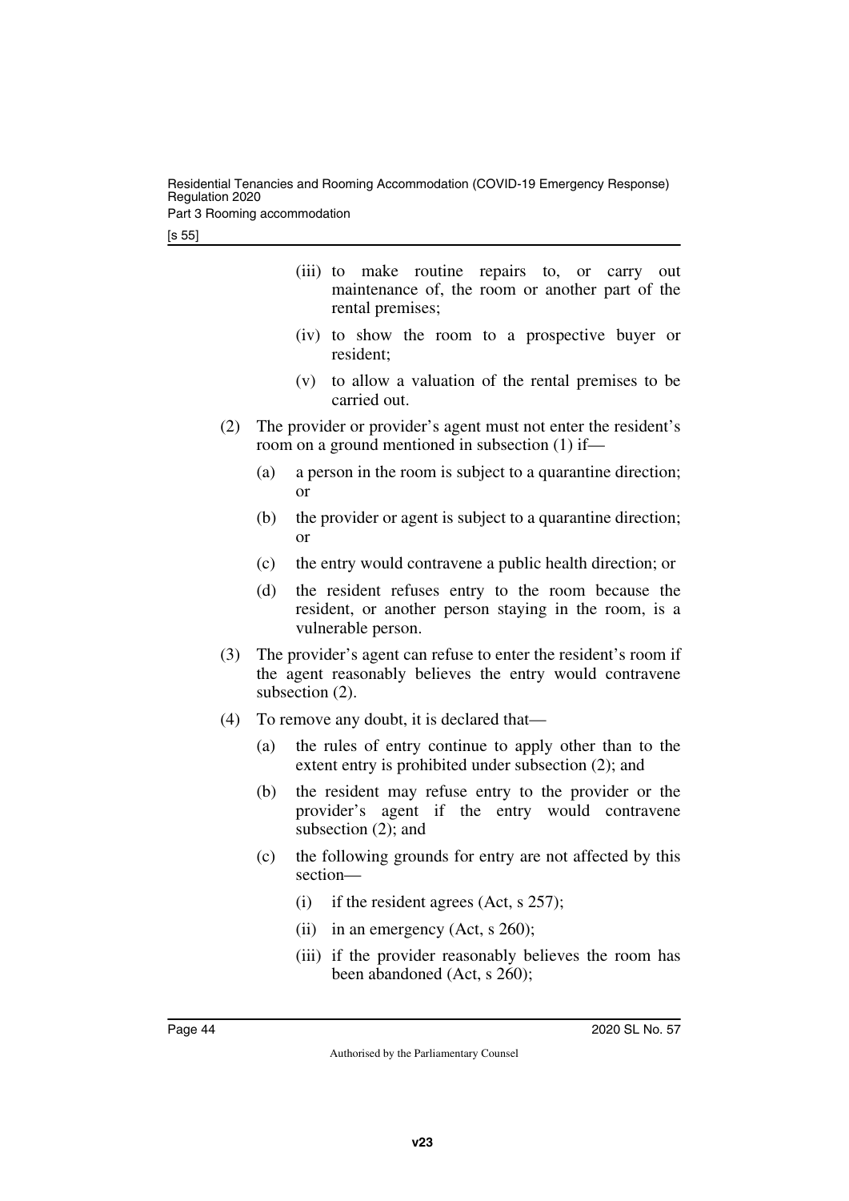(iii) to make routine repairs to, or carry out maintenance of, the room or another part of the rental premises;

(iv) to show the room to a prospective buyer or resident;

(v) to allow a valuation of the rental premises to be carried out.

(2) The provider or provider's agent must not enter the resident's room on a ground mentioned in subsection (1) if—

(a) a person in the room is subject to a quarantine direction; or

(b) the provider or agent is subject to a quarantine direction; or

(c) the entry would contravene a public health direction; or

(d) the resident refuses entry to the room because the resident, or another person staying in the room, is a vulnerable person.

(3) The provider's agent can refuse to enter the resident's room if the agent reasonably believes the entry would contravene subsection (2).

(4) To remove any doubt, it is declared that—

(a) the rules of entry continue to apply other than to the extent entry is prohibited under subsection (2); and

(b) the resident may refuse entry to the provider or the provider's agent if the entry would contravene subsection (2); and

(c) the following grounds for entry are not affected by this section—

(i) if the resident agrees (Act, s 257);

(ii) in an emergency (Act, s 260);

(iii) if the provider reasonably believes the room has been abandoned (Act, s 260);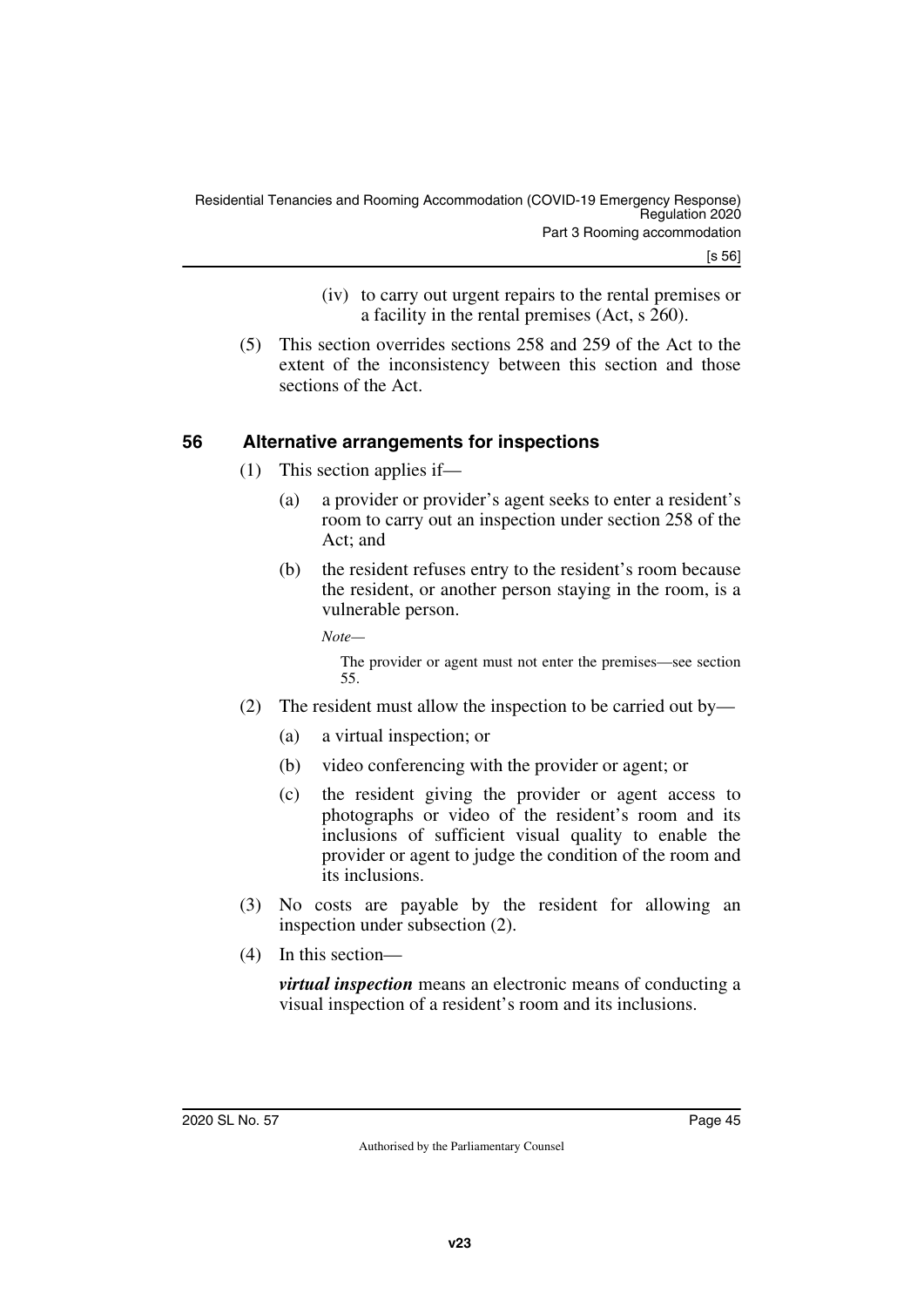(iv) to carry out urgent repairs to the rental premises or a facility in the rental premises (Act, s 260).

(5) This section overrides sections 258 and 259 of the Act to the extent of the inconsistency between this section and those sections of the Act.

## 56 Alternative arrangements for inspections

(1) This section applies if—

(a) a provider or provider's agent seeks to enter a resident's room to carry out an inspection under section 258 of the Act; and

(b) the resident refuses entry to the resident's room because the resident, or another person staying in the room, is a vulnerable person.

*Note—*

The provider or agent must not enter the premises—see section 55.

(2) The resident must allow the inspection to be carried out by—

(a) a virtual inspection; or

(b) video conferencing with the provider or agent; or

(c) the resident giving the provider or agent access to photographs or video of the resident's room and its inclusions of sufficient visual quality to enable the provider or agent to judge the condition of the room and its inclusions.

(3) No costs are payable by the resident for allowing an inspection under subsection (2).

(4) In this section—

***virtual inspection*** means an electronic means of conducting a visual inspection of a resident's room and its inclusions.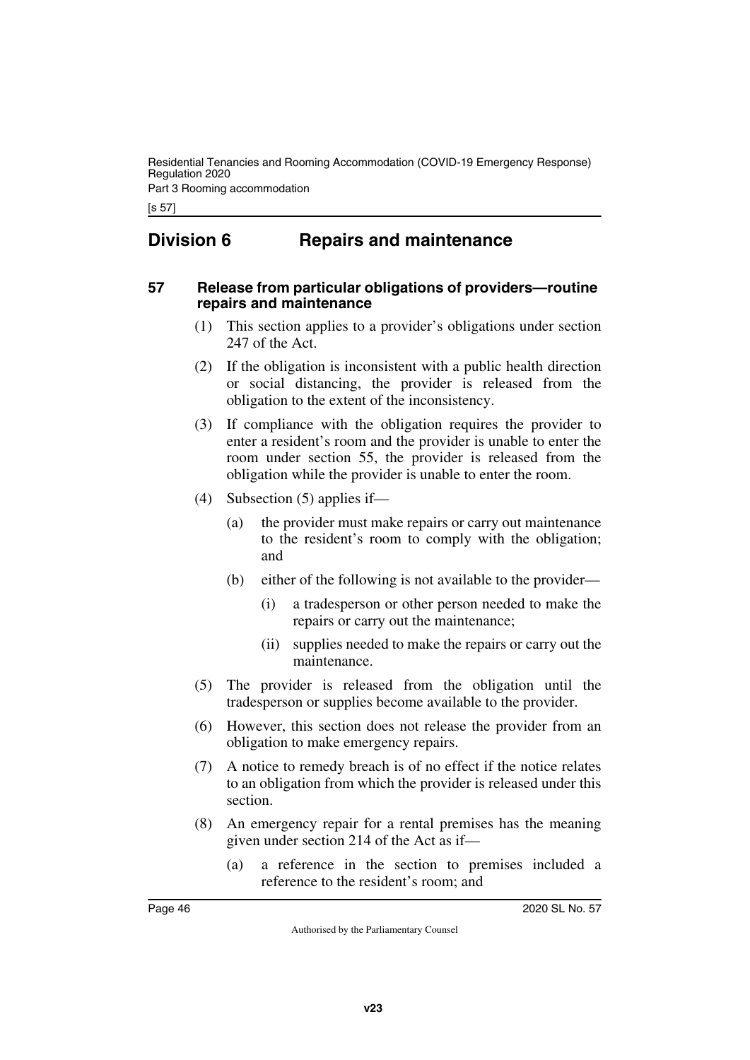## Division 6 Repairs and maintenance

### 57 Release from particular obligations of providers—routine repairs and maintenance

(1) This section applies to a provider's obligations under section 247 of the Act.

(2) If the obligation is inconsistent with a public health direction or social distancing, the provider is released from the obligation to the extent of the inconsistency.

(3) If compliance with the obligation requires the provider to enter a resident's room and the provider is unable to enter the room under section 55, the provider is released from the obligation while the provider is unable to enter the room.

(4) Subsection (5) applies if—

(a) the provider must make repairs or carry out maintenance to the resident's room to comply with the obligation; and

(b) either of the following is not available to the provider—

(i) a tradesperson or other person needed to make the repairs or carry out the maintenance;

(ii) supplies needed to make the repairs or carry out the maintenance.

(5) The provider is released from the obligation until the tradesperson or supplies become available to the provider.

(6) However, this section does not release the provider from an obligation to make emergency repairs.

(7) A notice to remedy breach is of no effect if the notice relates to an obligation from which the provider is released under this section.

(8) An emergency repair for a rental premises has the meaning given under section 214 of the Act as if—

(a) a reference in the section to premises included a reference to the resident's room; and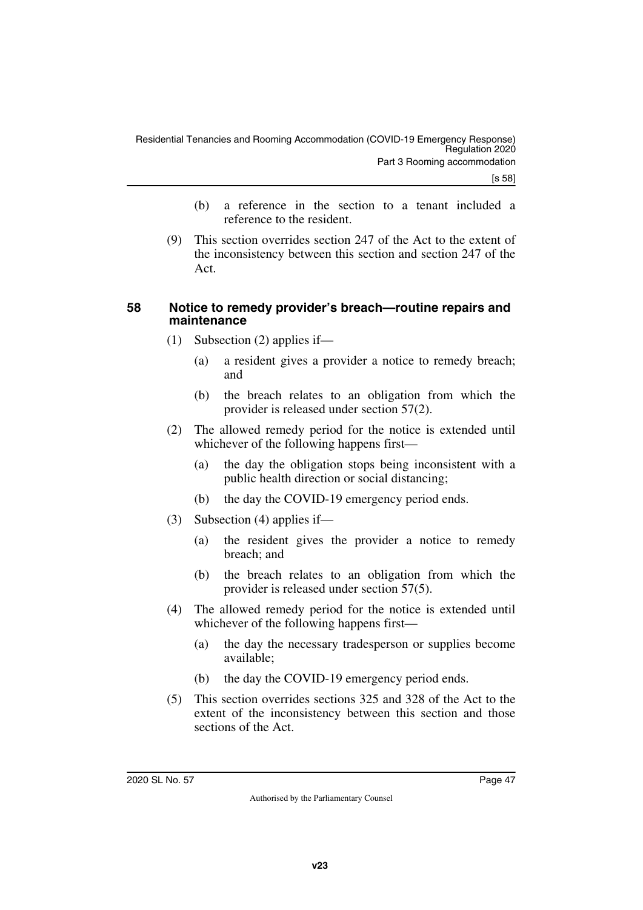(b) a reference in the section to a tenant included a reference to the resident.

(9) This section overrides section 247 of the Act to the extent of the inconsistency between this section and section 247 of the Act.

### 58 Notice to remedy provider's breach—routine repairs and maintenance

(1) Subsection (2) applies if—

(a) a resident gives a provider a notice to remedy breach; and

(b) the breach relates to an obligation from which the provider is released under section 57(2).

(2) The allowed remedy period for the notice is extended until whichever of the following happens first—

(a) the day the obligation stops being inconsistent with a public health direction or social distancing;

(b) the day the COVID-19 emergency period ends.

(3) Subsection (4) applies if—

(a) the resident gives the provider a notice to remedy breach; and

(b) the breach relates to an obligation from which the provider is released under section 57(5).

(4) The allowed remedy period for the notice is extended until whichever of the following happens first—

(a) the day the necessary tradesperson or supplies become available;

(b) the day the COVID-19 emergency period ends.

(5) This section overrides sections 325 and 328 of the Act to the extent of the inconsistency between this section and those sections of the Act.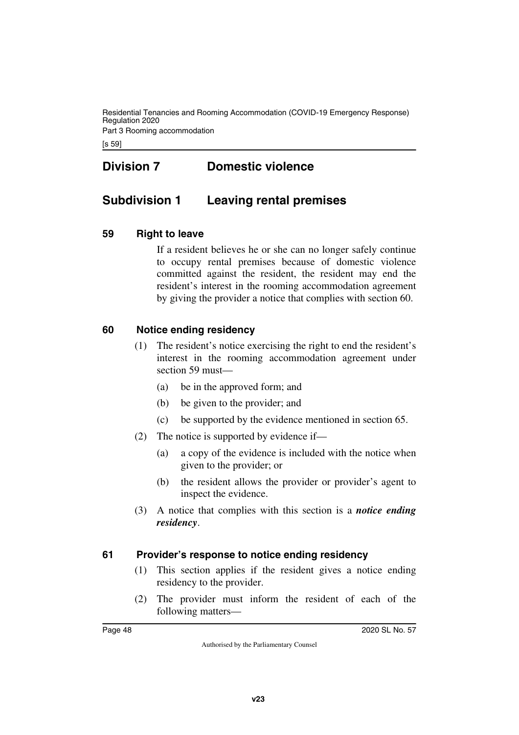## Division 7 Domestic violence

### Subdivision 1 Leaving rental premises

#### 59 Right to leave

If a resident believes he or she can no longer safely continue to occupy rental premises because of domestic violence committed against the resident, the resident may end the resident's interest in the rooming accommodation agreement by giving the provider a notice that complies with section 60.

#### 60 Notice ending residency

(1) The resident's notice exercising the right to end the resident's interest in the rooming accommodation agreement under section 59 must—

(a) be in the approved form; and

(b) be given to the provider; and

(c) be supported by the evidence mentioned in section 65.

(2) The notice is supported by evidence if—

(a) a copy of the evidence is included with the notice when given to the provider; or

(b) the resident allows the provider or provider's agent to inspect the evidence.

(3) A notice that complies with this section is a ***notice ending residency***.

#### 61 Provider's response to notice ending residency

(1) This section applies if the resident gives a notice ending residency to the provider.

(2) The provider must inform the resident of each of the following matters—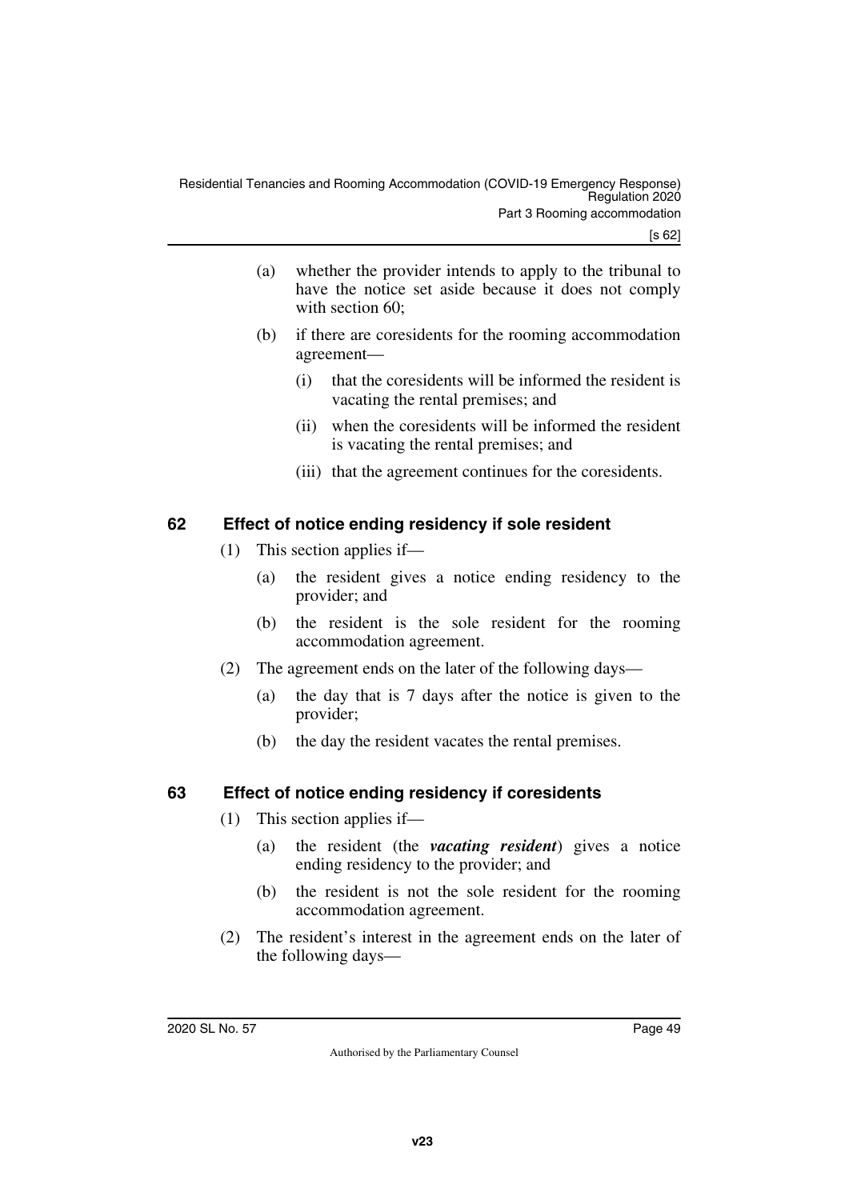(a) whether the provider intends to apply to the tribunal to have the notice set aside because it does not comply with section 60;

(b) if there are coresidents for the rooming accommodation agreement—

 (i) that the coresidents will be informed the resident is vacating the rental premises; and

 (ii) when the coresidents will be informed the resident is vacating the rental premises; and

 (iii) that the agreement continues for the coresidents.

## 62 Effect of notice ending residency if sole resident

(1) This section applies if—

 (a) the resident gives a notice ending residency to the provider; and

 (b) the resident is the sole resident for the rooming accommodation agreement.

(2) The agreement ends on the later of the following days—

 (a) the day that is 7 days after the notice is given to the provider;

 (b) the day the resident vacates the rental premises.

## 63 Effect of notice ending residency if coresidents

(1) This section applies if—

 (a) the resident (the ***vacating resident***) gives a notice ending residency to the provider; and

 (b) the resident is not the sole resident for the rooming accommodation agreement.

(2) The resident's interest in the agreement ends on the later of the following days—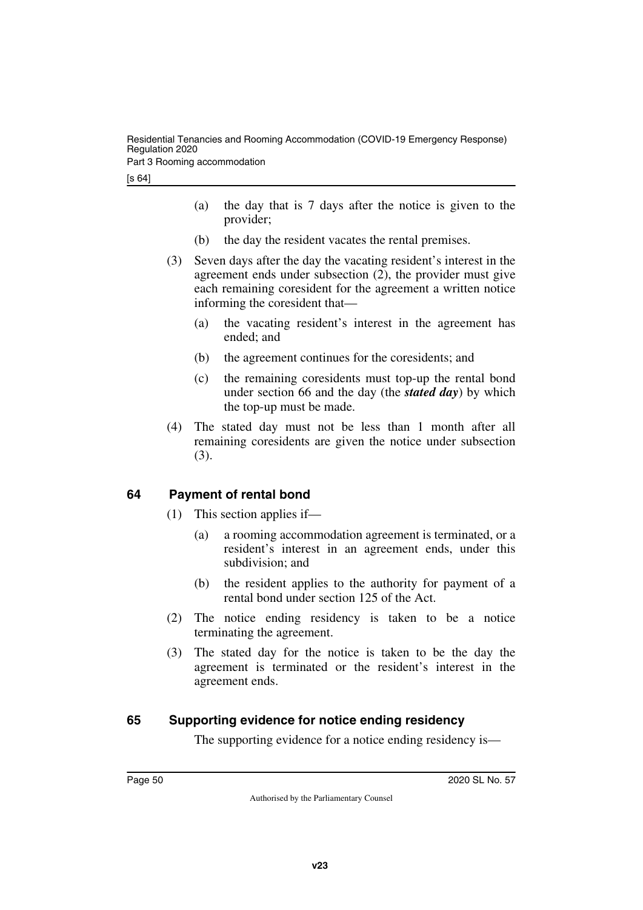(a) the day that is 7 days after the notice is given to the provider;

(b) the day the resident vacates the rental premises.

(3) Seven days after the day the vacating resident's interest in the agreement ends under subsection (2), the provider must give each remaining coresident for the agreement a written notice informing the coresident that—

(a) the vacating resident's interest in the agreement has ended; and

(b) the agreement continues for the coresidents; and

(c) the remaining coresidents must top-up the rental bond under section 66 and the day (the ***stated day***) by which the top-up must be made.

(4) The stated day must not be less than 1 month after all remaining coresidents are given the notice under subsection (3).

## 64 Payment of rental bond

(1) This section applies if—

(a) a rooming accommodation agreement is terminated, or a resident's interest in an agreement ends, under this subdivision; and

(b) the resident applies to the authority for payment of a rental bond under section 125 of the Act.

(2) The notice ending residency is taken to be a notice terminating the agreement.

(3) The stated day for the notice is taken to be the day the agreement is terminated or the resident's interest in the agreement ends.

## 65 Supporting evidence for notice ending residency

The supporting evidence for a notice ending residency is—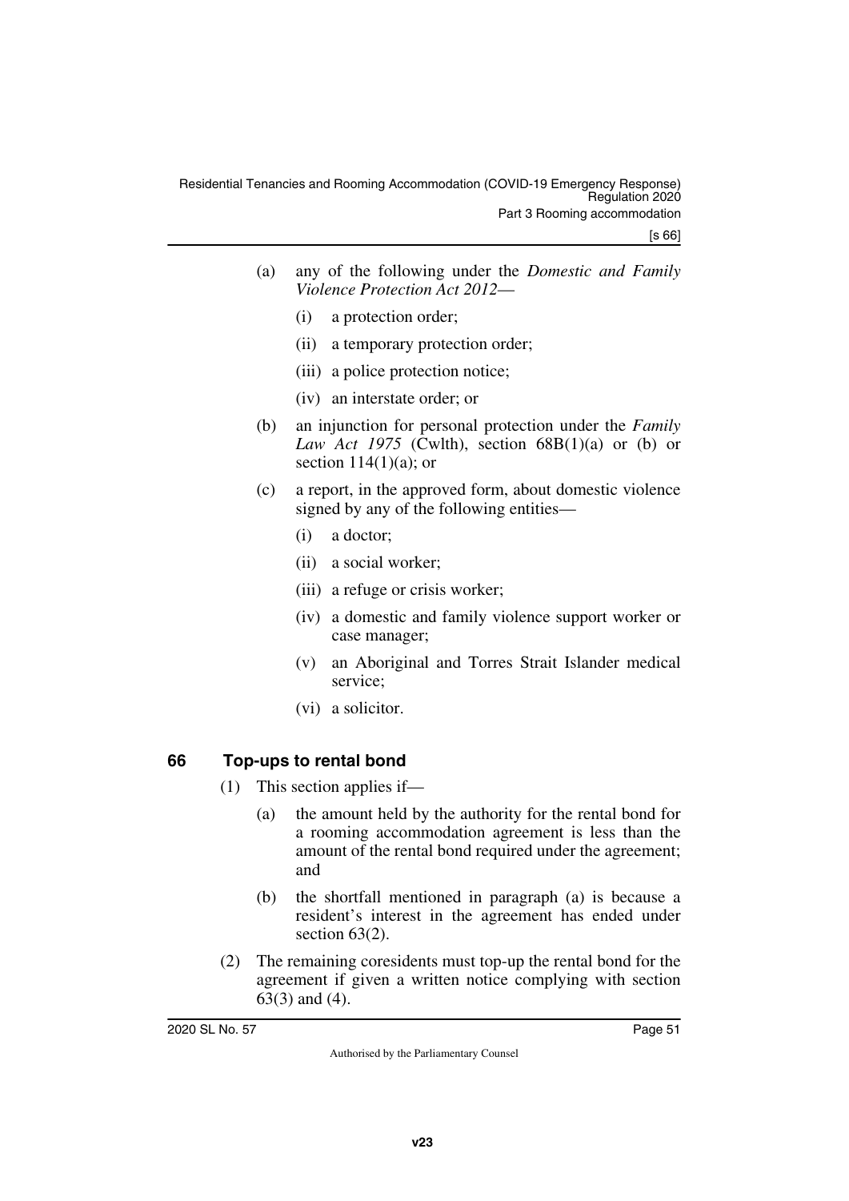(a) any of the following under the *Domestic and Family Violence Protection Act 2012*—

  (i) a protection order;

  (ii) a temporary protection order;

  (iii) a police protection notice;

  (iv) an interstate order; or

(b) an injunction for personal protection under the *Family Law Act 1975* (Cwlth), section 68B(1)(a) or (b) or section 114(1)(a); or

(c) a report, in the approved form, about domestic violence signed by any of the following entities—

  (i) a doctor;

  (ii) a social worker;

  (iii) a refuge or crisis worker;

  (iv) a domestic and family violence support worker or case manager;

  (v) an Aboriginal and Torres Strait Islander medical service;

  (vi) a solicitor.

## 66 Top-ups to rental bond

(1) This section applies if—

  (a) the amount held by the authority for the rental bond for a rooming accommodation agreement is less than the amount of the rental bond required under the agreement; and

  (b) the shortfall mentioned in paragraph (a) is because a resident's interest in the agreement has ended under section 63(2).

(2) The remaining coresidents must top-up the rental bond for the agreement if given a written notice complying with section 63(3) and (4).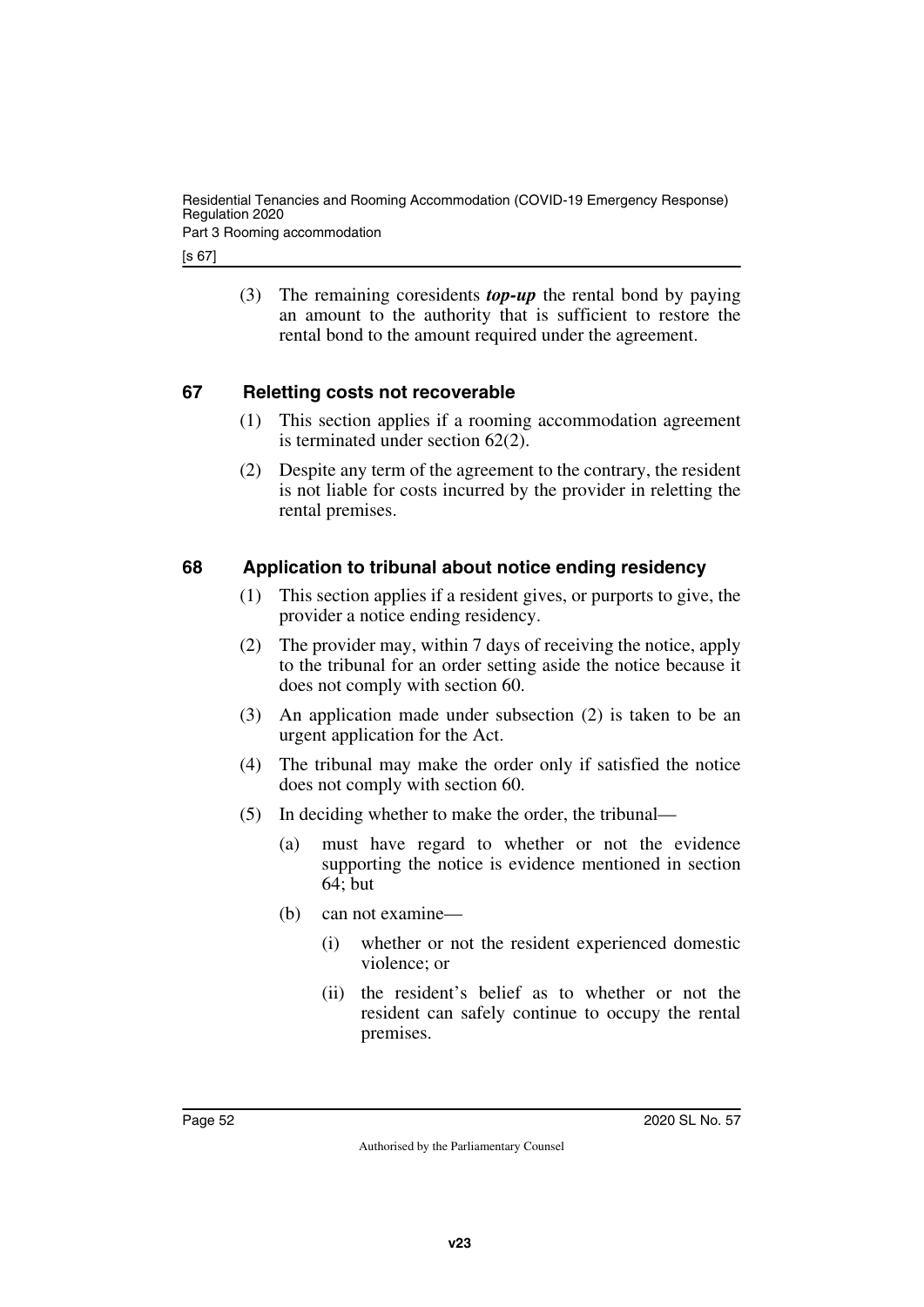(3) The remaining coresidents ***top-up*** the rental bond by paying an amount to the authority that is sufficient to restore the rental bond to the amount required under the agreement.

## 67 Reletting costs not recoverable

(1) This section applies if a rooming accommodation agreement is terminated under section 62(2).

(2) Despite any term of the agreement to the contrary, the resident is not liable for costs incurred by the provider in reletting the rental premises.

## 68 Application to tribunal about notice ending residency

(1) This section applies if a resident gives, or purports to give, the provider a notice ending residency.

(2) The provider may, within 7 days of receiving the notice, apply to the tribunal for an order setting aside the notice because it does not comply with section 60.

(3) An application made under subsection (2) is taken to be an urgent application for the Act.

(4) The tribunal may make the order only if satisfied the notice does not comply with section 60.

(5) In deciding whether to make the order, the tribunal—

(a) must have regard to whether or not the evidence supporting the notice is evidence mentioned in section 64; but

(b) can not examine—

(i) whether or not the resident experienced domestic violence; or

(ii) the resident's belief as to whether or not the resident can safely continue to occupy the rental premises.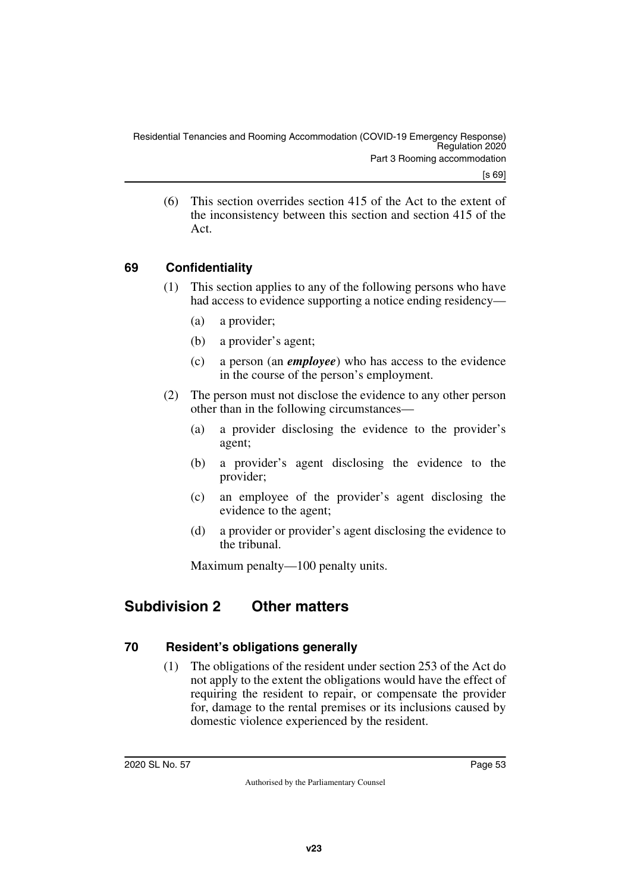(6) This section overrides section 415 of the Act to the extent of the inconsistency between this section and section 415 of the Act.

### 69 Confidentiality

(1) This section applies to any of the following persons who have had access to evidence supporting a notice ending residency—

(a) a provider;

(b) a provider's agent;

(c) a person (an ***employee***) who has access to the evidence in the course of the person's employment.

(2) The person must not disclose the evidence to any other person other than in the following circumstances—

(a) a provider disclosing the evidence to the provider's agent;

(b) a provider's agent disclosing the evidence to the provider;

(c) an employee of the provider's agent disclosing the evidence to the agent;

(d) a provider or provider's agent disclosing the evidence to the tribunal.

Maximum penalty—100 penalty units.

## Subdivision 2 Other matters

### 70 Resident's obligations generally

(1) The obligations of the resident under section 253 of the Act do not apply to the extent the obligations would have the effect of requiring the resident to repair, or compensate the provider for, damage to the rental premises or its inclusions caused by domestic violence experienced by the resident.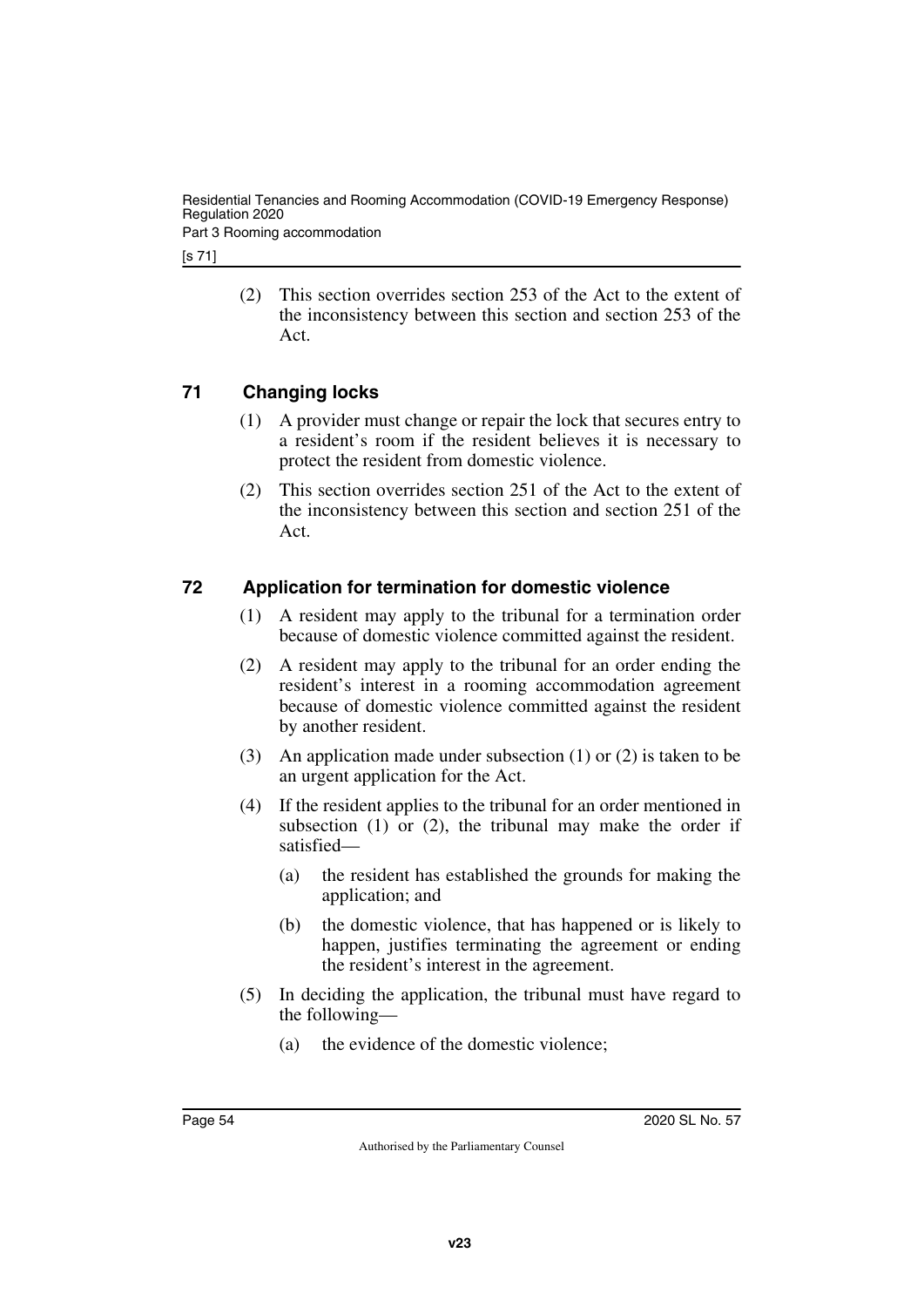(2) This section overrides section 253 of the Act to the extent of the inconsistency between this section and section 253 of the Act.

## 71 Changing locks

(1) A provider must change or repair the lock that secures entry to a resident's room if the resident believes it is necessary to protect the resident from domestic violence.

(2) This section overrides section 251 of the Act to the extent of the inconsistency between this section and section 251 of the Act.

## 72 Application for termination for domestic violence

(1) A resident may apply to the tribunal for a termination order because of domestic violence committed against the resident.

(2) A resident may apply to the tribunal for an order ending the resident's interest in a rooming accommodation agreement because of domestic violence committed against the resident by another resident.

(3) An application made under subsection (1) or (2) is taken to be an urgent application for the Act.

(4) If the resident applies to the tribunal for an order mentioned in subsection (1) or (2), the tribunal may make the order if satisfied—

(a) the resident has established the grounds for making the application; and

(b) the domestic violence, that has happened or is likely to happen, justifies terminating the agreement or ending the resident's interest in the agreement.

(5) In deciding the application, the tribunal must have regard to the following—

(a) the evidence of the domestic violence;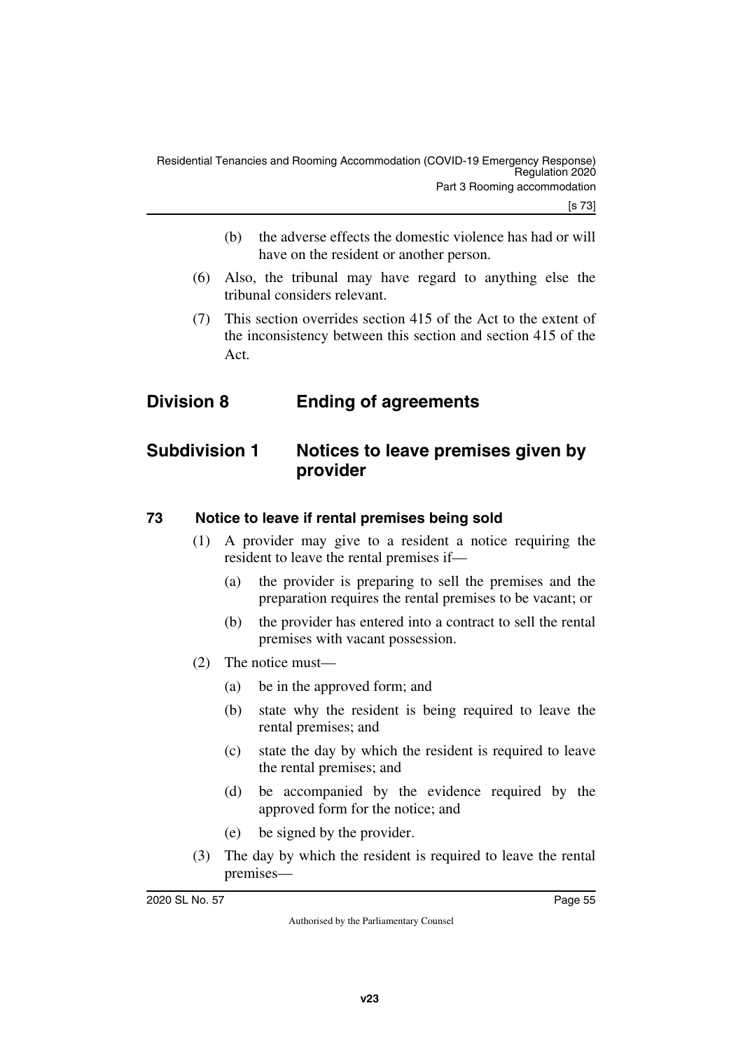(b) the adverse effects the domestic violence has had or will have on the resident or another person.

(6) Also, the tribunal may have regard to anything else the tribunal considers relevant.

(7) This section overrides section 415 of the Act to the extent of the inconsistency between this section and section 415 of the Act.

## Division 8 Ending of agreements

### Subdivision 1 Notices to leave premises given by provider

#### 73 Notice to leave if rental premises being sold

(1) A provider may give to a resident a notice requiring the resident to leave the rental premises if—

(a) the provider is preparing to sell the premises and the preparation requires the rental premises to be vacant; or

(b) the provider has entered into a contract to sell the rental premises with vacant possession.

(2) The notice must—

(a) be in the approved form; and

(b) state why the resident is being required to leave the rental premises; and

(c) state the day by which the resident is required to leave the rental premises; and

(d) be accompanied by the evidence required by the approved form for the notice; and

(e) be signed by the provider.

(3) The day by which the resident is required to leave the rental premises—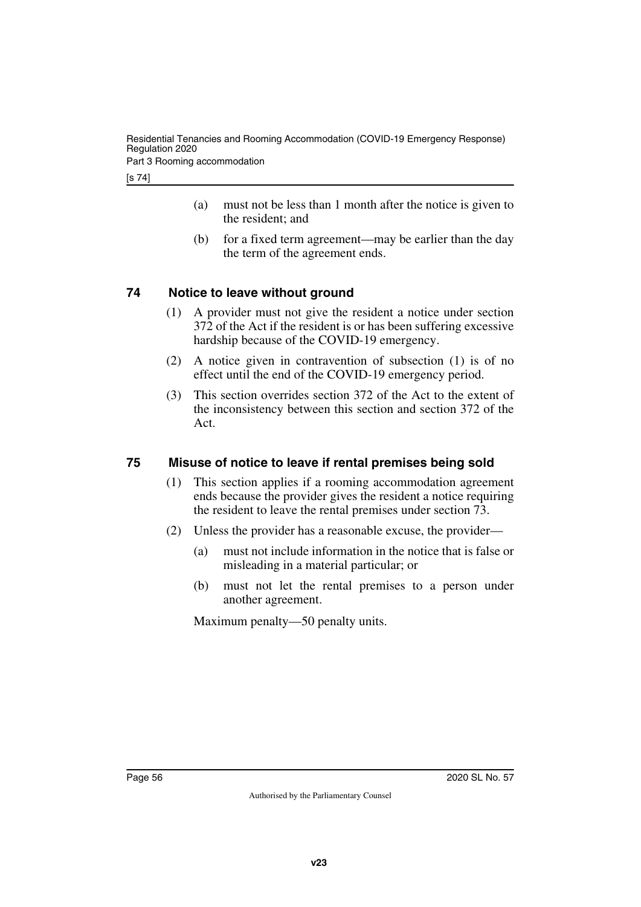(a) must not be less than 1 month after the notice is given to the resident; and

(b) for a fixed term agreement—may be earlier than the day the term of the agreement ends.

## 74 Notice to leave without ground

(1) A provider must not give the resident a notice under section 372 of the Act if the resident is or has been suffering excessive hardship because of the COVID-19 emergency.

(2) A notice given in contravention of subsection (1) is of no effect until the end of the COVID-19 emergency period.

(3) This section overrides section 372 of the Act to the extent of the inconsistency between this section and section 372 of the Act.

## 75 Misuse of notice to leave if rental premises being sold

(1) This section applies if a rooming accommodation agreement ends because the provider gives the resident a notice requiring the resident to leave the rental premises under section 73.

(2) Unless the provider has a reasonable excuse, the provider—

(a) must not include information in the notice that is false or misleading in a material particular; or

(b) must not let the rental premises to a person under another agreement.

Maximum penalty—50 penalty units.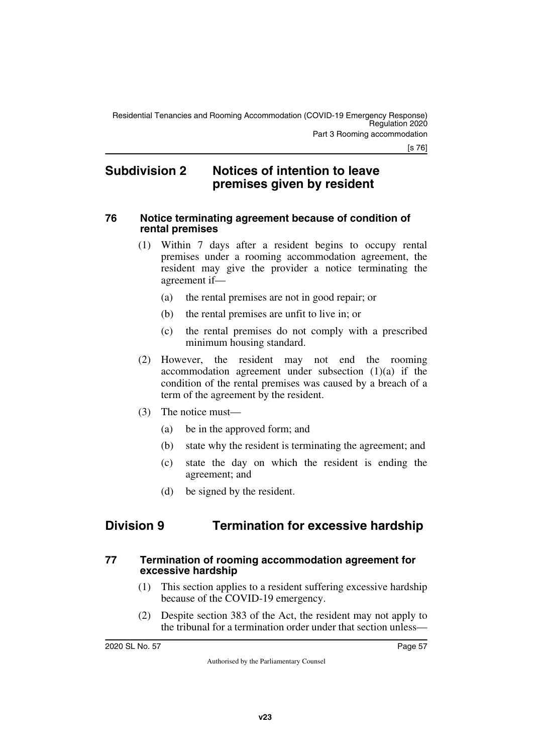## Subdivision 2 Notices of intention to leave premises given by resident

### 76 Notice terminating agreement because of condition of rental premises

(1) Within 7 days after a resident begins to occupy rental premises under a rooming accommodation agreement, the resident may give the provider a notice terminating the agreement if—

(a) the rental premises are not in good repair; or

(b) the rental premises are unfit to live in; or

(c) the rental premises do not comply with a prescribed minimum housing standard.

(2) However, the resident may not end the rooming accommodation agreement under subsection (1)(a) if the condition of the rental premises was caused by a breach of a term of the agreement by the resident.

(3) The notice must—

(a) be in the approved form; and

(b) state why the resident is terminating the agreement; and

(c) state the day on which the resident is ending the agreement; and

(d) be signed by the resident.

## Division 9 Termination for excessive hardship

### 77 Termination of rooming accommodation agreement for excessive hardship

(1) This section applies to a resident suffering excessive hardship because of the COVID-19 emergency.

(2) Despite section 383 of the Act, the resident may not apply to the tribunal for a termination order under that section unless—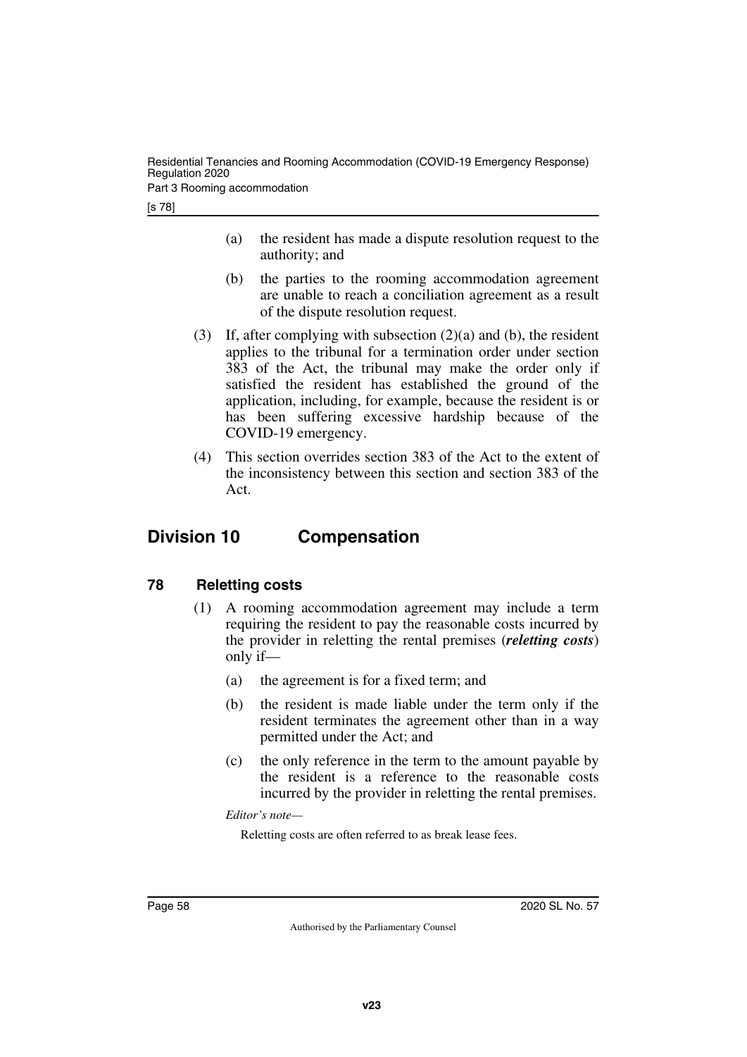(a) the resident has made a dispute resolution request to the authority; and

(b) the parties to the rooming accommodation agreement are unable to reach a conciliation agreement as a result of the dispute resolution request.

(3) If, after complying with subsection (2)(a) and (b), the resident applies to the tribunal for a termination order under section 383 of the Act, the tribunal may make the order only if satisfied the resident has established the ground of the application, including, for example, because the resident is or has been suffering excessive hardship because of the COVID-19 emergency.

(4) This section overrides section 383 of the Act to the extent of the inconsistency between this section and section 383 of the Act.

## Division 10 Compensation

### 78 Reletting costs

(1) A rooming accommodation agreement may include a term requiring the resident to pay the reasonable costs incurred by the provider in reletting the rental premises (***reletting costs***) only if—

(a) the agreement is for a fixed term; and

(b) the resident is made liable under the term only if the resident terminates the agreement other than in a way permitted under the Act; and

(c) the only reference in the term to the amount payable by the resident is a reference to the reasonable costs incurred by the provider in reletting the rental premises.

*Editor's note—*

Reletting costs are often referred to as break lease fees.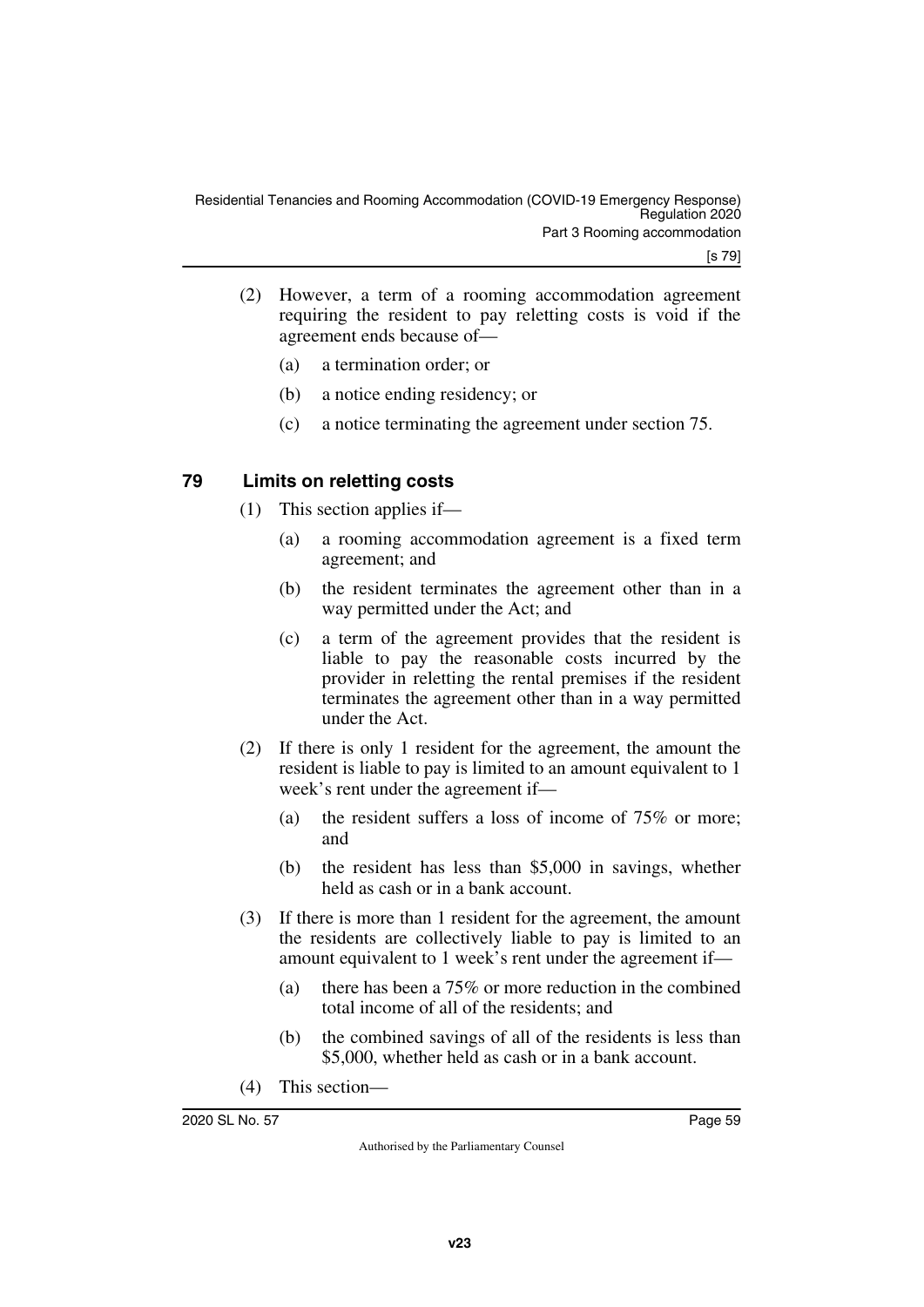(2) However, a term of a rooming accommodation agreement requiring the resident to pay reletting costs is void if the agreement ends because of—

(a) a termination order; or

(b) a notice ending residency; or

(c) a notice terminating the agreement under section 75.

## 79 Limits on reletting costs

(1) This section applies if—

(a) a rooming accommodation agreement is a fixed term agreement; and

(b) the resident terminates the agreement other than in a way permitted under the Act; and

(c) a term of the agreement provides that the resident is liable to pay the reasonable costs incurred by the provider in reletting the rental premises if the resident terminates the agreement other than in a way permitted under the Act.

(2) If there is only 1 resident for the agreement, the amount the resident is liable to pay is limited to an amount equivalent to 1 week's rent under the agreement if—

(a) the resident suffers a loss of income of 75% or more; and

(b) the resident has less than $5,000 in savings, whether held as cash or in a bank account.

(3) If there is more than 1 resident for the agreement, the amount the residents are collectively liable to pay is limited to an amount equivalent to 1 week's rent under the agreement if—

(a) there has been a 75% or more reduction in the combined total income of all of the residents; and

(b) the combined savings of all of the residents is less than $5,000, whether held as cash or in a bank account.

(4) This section—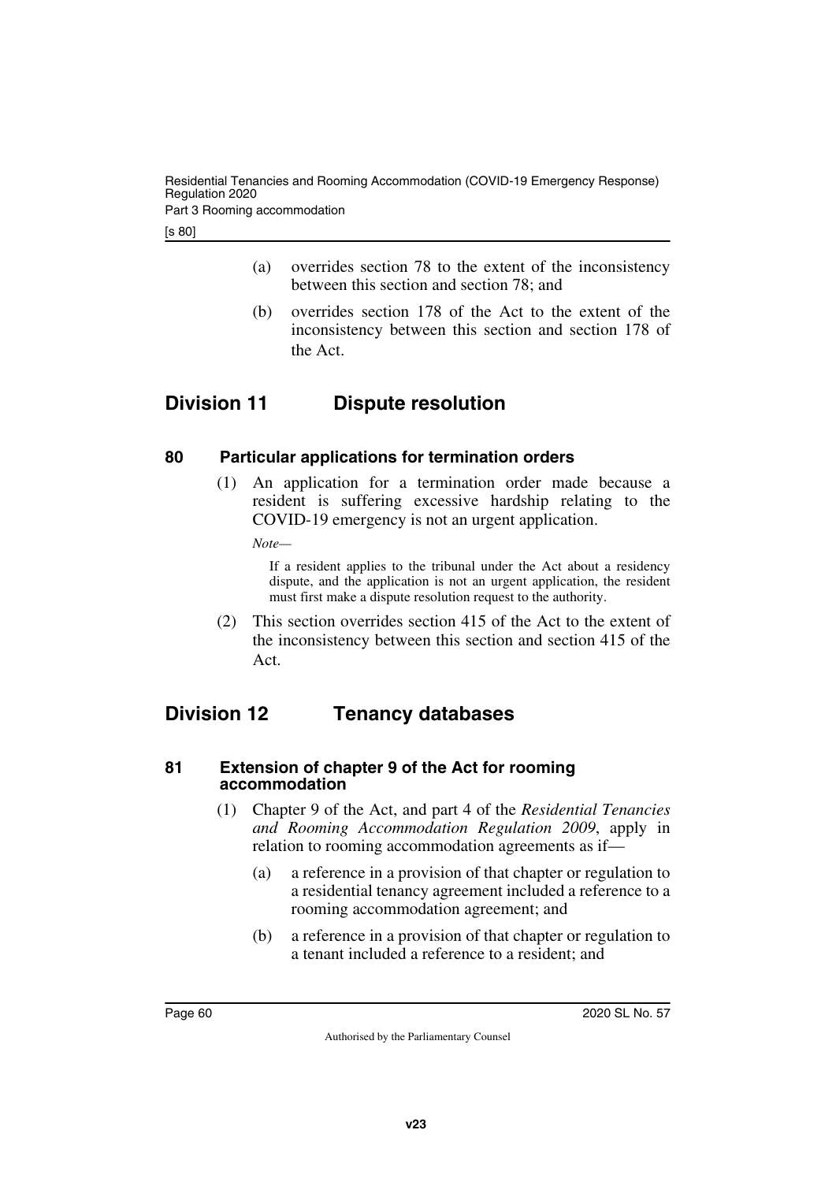(a) overrides section 78 to the extent of the inconsistency between this section and section 78; and

(b) overrides section 178 of the Act to the extent of the inconsistency between this section and section 178 of the Act.

## Division 11 Dispute resolution

### 80 Particular applications for termination orders

(1) An application for a termination order made because a resident is suffering excessive hardship relating to the COVID-19 emergency is not an urgent application.

*Note—*

If a resident applies to the tribunal under the Act about a residency dispute, and the application is not an urgent application, the resident must first make a dispute resolution request to the authority.

(2) This section overrides section 415 of the Act to the extent of the inconsistency between this section and section 415 of the Act.

## Division 12 Tenancy databases

### 81 Extension of chapter 9 of the Act for rooming accommodation

(1) Chapter 9 of the Act, and part 4 of the *Residential Tenancies and Rooming Accommodation Regulation 2009*, apply in relation to rooming accommodation agreements as if—

(a) a reference in a provision of that chapter or regulation to a residential tenancy agreement included a reference to a rooming accommodation agreement; and

(b) a reference in a provision of that chapter or regulation to a tenant included a reference to a resident; and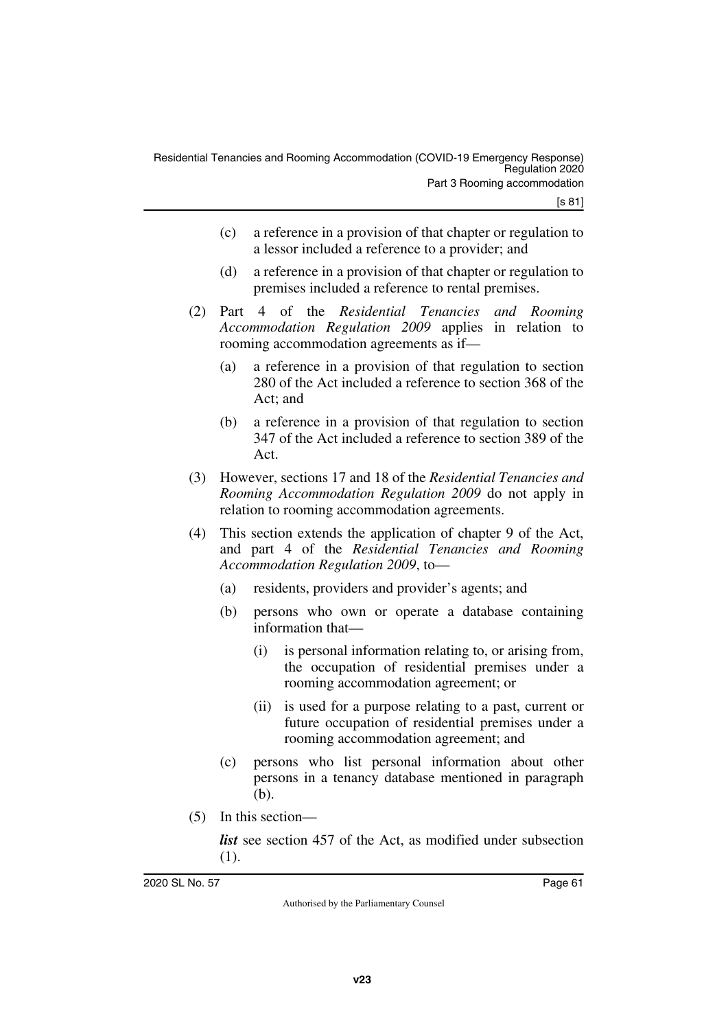(c) a reference in a provision of that chapter or regulation to a lessor included a reference to a provider; and

(d) a reference in a provision of that chapter or regulation to premises included a reference to rental premises.

(2) Part 4 of the *Residential Tenancies and Rooming Accommodation Regulation 2009* applies in relation to rooming accommodation agreements as if—

(a) a reference in a provision of that regulation to section 280 of the Act included a reference to section 368 of the Act; and

(b) a reference in a provision of that regulation to section 347 of the Act included a reference to section 389 of the Act.

(3) However, sections 17 and 18 of the *Residential Tenancies and Rooming Accommodation Regulation 2009* do not apply in relation to rooming accommodation agreements.

(4) This section extends the application of chapter 9 of the Act, and part 4 of the *Residential Tenancies and Rooming Accommodation Regulation 2009*, to—

(a) residents, providers and provider's agents; and

(b) persons who own or operate a database containing information that—

(i) is personal information relating to, or arising from, the occupation of residential premises under a rooming accommodation agreement; or

(ii) is used for a purpose relating to a past, current or future occupation of residential premises under a rooming accommodation agreement; and

(c) persons who list personal information about other persons in a tenancy database mentioned in paragraph (b).

(5) In this section—

***list*** see section 457 of the Act, as modified under subsection (1).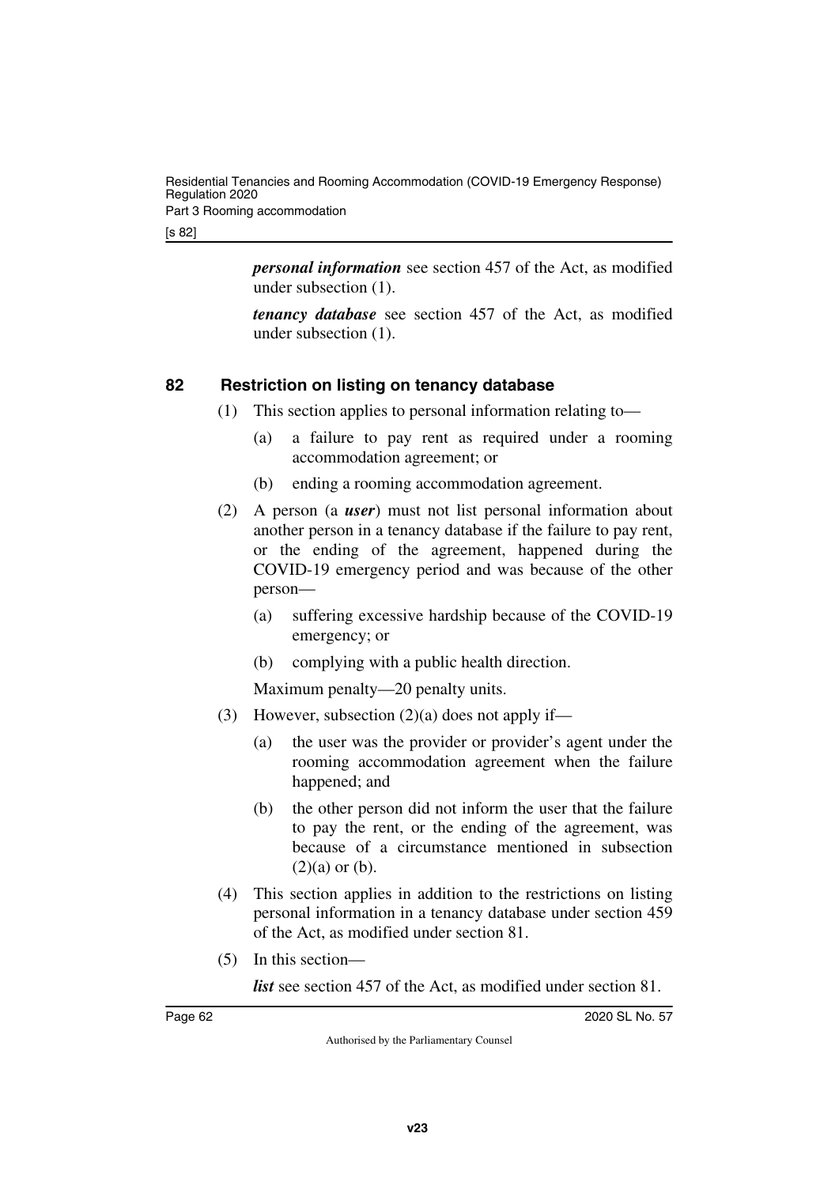***personal information*** see section 457 of the Act, as modified under subsection (1).

***tenancy database*** see section 457 of the Act, as modified under subsection (1).

## 82 Restriction on listing on tenancy database

(1) This section applies to personal information relating to—

(a) a failure to pay rent as required under a rooming accommodation agreement; or

(b) ending a rooming accommodation agreement.

(2) A person (a ***user***) must not list personal information about another person in a tenancy database if the failure to pay rent, or the ending of the agreement, happened during the COVID-19 emergency period and was because of the other person—

(a) suffering excessive hardship because of the COVID-19 emergency; or

(b) complying with a public health direction.

Maximum penalty—20 penalty units.

(3) However, subsection (2)(a) does not apply if—

(a) the user was the provider or provider's agent under the rooming accommodation agreement when the failure happened; and

(b) the other person did not inform the user that the failure to pay the rent, or the ending of the agreement, was because of a circumstance mentioned in subsection (2)(a) or (b).

(4) This section applies in addition to the restrictions on listing personal information in a tenancy database under section 459 of the Act, as modified under section 81.

(5) In this section—

***list*** see section 457 of the Act, as modified under section 81.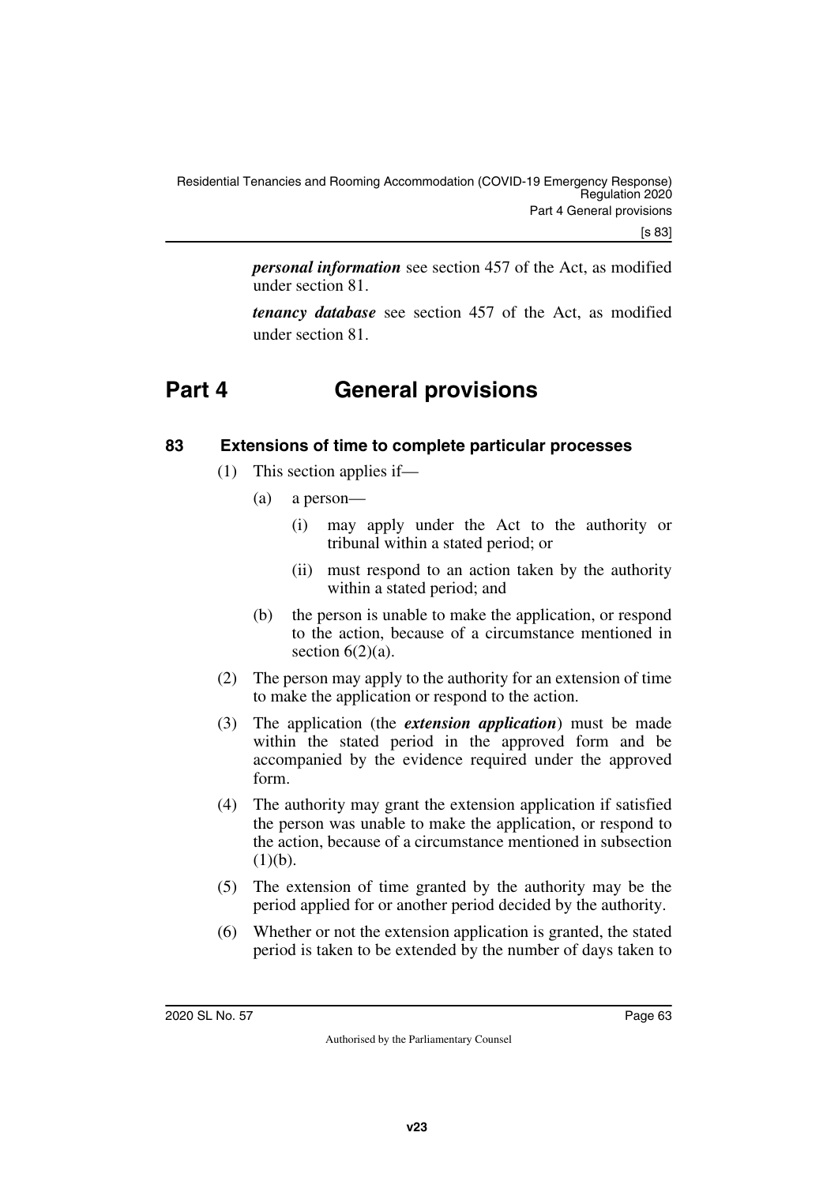***personal information*** see section 457 of the Act, as modified under section 81.

***tenancy database*** see section 457 of the Act, as modified under section 81.

# Part 4 General provisions

## 83 Extensions of time to complete particular processes

(1) This section applies if—

(a) a person—

(i) may apply under the Act to the authority or tribunal within a stated period; or

(ii) must respond to an action taken by the authority within a stated period; and

(b) the person is unable to make the application, or respond to the action, because of a circumstance mentioned in section 6(2)(a).

(2) The person may apply to the authority for an extension of time to make the application or respond to the action.

(3) The application (the ***extension application***) must be made within the stated period in the approved form and be accompanied by the evidence required under the approved form.

(4) The authority may grant the extension application if satisfied the person was unable to make the application, or respond to the action, because of a circumstance mentioned in subsection (1)(b).

(5) The extension of time granted by the authority may be the period applied for or another period decided by the authority.

(6) Whether or not the extension application is granted, the stated period is taken to be extended by the number of days taken to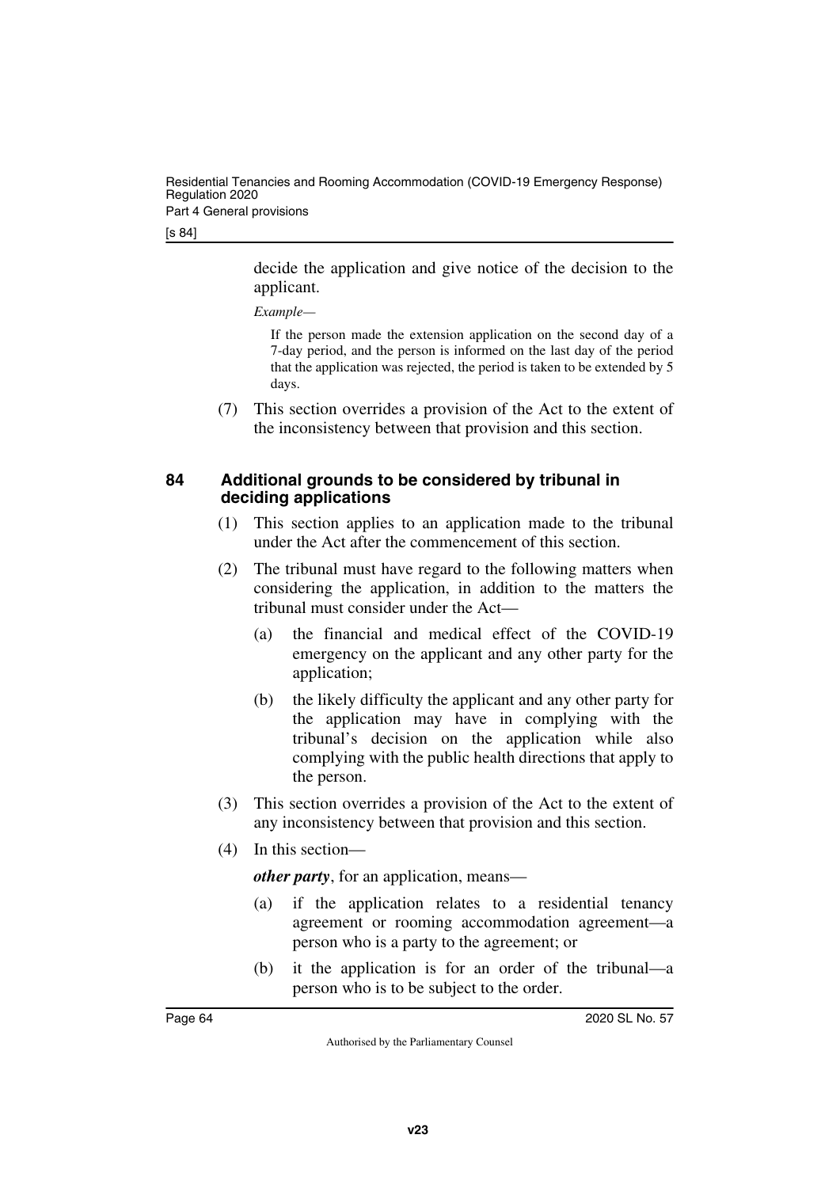decide the application and give notice of the decision to the applicant.

*Example—*

If the person made the extension application on the second day of a 7-day period, and the person is informed on the last day of the period that the application was rejected, the period is taken to be extended by 5 days.

(7) This section overrides a provision of the Act to the extent of the inconsistency between that provision and this section.

### 84 Additional grounds to be considered by tribunal in deciding applications

(1) This section applies to an application made to the tribunal under the Act after the commencement of this section.

(2) The tribunal must have regard to the following matters when considering the application, in addition to the matters the tribunal must consider under the Act—

(a) the financial and medical effect of the COVID-19 emergency on the applicant and any other party for the application;

(b) the likely difficulty the applicant and any other party for the application may have in complying with the tribunal's decision on the application while also complying with the public health directions that apply to the person.

(3) This section overrides a provision of the Act to the extent of any inconsistency between that provision and this section.

(4) In this section—

***other party***, for an application, means—

(a) if the application relates to a residential tenancy agreement or rooming accommodation agreement—a person who is a party to the agreement; or

(b) it the application is for an order of the tribunal—a person who is to be subject to the order.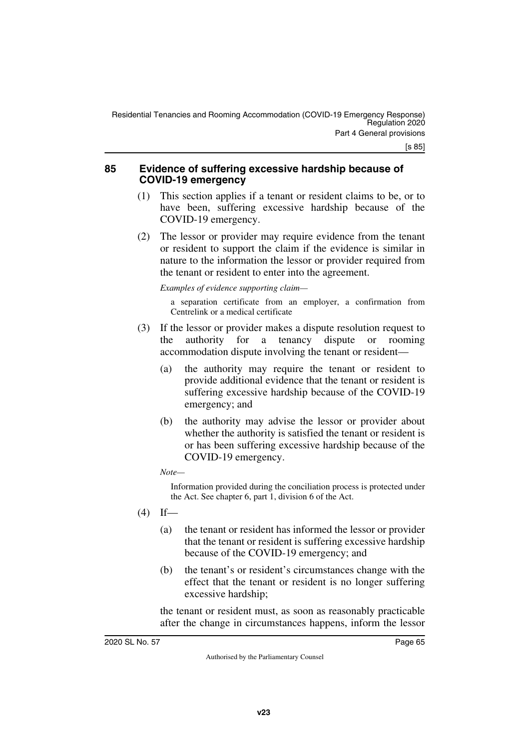### 85 Evidence of suffering excessive hardship because of COVID-19 emergency

(1) This section applies if a tenant or resident claims to be, or to have been, suffering excessive hardship because of the COVID-19 emergency.

(2) The lessor or provider may require evidence from the tenant or resident to support the claim if the evidence is similar in nature to the information the lessor or provider required from the tenant or resident to enter into the agreement.

*Examples of evidence supporting claim—*

a separation certificate from an employer, a confirmation from Centrelink or a medical certificate

(3) If the lessor or provider makes a dispute resolution request to the authority for a tenancy dispute or rooming accommodation dispute involving the tenant or resident—

(a) the authority may require the tenant or resident to provide additional evidence that the tenant or resident is suffering excessive hardship because of the COVID-19 emergency; and

(b) the authority may advise the lessor or provider about whether the authority is satisfied the tenant or resident is or has been suffering excessive hardship because of the COVID-19 emergency.

*Note—*

Information provided during the conciliation process is protected under the Act. See chapter 6, part 1, division 6 of the Act.

(4) If—

(a) the tenant or resident has informed the lessor or provider that the tenant or resident is suffering excessive hardship because of the COVID-19 emergency; and

(b) the tenant's or resident's circumstances change with the effect that the tenant or resident is no longer suffering excessive hardship;

the tenant or resident must, as soon as reasonably practicable after the change in circumstances happens, inform the lessor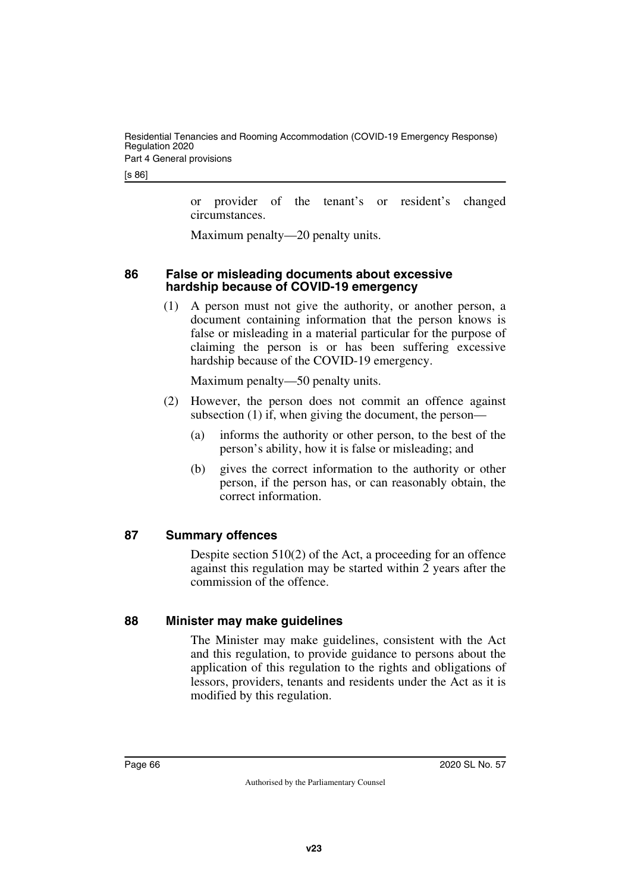or provider of the tenant's or resident's changed circumstances.

Maximum penalty—20 penalty units.

### 86 False or misleading documents about excessive hardship because of COVID-19 emergency

(1) A person must not give the authority, or another person, a document containing information that the person knows is false or misleading in a material particular for the purpose of claiming the person is or has been suffering excessive hardship because of the COVID-19 emergency.

Maximum penalty—50 penalty units.

(2) However, the person does not commit an offence against subsection (1) if, when giving the document, the person—

(a) informs the authority or other person, to the best of the person's ability, how it is false or misleading; and

(b) gives the correct information to the authority or other person, if the person has, or can reasonably obtain, the correct information.

### 87 Summary offences

Despite section 510(2) of the Act, a proceeding for an offence against this regulation may be started within 2 years after the commission of the offence.

### 88 Minister may make guidelines

The Minister may make guidelines, consistent with the Act and this regulation, to provide guidance to persons about the application of this regulation to the rights and obligations of lessors, providers, tenants and residents under the Act as it is modified by this regulation.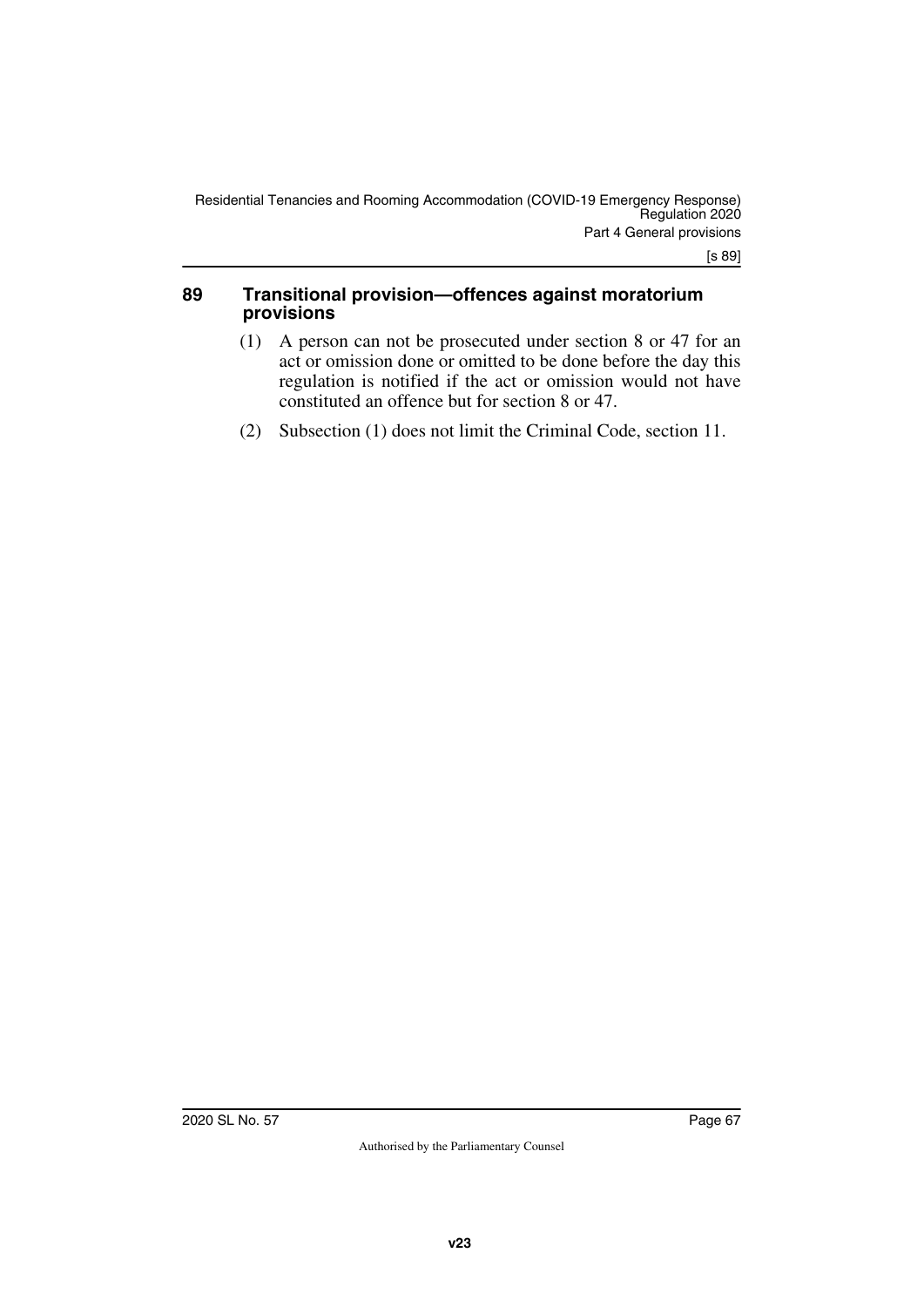## 89 Transitional provision—offences against moratorium provisions

(1) A person can not be prosecuted under section 8 or 47 for an act or omission done or omitted to be done before the day this regulation is notified if the act or omission would not have constituted an offence but for section 8 or 47.

(2) Subsection (1) does not limit the Criminal Code, section 11.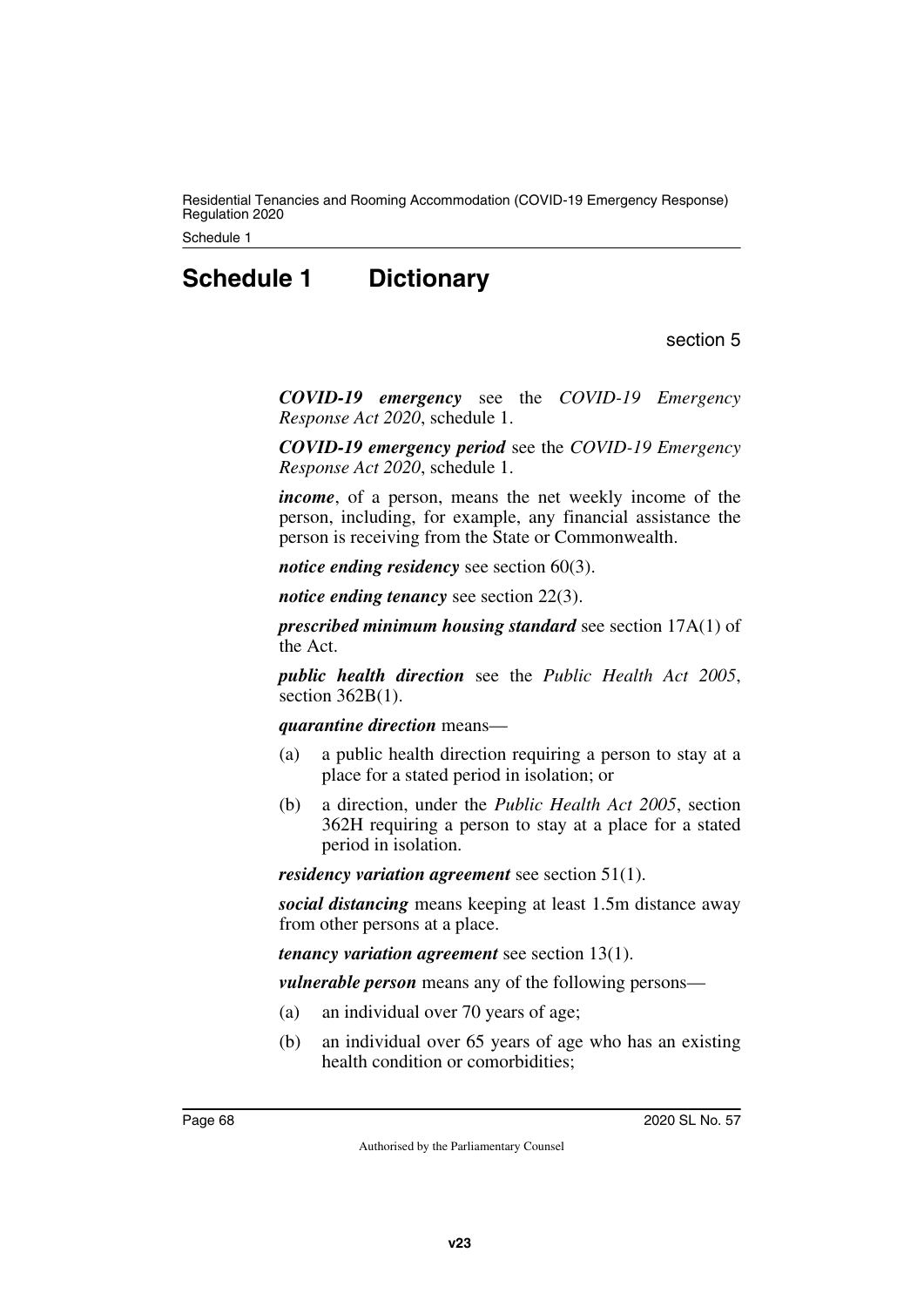# Schedule 1 Dictionary

section 5

***COVID-19 emergency*** see the *COVID-19 Emergency Response Act 2020*, schedule 1.

***COVID-19 emergency period*** see the *COVID-19 Emergency Response Act 2020*, schedule 1.

***income***, of a person, means the net weekly income of the person, including, for example, any financial assistance the person is receiving from the State or Commonwealth.

***notice ending residency*** see section 60(3).

***notice ending tenancy*** see section 22(3).

***prescribed minimum housing standard*** see section 17A(1) of the Act.

***public health direction*** see the *Public Health Act 2005*, section 362B(1).

***quarantine direction*** means—

(a) a public health direction requiring a person to stay at a place for a stated period in isolation; or

(b) a direction, under the *Public Health Act 2005*, section 362H requiring a person to stay at a place for a stated period in isolation.

***residency variation agreement*** see section 51(1).

***social distancing*** means keeping at least 1.5m distance away from other persons at a place.

***tenancy variation agreement*** see section 13(1).

***vulnerable person*** means any of the following persons—

(a) an individual over 70 years of age;

(b) an individual over 65 years of age who has an existing health condition or comorbidities;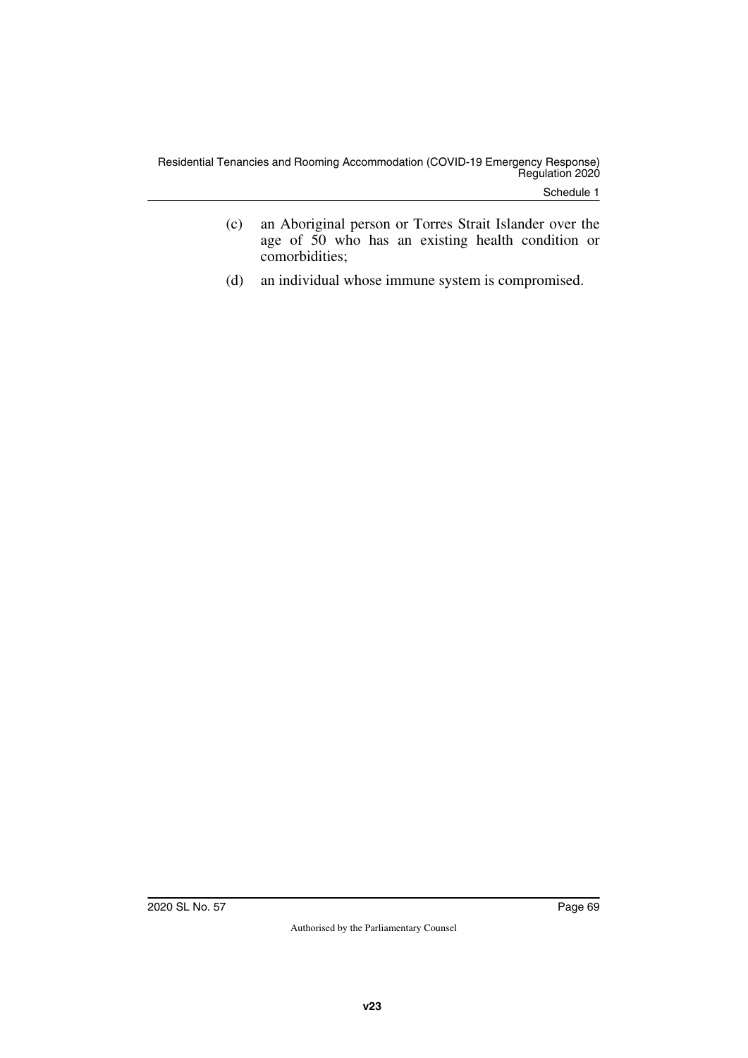(c) an Aboriginal person or Torres Strait Islander over the age of 50 who has an existing health condition or comorbidities;

(d) an individual whose immune system is compromised.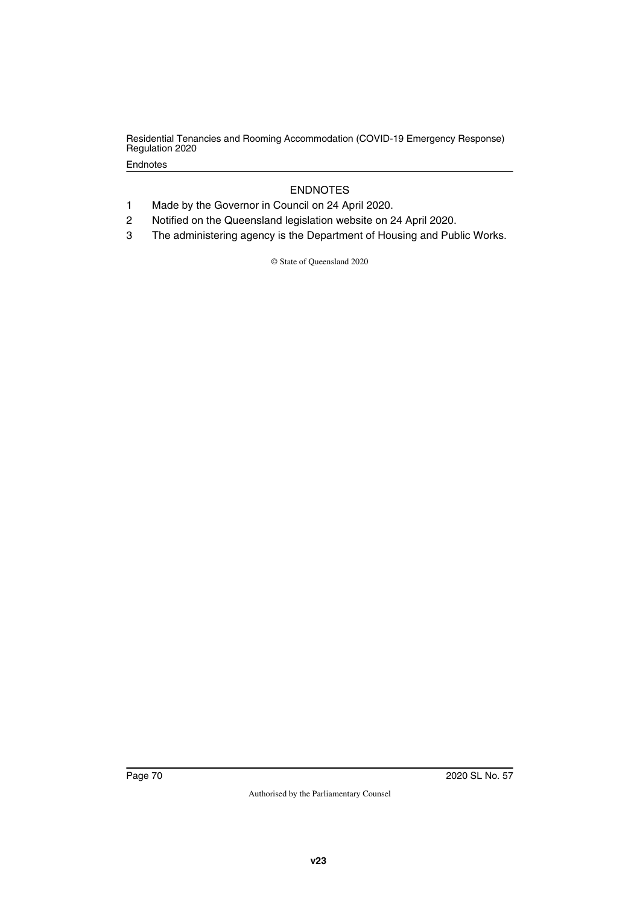## ENDNOTES

1 Made by the Governor in Council on 24 April 2020.

2 Notified on the Queensland legislation website on 24 April 2020.

3 The administering agency is the Department of Housing and Public Works.

© State of Queensland 2020